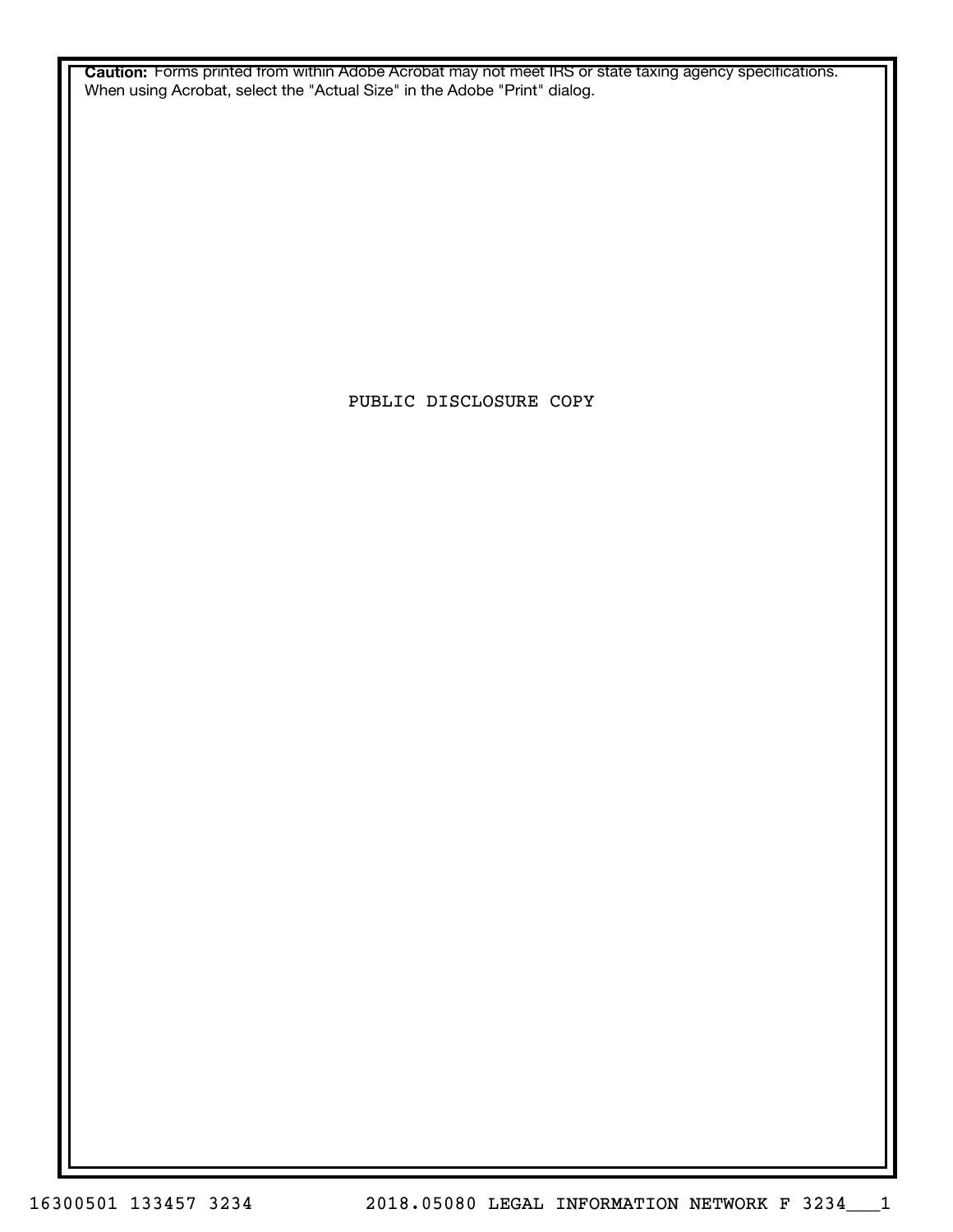**Caution:** Forms printed from within Adobe Acrobat may not meet IRS or state taxing agency specifications. When using Acrobat, select the "Actual Size" in the Adobe "Print" dialog.

PUBLIC DISCLOSURE COPY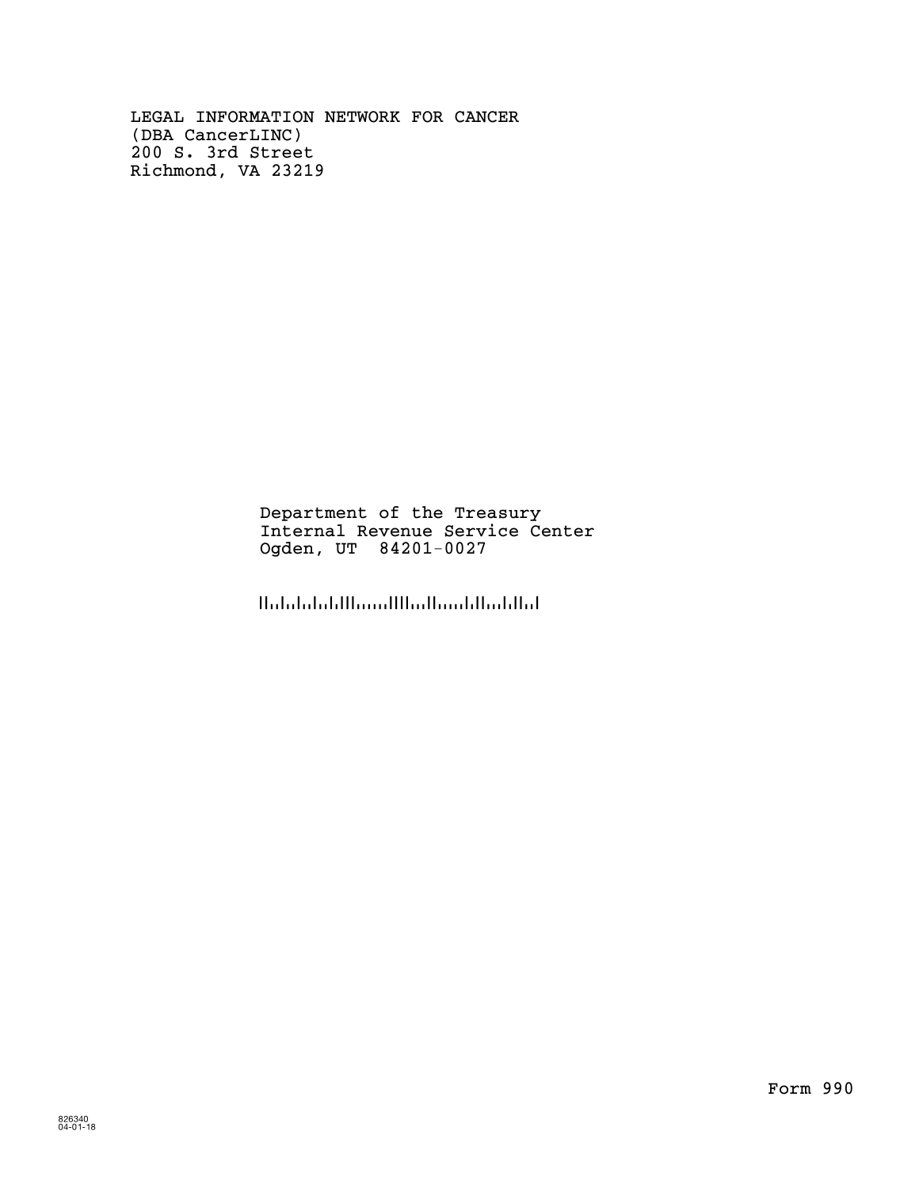LEGAL INFORMATION NETWORK FOR CANCER
(DBA CancerLINC)
200 S. 3rd Street
Richmond, VA 23219

Department of the Treasury
Internal Revenue Service Center
Ogden, UT 84201-0027

Form 990

826340
04-01-18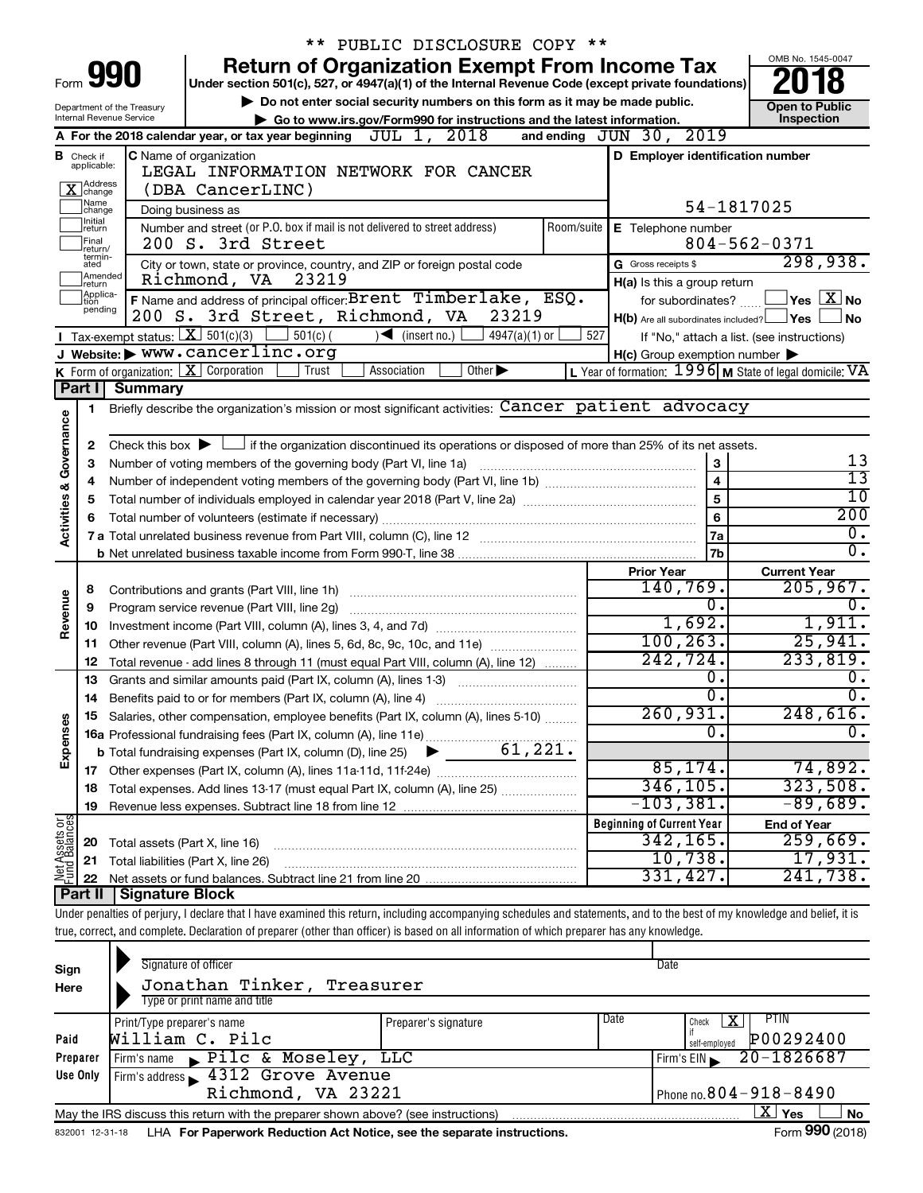\*\* PUBLIC DISCLOSURE COPY \*\*

# Form 990 — Return of Organization Exempt From Income Tax — 2018

Under section 501(c), 527, or 4947(a)(1) of the Internal Revenue Code (except private foundations)

▶ Do not enter social security numbers on this form as it may be made public.

▶ Go to www.irs.gov/Form990 for instructions and the latest information.

Department of the Treasury
Internal Revenue Service

OMB No. 1545-0047

**Open to Public Inspection**

**A** For the 2018 calendar year, or tax year beginning JUL 1, 2018 and ending JUN 30, 2019

**B** Check if applicable:
- [X] Address change
- [ ] Name change
- [ ] Initial return
- [ ] Final return/terminated
- [ ] Amended return
- [ ] Application pending

**C** Name of organization: LEGAL INFORMATION NETWORK FOR CANCER (DBA CancerLINC)

Doing business as

Number and street (or P.O. box if mail is not delivered to street address): 200 S. 3rd Street — Room/suite

City or town, state or province, country, and ZIP or foreign postal code: Richmond, VA 23219

**D** Employer identification number: 54-1817025

**E** Telephone number: 804-562-0371

**G** Gross receipts $ 298,938.

**F** Name and address of principal officer: Brent Timberlake, ESQ. 200 S. 3rd Street, Richmond, VA 23219

**H(a)** Is this a group return for subordinates? [ ] Yes [X] No

**H(b)** Are all subordinates included? [ ] Yes [ ] No — If "No," attach a list. (see instructions)

**H(c)** Group exemption number ▶

**I** Tax-exempt status: [X] 501(c)(3) [ ] 501(c) ( ) ◀ (insert no.) [ ] 4947(a)(1) or [ ] 527

**J** Website: ▶ www.cancerlinc.org

**K** Form of organization: [X] Corporation [ ] Trust [ ] Association [ ] Other ▶

**L** Year of formation: 1996 **M** State of legal domicile: VA

## Part I Summary

**Activities & Governance**

1. Briefly describe the organization's mission or most significant activities: Cancer patient advocacy
2. Check this box ▶ [ ] if the organization discontinued its operations or disposed of more than 25% of its net assets.

| Line | Description | | Value |
|---|---|---|---|
| 3 | Number of voting members of the governing body (Part VI, line 1a) | 3 | 13 |
| 4 | Number of independent voting members of the governing body (Part VI, line 1b) | 4 | 13 |
| 5 | Total number of individuals employed in calendar year 2018 (Part V, line 2a) | 5 | 10 |
| 6 | Total number of volunteers (estimate if necessary) | 6 | 200 |
| 7a | Total unrelated business revenue from Part VIII, column (C), line 12 | 7a | 0. |
| 7b | Net unrelated business taxable income from Form 990-T, line 38 | 7b | 0. |

| Line | Description | Prior Year | Current Year |
|---|---|---|---|
| **Revenue** | | | |
| 8 | Contributions and grants (Part VIII, line 1h) | 140,769. | 205,967. |
| 9 | Program service revenue (Part VIII, line 2g) | 0. | 0. |
| 10 | Investment income (Part VIII, column (A), lines 3, 4, and 7d) | 1,692. | 1,911. |
| 11 | Other revenue (Part VIII, column (A), lines 5, 6d, 8c, 9c, 10c, and 11e) | 100,263. | 25,941. |
| 12 | Total revenue - add lines 8 through 11 (must equal Part VIII, column (A), line 12) | 242,724. | 233,819. |
| **Expenses** | | | |
| 13 | Grants and similar amounts paid (Part IX, column (A), lines 1-3) | 0. | 0. |
| 14 | Benefits paid to or for members (Part IX, column (A), line 4) | 0. | 0. |
| 15 | Salaries, other compensation, employee benefits (Part IX, column (A), lines 5-10) | 260,931. | 248,616. |
| 16a | Professional fundraising fees (Part IX, column (A), line 11e) | 0. | 0. |
| b | Total fundraising expenses (Part IX, column (D), line 25) ▶ 61,221. | | |
| 17 | Other expenses (Part IX, column (A), lines 11a-11d, 11f-24e) | 85,174. | 74,892. |
| 18 | Total expenses. Add lines 13-17 (must equal Part IX, column (A), line 25) | 346,105. | 323,508. |
| 19 | Revenue less expenses. Subtract line 18 from line 12 | -103,381. | -89,689. |

| Line | Net Assets or Fund Balances | Beginning of Current Year | End of Year |
|---|---|---|---|
| 20 | Total assets (Part X, line 16) | 342,165. | 259,669. |
| 21 | Total liabilities (Part X, line 26) | 10,738. | 17,931. |
| 22 | Net assets or fund balances. Subtract line 21 from line 20 | 331,427. | 241,738. |

## Part II Signature Block

Under penalties of perjury, I declare that I have examined this return, including accompanying schedules and statements, and to the best of my knowledge and belief, it is true, correct, and complete. Declaration of preparer (other than officer) is based on all information of which preparer has any knowledge.

**Sign Here**

Signature of officer — Date

Jonathan Tinker, Treasurer
Type or print name and title

**Paid Preparer Use Only**

| Print/Type preparer's name | Preparer's signature | Date | Check [X] if self-employed | PTIN |
|---|---|---|---|---|
| William C. Pilc | | | | P00292400 |

Firm's name ▶ Pilc & Moseley, LLC — Firm's EIN ▶ 20-1826687

Firm's address ▶ 4312 Grove Avenue, Richmond, VA 23221 — Phone no. 804-918-8490

May the IRS discuss this return with the preparer shown above? (see instructions) [X] Yes [ ] No

832001 12-31-18 LHA For Paperwork Reduction Act Notice, see the separate instructions. Form **990** (2018)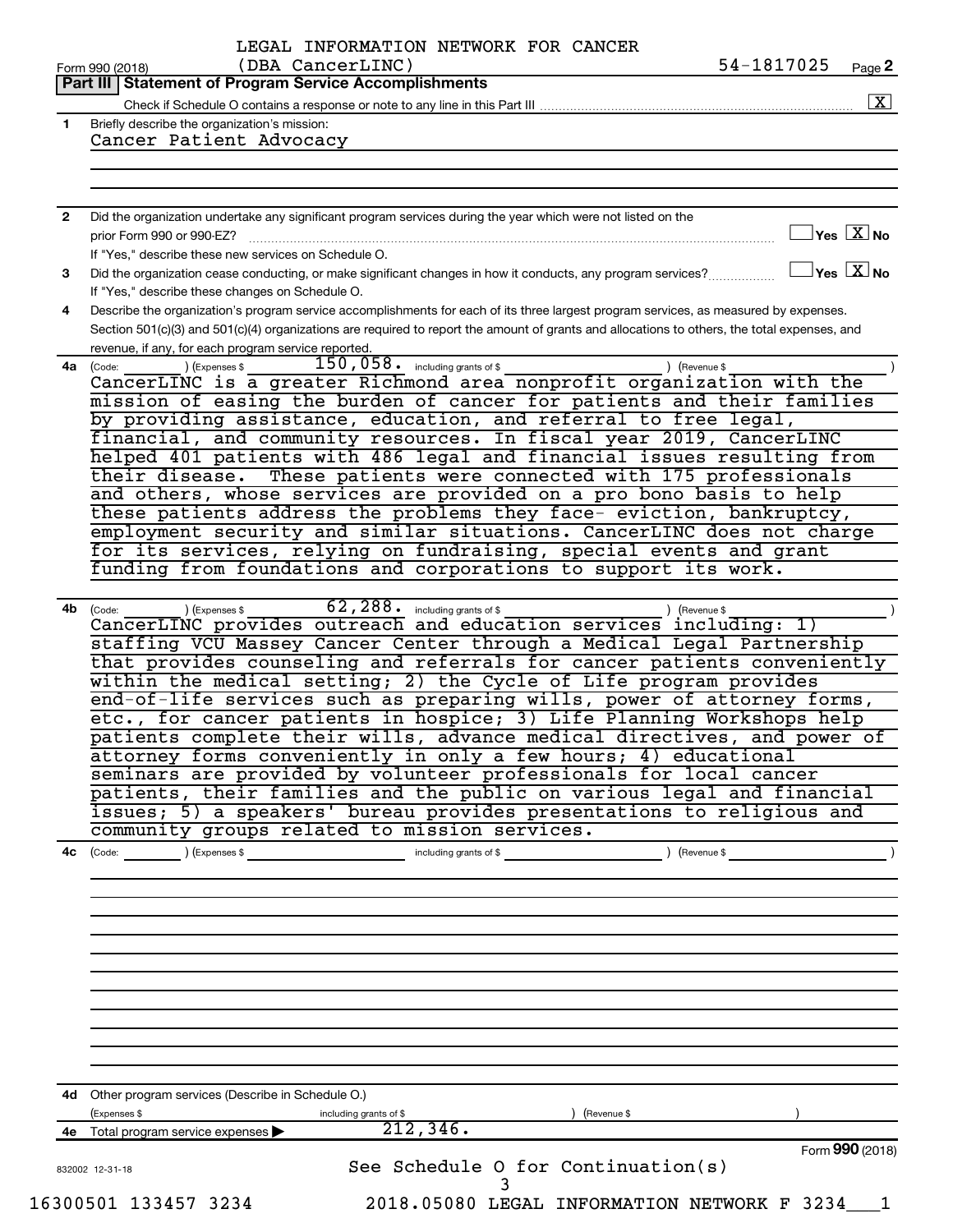LEGAL INFORMATION NETWORK FOR CANCER (DBA CancerLINC) 54-1817025

Form 990 (2018)

## Part III | Statement of Program Service Accomplishments

Check if Schedule O contains a response or note to any line in this Part III .......... [X]

**1** Briefly describe the organization's mission:

Cancer Patient Advocacy

**2** Did the organization undertake any significant program services during the year which were not listed on the prior Form 990 or 990-EZ? ☐ Yes [X] No

If "Yes," describe these new services on Schedule O.

**3** Did the organization cease conducting, or make significant changes in how it conducts, any program services? ☐ Yes [X] No

If "Yes," describe these changes on Schedule O.

**4** Describe the organization's program service accomplishments for each of its three largest program services, as measured by expenses. Section 501(c)(3) and 501(c)(4) organizations are required to report the amount of grants and allocations to others, the total expenses, and revenue, if any, for each program service reported.

**4a** (Code: ) (Expenses $ 150,058. including grants of $ ) (Revenue $ )

CancerLINC is a greater Richmond area nonprofit organization with the mission of easing the burden of cancer for patients and their families by providing assistance, education, and referral to free legal, financial, and community resources. In fiscal year 2019, CancerLINC helped 401 patients with 486 legal and financial issues resulting from their disease. These patients were connected with 175 professionals and others, whose services are provided on a pro bono basis to help these patients address the problems they face- eviction, bankruptcy, employment security and similar situations. CancerLINC does not charge for its services, relying on fundraising, special events and grant funding from foundations and corporations to support its work.

**4b** (Code: ) (Expenses $ 62,288. including grants of $ ) (Revenue $ )

CancerLINC provides outreach and education services including: 1) staffing VCU Massey Cancer Center through a Medical Legal Partnership that provides counseling and referrals for cancer patients conveniently within the medical setting; 2) the Cycle of Life program provides end-of-life services such as preparing wills, power of attorney forms, etc., for cancer patients in hospice; 3) Life Planning Workshops help patients complete their wills, advance medical directives, and power of attorney forms conveniently in only a few hours; 4) educational seminars are provided by volunteer professionals for local cancer patients, their families and the public on various legal and financial issues; 5) a speakers' bureau provides presentations to religious and community groups related to mission services.

**4c** (Code: ) (Expenses $ including grants of $ ) (Revenue $ )

**4d** Other program services (Describe in Schedule O.)

(Expenses $ including grants of $ ) (Revenue $ )

**4e** Total program service expenses ▶ 212,346.

Form **990** (2018)

See Schedule O for Continuation(s)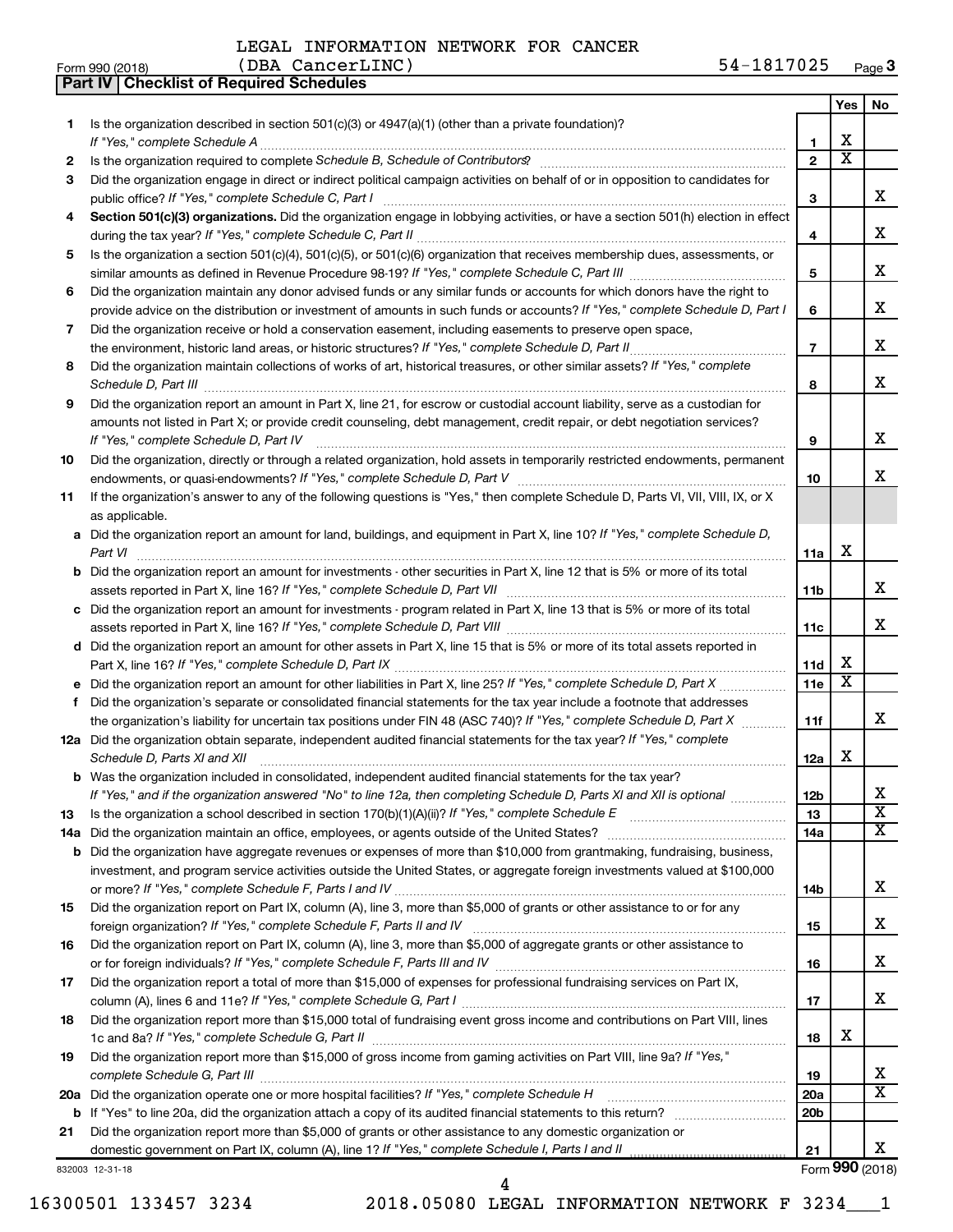LEGAL INFORMATION NETWORK FOR CANCER

Form 990 (2018) (DBA CancerLINC) 54-1817025 Page 3

**Part IV | Checklist of Required Schedules**

| | | | Yes | No |
|---|---|---|---|---|
| 1 | Is the organization described in section 501(c)(3) or 4947(a)(1) (other than a private foundation)? *If "Yes," complete Schedule A* | 1 | X | |
| 2 | Is the organization required to complete *Schedule B, Schedule of Contributors*? | 2 | X | |
| 3 | Did the organization engage in direct or indirect political campaign activities on behalf of or in opposition to candidates for public office? *If "Yes," complete Schedule C, Part I* | 3 | | X |
| 4 | **Section 501(c)(3) organizations.** Did the organization engage in lobbying activities, or have a section 501(h) election in effect during the tax year? *If "Yes," complete Schedule C, Part II* | 4 | | X |
| 5 | Is the organization a section 501(c)(4), 501(c)(5), or 501(c)(6) organization that receives membership dues, assessments, or similar amounts as defined in Revenue Procedure 98-19? *If "Yes," complete Schedule C, Part III* | 5 | | X |
| 6 | Did the organization maintain any donor advised funds or any similar funds or accounts for which donors have the right to provide advice on the distribution or investment of amounts in such funds or accounts? *If "Yes," complete Schedule D, Part I* | 6 | | X |
| 7 | Did the organization receive or hold a conservation easement, including easements to preserve open space, the environment, historic land areas, or historic structures? *If "Yes," complete Schedule D, Part II* | 7 | | X |
| 8 | Did the organization maintain collections of works of art, historical treasures, or other similar assets? *If "Yes," complete Schedule D, Part III* | 8 | | X |
| 9 | Did the organization report an amount in Part X, line 21, for escrow or custodial account liability, serve as a custodian for amounts not listed in Part X; or provide credit counseling, debt management, credit repair, or debt negotiation services? *If "Yes," complete Schedule D, Part IV* | 9 | | X |
| 10 | Did the organization, directly or through a related organization, hold assets in temporarily restricted endowments, permanent endowments, or quasi-endowments? *If "Yes," complete Schedule D, Part V* | 10 | | X |
| 11 | If the organization's answer to any of the following questions is "Yes," then complete Schedule D, Parts VI, VII, VIII, IX, or X as applicable. | | | |
| a | Did the organization report an amount for land, buildings, and equipment in Part X, line 10? *If "Yes," complete Schedule D, Part VI* | 11a | X | |
| b | Did the organization report an amount for investments - other securities in Part X, line 12 that is 5% or more of its total assets reported in Part X, line 16? *If "Yes," complete Schedule D, Part VII* | 11b | | X |
| c | Did the organization report an amount for investments - program related in Part X, line 13 that is 5% or more of its total assets reported in Part X, line 16? *If "Yes," complete Schedule D, Part VIII* | 11c | | X |
| d | Did the organization report an amount for other assets in Part X, line 15 that is 5% or more of its total assets reported in Part X, line 16? *If "Yes," complete Schedule D, Part IX* | 11d | X | |
| e | Did the organization report an amount for other liabilities in Part X, line 25? *If "Yes," complete Schedule D, Part X* | 11e | X | |
| f | Did the organization's separate or consolidated financial statements for the tax year include a footnote that addresses the organization's liability for uncertain tax positions under FIN 48 (ASC 740)? *If "Yes," complete Schedule D, Part X* | 11f | | X |
| 12a | Did the organization obtain separate, independent audited financial statements for the tax year? *If "Yes," complete Schedule D, Parts XI and XII* | 12a | X | |
| b | Was the organization included in consolidated, independent audited financial statements for the tax year? *If "Yes," and if the organization answered "No" to line 12a, then completing Schedule D, Parts XI and XII is optional* | 12b | | X |
| 13 | Is the organization a school described in section 170(b)(1)(A)(ii)? *If "Yes," complete Schedule E* | 13 | | X |
| 14a | Did the organization maintain an office, employees, or agents outside of the United States? | 14a | | X |
| b | Did the organization have aggregate revenues or expenses of more than $10,000 from grantmaking, fundraising, business, investment, and program service activities outside the United States, or aggregate foreign investments valued at $100,000 or more? *If "Yes," complete Schedule F, Parts I and IV* | 14b | | X |
| 15 | Did the organization report on Part IX, column (A), line 3, more than $5,000 of grants or other assistance to or for any foreign organization? *If "Yes," complete Schedule F, Parts II and IV* | 15 | | X |
| 16 | Did the organization report on Part IX, column (A), line 3, more than $5,000 of aggregate grants or other assistance to or for foreign individuals? *If "Yes," complete Schedule F, Parts III and IV* | 16 | | X |
| 17 | Did the organization report a total of more than $15,000 of expenses for professional fundraising services on Part IX, column (A), lines 6 and 11e? *If "Yes," complete Schedule G, Part I* | 17 | | X |
| 18 | Did the organization report more than $15,000 total of fundraising event gross income and contributions on Part VIII, lines 1c and 8a? *If "Yes," complete Schedule G, Part II* | 18 | X | |
| 19 | Did the organization report more than $15,000 of gross income from gaming activities on Part VIII, line 9a? *If "Yes," complete Schedule G, Part III* | 19 | | X |
| 20a | Did the organization operate one or more hospital facilities? *If "Yes," complete Schedule H* | 20a | | X |
| b | If "Yes" to line 20a, did the organization attach a copy of its audited financial statements to this return? | 20b | | |
| 21 | Did the organization report more than $5,000 of grants or other assistance to any domestic organization or domestic government on Part IX, column (A), line 1? *If "Yes," complete Schedule I, Parts I and II* | 21 | | X |

832003 12-31-18 Form **990** (2018)

16300501 133457 3234 2018.05080 LEGAL INFORMATION NETWORK F 3234___1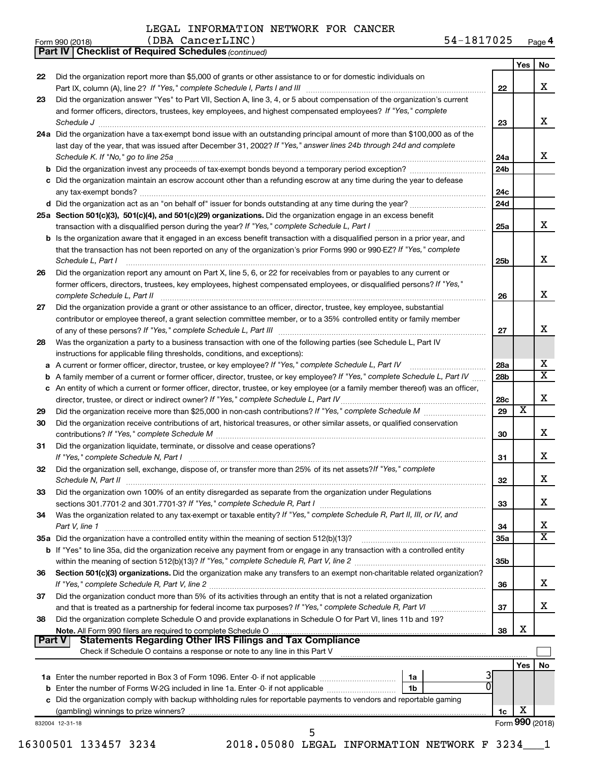LEGAL INFORMATION NETWORK FOR CANCER
(DBA CancerLINC) 54-1817025

Form 990 (2018) Page 4

**Part IV | Checklist of Required Schedules** *(continued)*

| | | | Yes | No |
|---|---|---|---|---|
| 22 | Did the organization report more than $5,000 of grants or other assistance to or for domestic individuals on Part IX, column (A), line 2? *If "Yes," complete Schedule I, Parts I and III* | 22 | | X |
| 23 | Did the organization answer "Yes" to Part VII, Section A, line 3, 4, or 5 about compensation of the organization's current and former officers, directors, trustees, key employees, and highest compensated employees? *If "Yes," complete Schedule J* | 23 | | X |
| 24a | Did the organization have a tax-exempt bond issue with an outstanding principal amount of more than $100,000 as of the last day of the year, that was issued after December 31, 2002? *If "Yes," answer lines 24b through 24d and complete Schedule K. If "No," go to line 25a* | 24a | | X |
| b | Did the organization invest any proceeds of tax-exempt bonds beyond a temporary period exception? | 24b | | |
| c | Did the organization maintain an escrow account other than a refunding escrow at any time during the year to defease any tax-exempt bonds? | 24c | | |
| d | Did the organization act as an "on behalf of" issuer for bonds outstanding at any time during the year? | 24d | | |
| 25a | **Section 501(c)(3), 501(c)(4), and 501(c)(29) organizations.** Did the organization engage in an excess benefit transaction with a disqualified person during the year? *If "Yes," complete Schedule L, Part I* | 25a | | X |
| b | Is the organization aware that it engaged in an excess benefit transaction with a disqualified person in a prior year, and that the transaction has not been reported on any of the organization's prior Forms 990 or 990-EZ? *If "Yes," complete Schedule L, Part I* | 25b | | X |
| 26 | Did the organization report any amount on Part X, line 5, 6, or 22 for receivables from or payables to any current or former officers, directors, trustees, key employees, highest compensated employees, or disqualified persons? *If "Yes," complete Schedule L, Part II* | 26 | | X |
| 27 | Did the organization provide a grant or other assistance to an officer, director, trustee, key employee, substantial contributor or employee thereof, a grant selection committee member, or to a 35% controlled entity or family member of any of these persons? *If "Yes," complete Schedule L, Part III* | 27 | | X |
| 28 | Was the organization a party to a business transaction with one of the following parties (see Schedule L, Part IV instructions for applicable filing thresholds, conditions, and exceptions): | | | |
| a | A current or former officer, director, trustee, or key employee? *If "Yes," complete Schedule L, Part IV* | 28a | | X |
| b | A family member of a current or former officer, director, trustee, or key employee? *If "Yes," complete Schedule L, Part IV* | 28b | | X |
| c | An entity of which a current or former officer, director, trustee, or key employee (or a family member thereof) was an officer, director, trustee, or direct or indirect owner? *If "Yes," complete Schedule L, Part IV* | 28c | | X |
| 29 | Did the organization receive more than $25,000 in non-cash contributions? *If "Yes," complete Schedule M* | 29 | X | |
| 30 | Did the organization receive contributions of art, historical treasures, or other similar assets, or qualified conservation contributions? *If "Yes," complete Schedule M* | 30 | | X |
| 31 | Did the organization liquidate, terminate, or dissolve and cease operations? *If "Yes," complete Schedule N, Part I* | 31 | | X |
| 32 | Did the organization sell, exchange, dispose of, or transfer more than 25% of its net assets? *If "Yes," complete Schedule N, Part II* | 32 | | X |
| 33 | Did the organization own 100% of an entity disregarded as separate from the organization under Regulations sections 301.7701-2 and 301.7701-3? *If "Yes," complete Schedule R, Part I* | 33 | | X |
| 34 | Was the organization related to any tax-exempt or taxable entity? *If "Yes," complete Schedule R, Part II, III, or IV, and Part V, line 1* | 34 | | X |
| 35a | Did the organization have a controlled entity within the meaning of section 512(b)(13)? | 35a | | X |
| b | If "Yes" to line 35a, did the organization receive any payment from or engage in any transaction with a controlled entity within the meaning of section 512(b)(13)? *If "Yes," complete Schedule R, Part V, line 2* | 35b | | |
| 36 | **Section 501(c)(3) organizations.** Did the organization make any transfers to an exempt non-charitable related organization? *If "Yes," complete Schedule R, Part V, line 2* | 36 | | X |
| 37 | Did the organization conduct more than 5% of its activities through an entity that is not a related organization and that is treated as a partnership for federal income tax purposes? *If "Yes," complete Schedule R, Part VI* | 37 | | X |
| 38 | Did the organization complete Schedule O and provide explanations in Schedule O for Part VI, lines 11b and 19? **Note.** All Form 990 filers are required to complete Schedule O | 38 | X | |

**Part V | Statements Regarding Other IRS Filings and Tax Compliance**

Check if Schedule O contains a response or note to any line in this Part V ☐

| | | | | | Yes | No |
|---|---|---|---|---|---|---|
| 1a | Enter the number reported in Box 3 of Form 1096. Enter -0- if not applicable | 1a | 3 | | | |
| b | Enter the number of Forms W-2G included in line 1a. Enter -0- if not applicable | 1b | 0 | | | |
| c | Did the organization comply with backup withholding rules for reportable payments to vendors and reportable gaming (gambling) winnings to prize winners? | | | 1c | X | |

832004 12-31-18 Form **990** (2018)

16300501 133457 3234 2018.05080 LEGAL INFORMATION NETWORK F 3234___1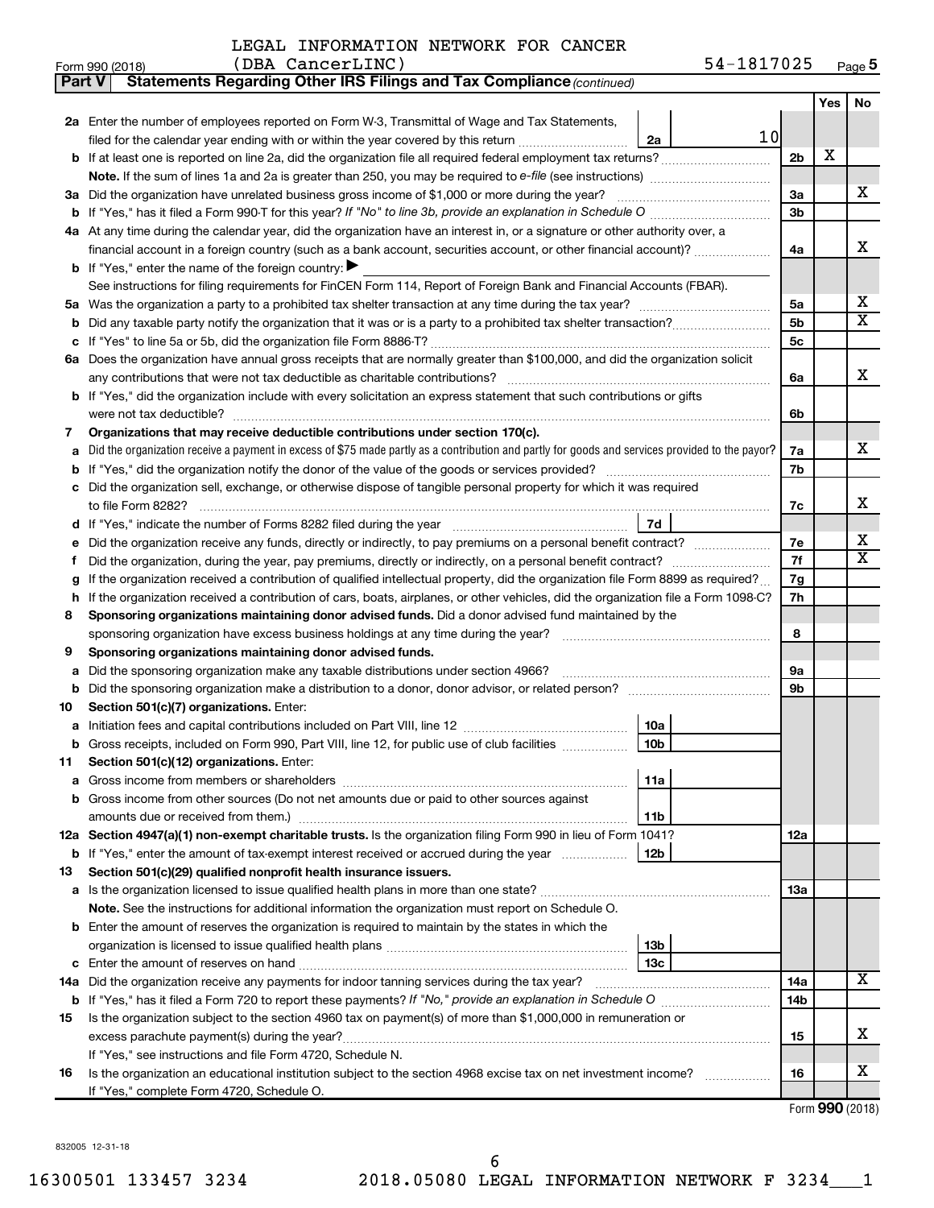LEGAL INFORMATION NETWORK FOR CANCER
Form 990 (2018) (DBA CancerLINC) 54-1817025 Page **5**

**Part V Statements Regarding Other IRS Filings and Tax Compliance** *(continued)*

| | | | | | Yes | No |
|---|---|---|---|---|---|---|
| **2a** | Enter the number of employees reported on Form W-3, Transmittal of Wage and Tax Statements, filed for the calendar year ending with or within the year covered by this return | 2a | 10 | | | |
| **b** | If at least one is reported on line 2a, did the organization file all required federal employment tax returns? | | | 2b | X | |
| | **Note.** If the sum of lines 1a and 2a is greater than 250, you may be required to *e-file* (see instructions) | | | | | |
| **3a** | Did the organization have unrelated business gross income of $1,000 or more during the year? | | | 3a | | X |
| **b** | If "Yes," has it filed a Form 990-T for this year? *If "No" to line 3b, provide an explanation in Schedule O* | | | 3b | | |
| **4a** | At any time during the calendar year, did the organization have an interest in, or a signature or other authority over, a financial account in a foreign country (such as a bank account, securities account, or other financial account)? | | | 4a | | X |
| **b** | If "Yes," enter the name of the foreign country: ▶ | | | | | |
| | See instructions for filing requirements for FinCEN Form 114, Report of Foreign Bank and Financial Accounts (FBAR). | | | | | |
| **5a** | Was the organization a party to a prohibited tax shelter transaction at any time during the tax year? | | | 5a | | X |
| **b** | Did any taxable party notify the organization that it was or is a party to a prohibited tax shelter transaction? | | | 5b | | X |
| **c** | If "Yes" to line 5a or 5b, did the organization file Form 8886-T? | | | 5c | | |
| **6a** | Does the organization have annual gross receipts that are normally greater than $100,000, and did the organization solicit any contributions that were not tax deductible as charitable contributions? | | | 6a | | X |
| **b** | If "Yes," did the organization include with every solicitation an express statement that such contributions or gifts were not tax deductible? | | | 6b | | |
| **7** | **Organizations that may receive deductible contributions under section 170(c).** | | | | | |
| **a** | Did the organization receive a payment in excess of $75 made partly as a contribution and partly for goods and services provided to the payor? | | | 7a | | X |
| **b** | If "Yes," did the organization notify the donor of the value of the goods or services provided? | | | 7b | | |
| **c** | Did the organization sell, exchange, or otherwise dispose of tangible personal property for which it was required to file Form 8282? | | | 7c | | X |
| **d** | If "Yes," indicate the number of Forms 8282 filed during the year | 7d | | | | |
| **e** | Did the organization receive any funds, directly or indirectly, to pay premiums on a personal benefit contract? | | | 7e | | X |
| **f** | Did the organization, during the year, pay premiums, directly or indirectly, on a personal benefit contract? | | | 7f | | X |
| **g** | If the organization received a contribution of qualified intellectual property, did the organization file Form 8899 as required? | | | 7g | | |
| **h** | If the organization received a contribution of cars, boats, airplanes, or other vehicles, did the organization file a Form 1098-C? | | | 7h | | |
| **8** | **Sponsoring organizations maintaining donor advised funds.** Did a donor advised fund maintained by the sponsoring organization have excess business holdings at any time during the year? | | | 8 | | |
| **9** | **Sponsoring organizations maintaining donor advised funds.** | | | | | |
| **a** | Did the sponsoring organization make any taxable distributions under section 4966? | | | 9a | | |
| **b** | Did the sponsoring organization make a distribution to a donor, donor advisor, or related person? | | | 9b | | |
| **10** | **Section 501(c)(7) organizations.** Enter: | | | | | |
| **a** | Initiation fees and capital contributions included on Part VIII, line 12 | 10a | | | | |
| **b** | Gross receipts, included on Form 990, Part VIII, line 12, for public use of club facilities | 10b | | | | |
| **11** | **Section 501(c)(12) organizations.** Enter: | | | | | |
| **a** | Gross income from members or shareholders | 11a | | | | |
| **b** | Gross income from other sources (Do not net amounts due or paid to other sources against amounts due or received from them.) | 11b | | | | |
| **12a** | **Section 4947(a)(1) non-exempt charitable trusts.** Is the organization filing Form 990 in lieu of Form 1041? | | | 12a | | |
| **b** | If "Yes," enter the amount of tax-exempt interest received or accrued during the year | 12b | | | | |
| **13** | **Section 501(c)(29) qualified nonprofit health insurance issuers.** | | | | | |
| **a** | Is the organization licensed to issue qualified health plans in more than one state? | | | 13a | | |
| | **Note.** See the instructions for additional information the organization must report on Schedule O. | | | | | |
| **b** | Enter the amount of reserves the organization is required to maintain by the states in which the organization is licensed to issue qualified health plans | 13b | | | | |
| **c** | Enter the amount of reserves on hand | 13c | | | | |
| **14a** | Did the organization receive any payments for indoor tanning services during the tax year? | | | 14a | | X |
| **b** | If "Yes," has it filed a Form 720 to report these payments? *If "No," provide an explanation in Schedule O* | | | 14b | | |
| **15** | Is the organization subject to the section 4960 tax on payment(s) of more than $1,000,000 in remuneration or excess parachute payment(s) during the year? | | | 15 | | X |
| | If "Yes," see instructions and file Form 4720, Schedule N. | | | | | |
| **16** | Is the organization an educational institution subject to the section 4968 excise tax on net investment income? | | | 16 | | X |
| | If "Yes," complete Form 4720, Schedule O. | | | | | |

Form **990** (2018)

832005 12-31-18

16300501 133457 3234 2018.05080 LEGAL INFORMATION NETWORK F 3234___1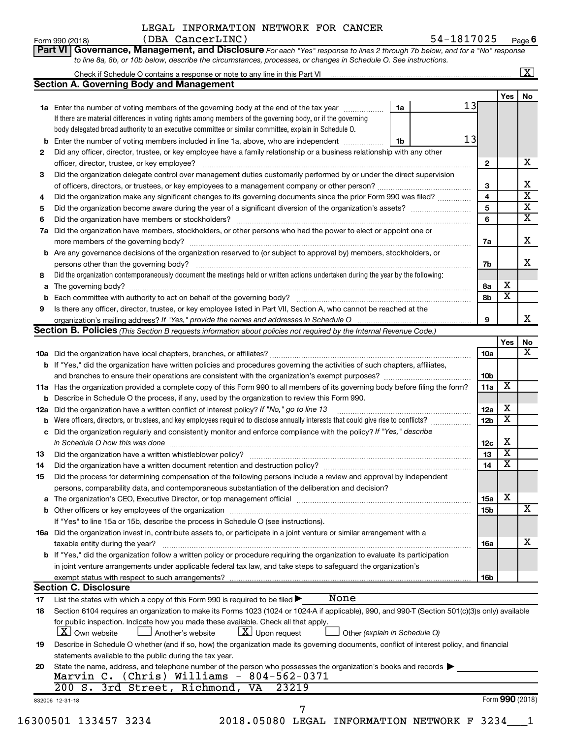LEGAL INFORMATION NETWORK FOR CANCER
Form 990 (2018) (DBA CancerLINC) 54-1817025 Page **6**

**Part VI** **Governance, Management, and Disclosure** *For each "Yes" response to lines 2 through 7b below, and for a "No" response to line 8a, 8b, or 10b below, describe the circumstances, processes, or changes in Schedule O. See instructions.*

Check if Schedule O contains a response or note to any line in this Part VI ... [X]

## Section A. Governing Body and Management

| | | | | Yes | No |
|---|---|---|---|---|---|
| **1a** | Enter the number of voting members of the governing body at the end of the tax year. If there are material differences in voting rights among members of the governing body, or if the governing body delegated broad authority to an executive committee or similar committee, explain in Schedule O. | 1a: 13 | | | |
| **b** | Enter the number of voting members included in line 1a, above, who are independent | 1b: 13 | | | |
| **2** | Did any officer, director, trustee, or key employee have a family relationship or a business relationship with any other officer, director, trustee, or key employee? | | 2 | | X |
| **3** | Did the organization delegate control over management duties customarily performed by or under the direct supervision of officers, directors, or trustees, or key employees to a management company or other person? | | 3 | | X |
| **4** | Did the organization make any significant changes to its governing documents since the prior Form 990 was filed? | | 4 | | X |
| **5** | Did the organization become aware during the year of a significant diversion of the organization's assets? | | 5 | | X |
| **6** | Did the organization have members or stockholders? | | 6 | | X |
| **7a** | Did the organization have members, stockholders, or other persons who had the power to elect or appoint one or more members of the governing body? | | 7a | | X |
| **b** | Are any governance decisions of the organization reserved to (or subject to approval by) members, stockholders, or persons other than the governing body? | | 7b | | X |
| **8** | Did the organization contemporaneously document the meetings held or written actions undertaken during the year by the following: | | | | |
| **a** | The governing body? | | 8a | X | |
| **b** | Each committee with authority to act on behalf of the governing body? | | 8b | X | |
| **9** | Is there any officer, director, trustee, or key employee listed in Part VII, Section A, who cannot be reached at the organization's mailing address? *If "Yes," provide the names and addresses in Schedule O* | | 9 | | X |

## Section B. Policies *(This Section B requests information about policies not required by the Internal Revenue Code.)*

| | | | Yes | No |
|---|---|---|---|---|
| **10a** | Did the organization have local chapters, branches, or affiliates? | 10a | | X |
| **b** | If "Yes," did the organization have written policies and procedures governing the activities of such chapters, affiliates, and branches to ensure their operations are consistent with the organization's exempt purposes? | 10b | | |
| **11a** | Has the organization provided a complete copy of this Form 990 to all members of its governing body before filing the form? | 11a | X | |
| **b** | Describe in Schedule O the process, if any, used by the organization to review this Form 990. | | | |
| **12a** | Did the organization have a written conflict of interest policy? *If "No," go to line 13* | 12a | X | |
| **b** | Were officers, directors, or trustees, and key employees required to disclose annually interests that could give rise to conflicts? | 12b | X | |
| **c** | Did the organization regularly and consistently monitor and enforce compliance with the policy? *If "Yes," describe in Schedule O how this was done* | 12c | X | |
| **13** | Did the organization have a written whistleblower policy? | 13 | X | |
| **14** | Did the organization have a written document retention and destruction policy? | 14 | X | |
| **15** | Did the process for determining compensation of the following persons include a review and approval by independent persons, comparability data, and contemporaneous substantiation of the deliberation and decision? | | | |
| **a** | The organization's CEO, Executive Director, or top management official | 15a | X | |
| **b** | Other officers or key employees of the organization | 15b | | X |
| | If "Yes" to line 15a or 15b, describe the process in Schedule O (see instructions). | | | |
| **16a** | Did the organization invest in, contribute assets to, or participate in a joint venture or similar arrangement with a taxable entity during the year? | 16a | | X |
| **b** | If "Yes," did the organization follow a written policy or procedure requiring the organization to evaluate its participation in joint venture arrangements under applicable federal tax law, and take steps to safeguard the organization's exempt status with respect to such arrangements? | 16b | | |

## Section C. Disclosure

**17** List the states with which a copy of this Form 990 is required to be filed ▶ None

**18** Section 6104 requires an organization to make its Forms 1023 (1024 or 1024-A if applicable), 990, and 990-T (Section 501(c)(3)s only) available for public inspection. Indicate how you made these available. Check all that apply.
[X] Own website [ ] Another's website [X] Upon request [ ] Other *(explain in Schedule O)*

**19** Describe in Schedule O whether (and if so, how) the organization made its governing documents, conflict of interest policy, and financial statements available to the public during the tax year.

**20** State the name, address, and telephone number of the person who possesses the organization's books and records ▶
Marvin C. (Chris) Williams - 804-562-0371
200 S. 3rd Street, Richmond, VA 23219

832006 12-31-18 Form **990** (2018)

16300501 133457 3234 2018.05080 LEGAL INFORMATION NETWORK F 3234___1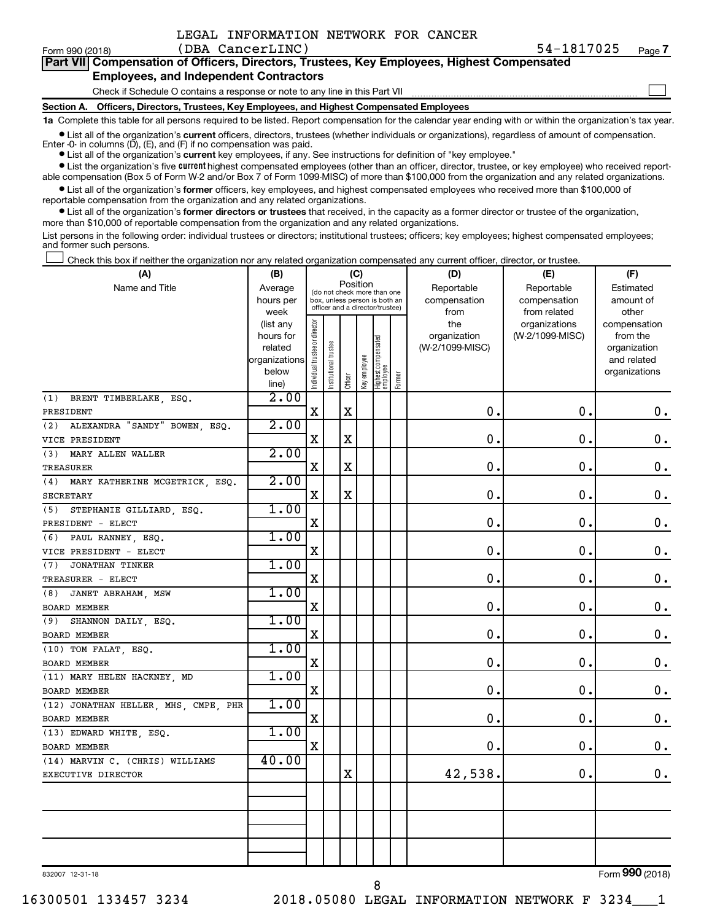LEGAL INFORMATION NETWORK FOR CANCER

Form 990 (2018) (DBA CancerLINC) 54-1817025 Page **7**

**Part VII Compensation of Officers, Directors, Trustees, Key Employees, Highest Compensated Employees, and Independent Contractors**

Check if Schedule O contains a response or note to any line in this Part VII

**Section A. Officers, Directors, Trustees, Key Employees, and Highest Compensated Employees**

**1a** Complete this table for all persons required to be listed. Report compensation for the calendar year ending with or within the organization's tax year.

- List all of the organization's **current** officers, directors, trustees (whether individuals or organizations), regardless of amount of compensation. Enter -0- in columns (D), (E), and (F) if no compensation was paid.
- List all of the organization's **current** key employees, if any. See instructions for definition of "key employee."
- List the organization's five **current** highest compensated employees (other than an officer, director, trustee, or key employee) who received reportable compensation (Box 5 of Form W-2 and/or Box 7 of Form 1099-MISC) of more than $100,000 from the organization and any related organizations.
- List all of the organization's **former** officers, key employees, and highest compensated employees who received more than $100,000 of reportable compensation from the organization and any related organizations.
- List all of the organization's **former directors or trustees** that received, in the capacity as a former director or trustee of the organization, more than $10,000 of reportable compensation from the organization and any related organizations.

List persons in the following order: individual trustees or directors; institutional trustees; officers; key employees; highest compensated employees; and former such persons.

☐ Check this box if neither the organization nor any related organization compensated any current officer, director, or trustee.

| (A) Name and Title | (B) Average hours per week (list any hours for related organizations below line) | (C) Position: Individual trustee or director | Institutional trustee | Officer | Key employee | Highest compensated employee | Former | (D) Reportable compensation from the organization (W-2/1099-MISC) | (E) Reportable compensation from related organizations (W-2/1099-MISC) | (F) Estimated amount of other compensation from the organization and related organizations |
|---|---|---|---|---|---|---|---|---|---|---|
| (1) BRENT TIMBERLAKE, ESQ. PRESIDENT | 2.00 | X | | X | | | | 0. | 0. | 0. |
| (2) ALEXANDRA "SANDY" BOWEN, ESQ. VICE PRESIDENT | 2.00 | X | | X | | | | 0. | 0. | 0. |
| (3) MARY ALLEN WALLER TREASURER | 2.00 | X | | X | | | | 0. | 0. | 0. |
| (4) MARY KATHERINE MCGETRICK, ESQ. SECRETARY | 2.00 | X | | X | | | | 0. | 0. | 0. |
| (5) STEPHANIE GILLIARD, ESQ. PRESIDENT - ELECT | 1.00 | X | | | | | | 0. | 0. | 0. |
| (6) PAUL RANNEY, ESQ. VICE PRESIDENT - ELECT | 1.00 | X | | | | | | 0. | 0. | 0. |
| (7) JONATHAN TINKER TREASURER - ELECT | 1.00 | X | | | | | | 0. | 0. | 0. |
| (8) JANET ABRAHAM, MSW BOARD MEMBER | 1.00 | X | | | | | | 0. | 0. | 0. |
| (9) SHANNON DAILY, ESQ. BOARD MEMBER | 1.00 | X | | | | | | 0. | 0. | 0. |
| (10) TOM FALAT, ESQ. BOARD MEMBER | 1.00 | X | | | | | | 0. | 0. | 0. |
| (11) MARY HELEN HACKNEY, MD BOARD MEMBER | 1.00 | X | | | | | | 0. | 0. | 0. |
| (12) JONATHAN HELLER, MHS, CMPE, PHR BOARD MEMBER | 1.00 | X | | | | | | 0. | 0. | 0. |
| (13) EDWARD WHITE, ESQ. BOARD MEMBER | 1.00 | X | | | | | | 0. | 0. | 0. |
| (14) MARVIN C. (CHRIS) WILLIAMS EXECUTIVE DIRECTOR | 40.00 | | | X | | | | 42,538. | 0. | 0. |
| | | | | | | | | | | |
| | | | | | | | | | | |
| | | | | | | | | | | |

832007 12-31-18 Form **990** (2018)

16300501 133457 3234 2018.05080 LEGAL INFORMATION NETWORK F 3234___1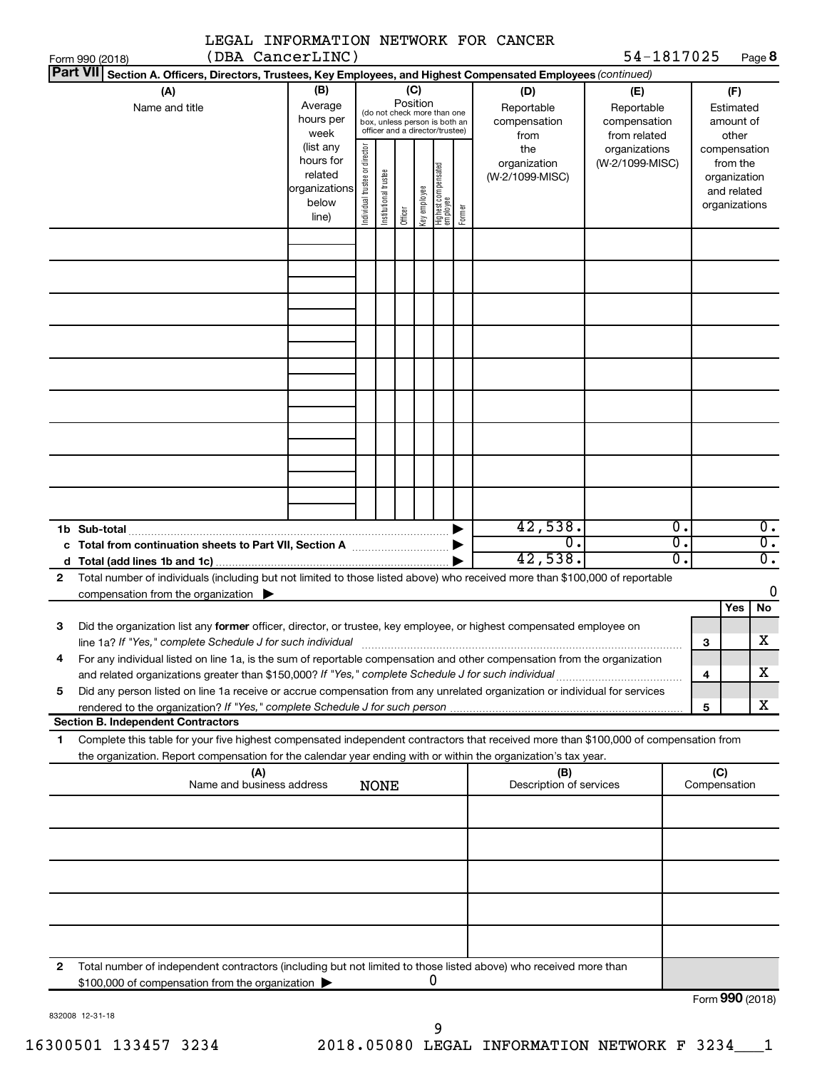LEGAL INFORMATION NETWORK FOR CANCER
(DBA CancerLINC) 54-1817025

Form 990 (2018) Page **8**

**Part VII** **Section A. Officers, Directors, Trustees, Key Employees, and Highest Compensated Employees** *(continued)*

| (A) Name and title | (B) Average hours per week (list any hours for related organizations below line) | (C) Position (do not check more than one box, unless person is both an officer and a director/trustee): Individual trustee or director | Institutional trustee | Officer | Key employee | Highest compensated employee | Former | (D) Reportable compensation from the organization (W-2/1099-MISC) | (E) Reportable compensation from related organizations (W-2/1099-MISC) | (F) Estimated amount of other compensation from the organization and related organizations |
|---|---|---|---|---|---|---|---|---|---|---|
| | | | | | | | | | | |
| | | | | | | | | | | |
| | | | | | | | | | | |
| | | | | | | | | | | |
| | | | | | | | | | | |
| | | | | | | | | | | |
| | | | | | | | | | | |
| | | | | | | | | | | |
| | | | | | | | | | | |
| **1b Sub-total** | | | | | | | | 42,538. | 0. | 0. |
| **c Total from continuation sheets to Part VII, Section A** | | | | | | | | 0. | 0. | 0. |
| **d Total (add lines 1b and 1c)** | | | | | | | | 42,538. | 0. | 0. |

**2** Total number of individuals (including but not limited to those listed above) who received more than $100,000 of reportable compensation from the organization ▶ 0

| | | | Yes | No |
|---|---|---|---|---|
| **3** | Did the organization list any **former** officer, director, or trustee, key employee, or highest compensated employee on line 1a? *If "Yes," complete Schedule J for such individual* | **3** | | X |
| **4** | For any individual listed on line 1a, is the sum of reportable compensation and other compensation from the organization and related organizations greater than $150,000? *If "Yes," complete Schedule J for such individual* | **4** | | X |
| **5** | Did any person listed on line 1a receive or accrue compensation from any unrelated organization or individual for services rendered to the organization? *If "Yes," complete Schedule J for such person* | **5** | | X |

**Section B. Independent Contractors**

**1** Complete this table for your five highest compensated independent contractors that received more than $100,000 of compensation from the organization. Report compensation for the calendar year ending with or within the organization's tax year.

| (A) Name and business address NONE | (B) Description of services | (C) Compensation |
|---|---|---|
| | | |
| | | |
| | | |
| | | |
| | | |

**2** Total number of independent contractors (including but not limited to those listed above) who received more than $100,000 of compensation from the organization ▶ 0

Form **990** (2018)

832008 12-31-18

16300501 133457 3234 2018.05080 LEGAL INFORMATION NETWORK F 3234___1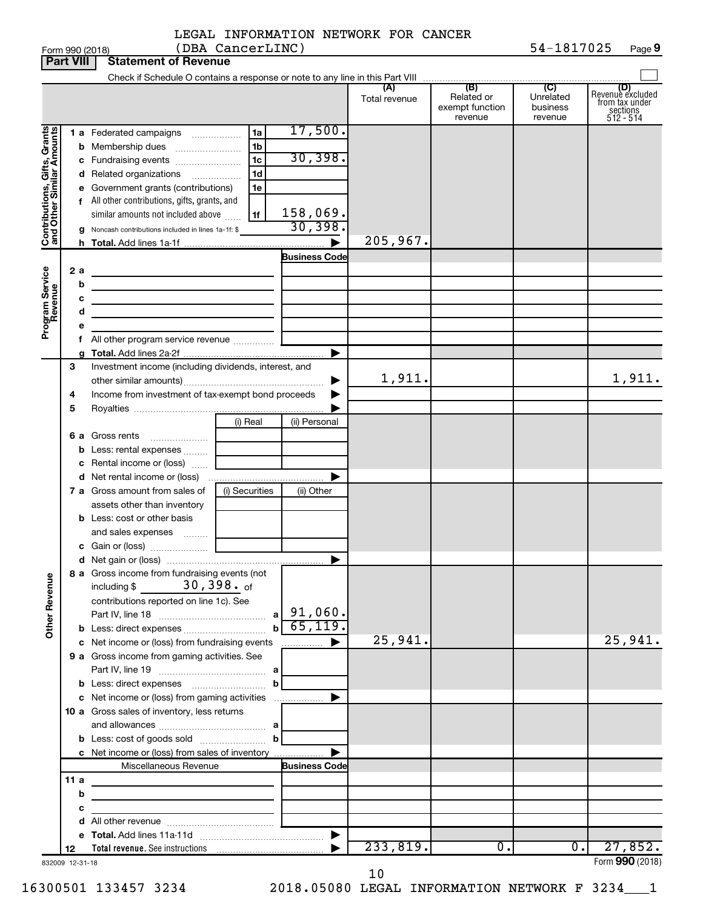LEGAL INFORMATION NETWORK FOR CANCER (DBA CancerLINC) 54-1817025

Form 990 (2018)

## Part VIII Statement of Revenue

Check if Schedule O contains a response or note to any line in this Part VIII

| | | | (A) Total revenue | (B) Related or exempt function revenue | (C) Unrelated business revenue | (D) Revenue excluded from tax under sections 512 - 514 |
|---|---|---|---|---|---|---|
| **Contributions, Gifts, Grants and Other Similar Amounts** | | | | | | |
| 1 a | Federated campaigns | 1a 17,500. | | | | |
| b | Membership dues | 1b | | | | |
| c | Fundraising events | 1c 30,398. | | | | |
| d | Related organizations | 1d | | | | |
| e | Government grants (contributions) | 1e | | | | |
| f | All other contributions, gifts, grants, and similar amounts not included above | 1f 158,069. | | | | |
| g | Noncash contributions included in lines 1a-1f: $ | 30,398. | | | | |
| h | Total. Add lines 1a-1f | ▶ | 205,967. | | | |
| **Program Service Revenue** | | Business Code | | | | |
| 2 a | | | | | | |
| b | | | | | | |
| c | | | | | | |
| d | | | | | | |
| e | | | | | | |
| f | All other program service revenue | | | | | |
| g | Total. Add lines 2a-2f | ▶ | | | | |
| 3 | Investment income (including dividends, interest, and other similar amounts) | ▶ | 1,911. | | | 1,911. |
| 4 | Income from investment of tax-exempt bond proceeds | ▶ | | | | |
| 5 | Royalties | ▶ | | | | |
| | | (i) Real / (ii) Personal | | | | |
| 6 a | Gross rents | | | | | |
| b | Less: rental expenses | | | | | |
| c | Rental income or (loss) | | | | | |
| d | Net rental income or (loss) | ▶ | | | | |
| | | (i) Securities / (ii) Other | | | | |
| 7 a | Gross amount from sales of assets other than inventory | | | | | |
| b | Less: cost or other basis and sales expenses | | | | | |
| c | Gain or (loss) | | | | | |
| d | Net gain or (loss) | ▶ | | | | |
| **Other Revenue** | | | | | | |
| 8 a | Gross income from fundraising events (not including $ 30,398. of contributions reported on line 1c). See Part IV, line 18 | a 91,060. | | | | |
| b | Less: direct expenses | b 65,119. | | | | |
| c | Net income or (loss) from fundraising events | ▶ | 25,941. | | | 25,941. |
| 9 a | Gross income from gaming activities. See Part IV, line 19 | a | | | | |
| b | Less: direct expenses | b | | | | |
| c | Net income or (loss) from gaming activities | ▶ | | | | |
| 10 a | Gross sales of inventory, less returns and allowances | a | | | | |
| b | Less: cost of goods sold | b | | | | |
| c | Net income or (loss) from sales of inventory | ▶ | | | | |
| | Miscellaneous Revenue | Business Code | | | | |
| 11 a | | | | | | |
| b | | | | | | |
| c | | | | | | |
| d | All other revenue | | | | | |
| e | Total. Add lines 11a-11d | ▶ | | | | |
| 12 | Total revenue. See instructions | ▶ | 233,819. | 0. | 0. | 27,852. |

832009 12-31-18

Form **990** (2018)

16300501 133457 3234 2018.05080 LEGAL INFORMATION NETWORK F 3234___1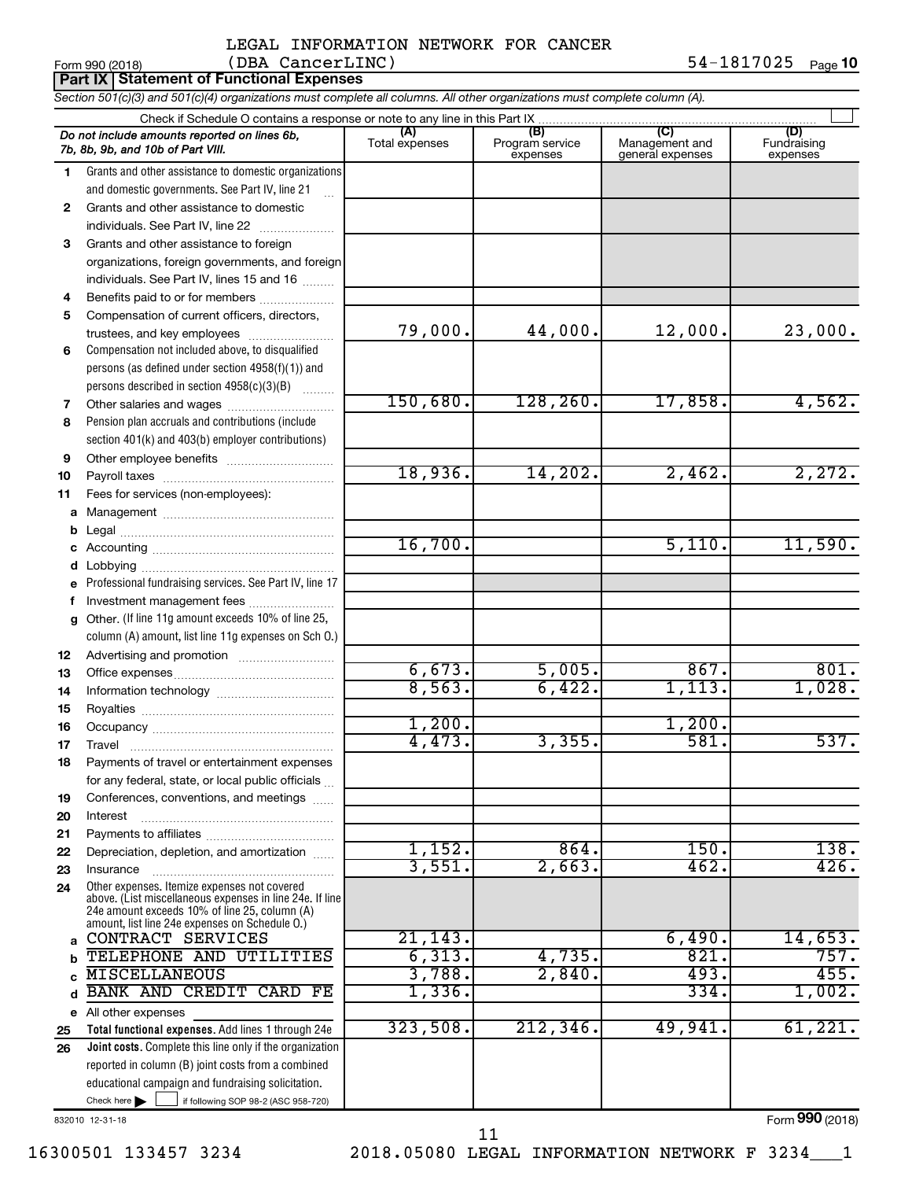LEGAL INFORMATION NETWORK FOR CANCER
(DBA CancerLINC)

Form 990 (2018) 54-1817025 Page **10**

**Part IX | Statement of Functional Expenses**

*Section 501(c)(3) and 501(c)(4) organizations must complete all columns. All other organizations must complete column (A).*

Check if Schedule O contains a response or note to any line in this Part IX

| | *Do not include amounts reported on lines 6b, 7b, 8b, 9b, and 10b of Part VIII.* | (A) Total expenses | (B) Program service expenses | (C) Management and general expenses | (D) Fundraising expenses |
|---|---|---|---|---|---|
| 1 | Grants and other assistance to domestic organizations and domestic governments. See Part IV, line 21 | | | | |
| 2 | Grants and other assistance to domestic individuals. See Part IV, line 22 | | | | |
| 3 | Grants and other assistance to foreign organizations, foreign governments, and foreign individuals. See Part IV, lines 15 and 16 | | | | |
| 4 | Benefits paid to or for members | | | | |
| 5 | Compensation of current officers, directors, trustees, and key employees | 79,000. | 44,000. | 12,000. | 23,000. |
| 6 | Compensation not included above, to disqualified persons (as defined under section 4958(f)(1)) and persons described in section 4958(c)(3)(B) | | | | |
| 7 | Other salaries and wages | 150,680. | 128,260. | 17,858. | 4,562. |
| 8 | Pension plan accruals and contributions (include section 401(k) and 403(b) employer contributions) | | | | |
| 9 | Other employee benefits | | | | |
| 10 | Payroll taxes | 18,936. | 14,202. | 2,462. | 2,272. |
| 11 | Fees for services (non-employees): | | | | |
| a | Management | | | | |
| b | Legal | | | | |
| c | Accounting | 16,700. | | 5,110. | 11,590. |
| d | Lobbying | | | | |
| e | Professional fundraising services. See Part IV, line 17 | | | | |
| f | Investment management fees | | | | |
| g | Other. (If line 11g amount exceeds 10% of line 25, column (A) amount, list line 11g expenses on Sch O.) | | | | |
| 12 | Advertising and promotion | | | | |
| 13 | Office expenses | 6,673. | 5,005. | 867. | 801. |
| 14 | Information technology | 8,563. | 6,422. | 1,113. | 1,028. |
| 15 | Royalties | | | | |
| 16 | Occupancy | 1,200. | | 1,200. | |
| 17 | Travel | 4,473. | 3,355. | 581. | 537. |
| 18 | Payments of travel or entertainment expenses for any federal, state, or local public officials | | | | |
| 19 | Conferences, conventions, and meetings | | | | |
| 20 | Interest | | | | |
| 21 | Payments to affiliates | | | | |
| 22 | Depreciation, depletion, and amortization | 1,152. | 864. | 150. | 138. |
| 23 | Insurance | 3,551. | 2,663. | 462. | 426. |
| 24 | Other expenses. Itemize expenses not covered above. (List miscellaneous expenses in line 24e. If line 24e amount exceeds 10% of line 25, column (A) amount, list line 24e expenses on Schedule O.) | | | | |
| a | CONTRACT SERVICES | 21,143. | | 6,490. | 14,653. |
| b | TELEPHONE AND UTILITIES | 6,313. | 4,735. | 821. | 757. |
| c | MISCELLANEOUS | 3,788. | 2,840. | 493. | 455. |
| d | BANK AND CREDIT CARD FE | 1,336. | | 334. | 1,002. |
| e | All other expenses | | | | |
| 25 | **Total functional expenses.** Add lines 1 through 24e | 323,508. | 212,346. | 49,941. | 61,221. |
| 26 | **Joint costs.** Complete this line only if the organization reported in column (B) joint costs from a combined educational campaign and fundraising solicitation. Check here ☐ if following SOP 98-2 (ASC 958-720) | | | | |

832010 12-31-18

Form **990** (2018)

16300501 133457 3234 2018.05080 LEGAL INFORMATION NETWORK F 3234___1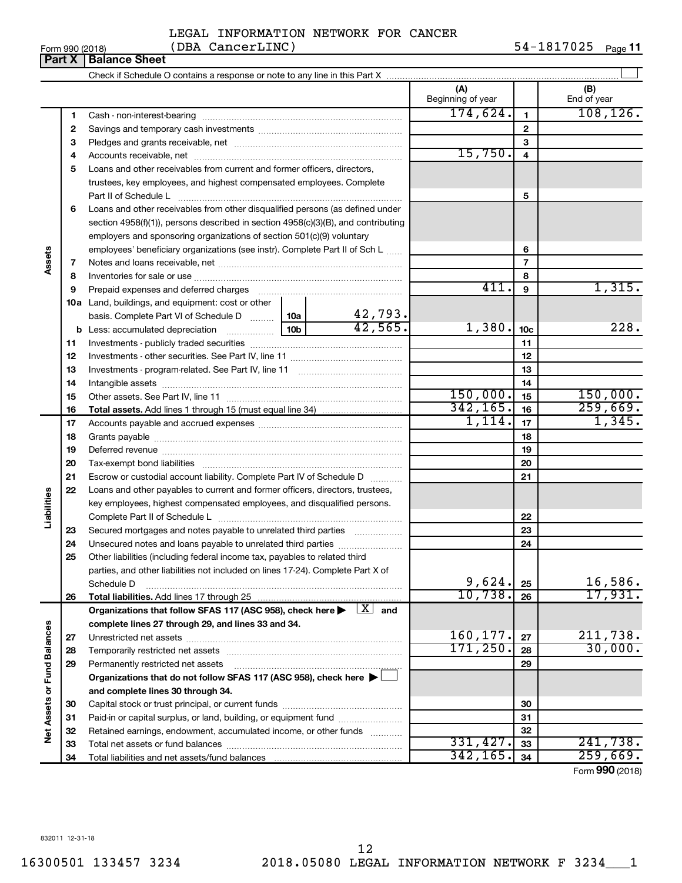LEGAL INFORMATION NETWORK FOR CANCER (DBA CancerLINC)

Form 990 (2018) 54-1817025 Page 11

**Part X | Balance Sheet**

Check if Schedule O contains a response or note to any line in this Part X ☐

| | | | | | (A) Beginning of year | | (B) End of year |
|---|---|---|---|---|---|---|---|
| Assets | 1 | Cash - non-interest-bearing | | | 174,624. | 1 | 108,126. |
| | 2 | Savings and temporary cash investments | | | | 2 | |
| | 3 | Pledges and grants receivable, net | | | | 3 | |
| | 4 | Accounts receivable, net | | | 15,750. | 4 | |
| | 5 | Loans and other receivables from current and former officers, directors, trustees, key employees, and highest compensated employees. Complete Part II of Schedule L | | | | 5 | |
| | 6 | Loans and other receivables from other disqualified persons (as defined under section 4958(f)(1)), persons described in section 4958(c)(3)(B), and contributing employers and sponsoring organizations of section 501(c)(9) voluntary employees' beneficiary organizations (see instr). Complete Part II of Sch L | | | | 6 | |
| | 7 | Notes and loans receivable, net | | | | 7 | |
| | 8 | Inventories for sale or use | | | | 8 | |
| | 9 | Prepaid expenses and deferred charges | | | 411. | 9 | 1,315. |
| | 10a | Land, buildings, and equipment: cost or other basis. Complete Part VI of Schedule D | 10a | 42,793. | | | |
| | b | Less: accumulated depreciation | 10b | 42,565. | 1,380. | 10c | 228. |
| | 11 | Investments - publicly traded securities | | | | 11 | |
| | 12 | Investments - other securities. See Part IV, line 11 | | | | 12 | |
| | 13 | Investments - program-related. See Part IV, line 11 | | | | 13 | |
| | 14 | Intangible assets | | | | 14 | |
| | 15 | Other assets. See Part IV, line 11 | | | 150,000. | 15 | 150,000. |
| | 16 | **Total assets.** Add lines 1 through 15 (must equal line 34) | | | 342,165. | 16 | 259,669. |
| Liabilities | 17 | Accounts payable and accrued expenses | | | 1,114. | 17 | 1,345. |
| | 18 | Grants payable | | | | 18 | |
| | 19 | Deferred revenue | | | | 19 | |
| | 20 | Tax-exempt bond liabilities | | | | 20 | |
| | 21 | Escrow or custodial account liability. Complete Part IV of Schedule D | | | | 21 | |
| | 22 | Loans and other payables to current and former officers, directors, trustees, key employees, highest compensated employees, and disqualified persons. Complete Part II of Schedule L | | | | 22 | |
| | 23 | Secured mortgages and notes payable to unrelated third parties | | | | 23 | |
| | 24 | Unsecured notes and loans payable to unrelated third parties | | | | 24 | |
| | 25 | Other liabilities (including federal income tax, payables to related third parties, and other liabilities not included on lines 17-24). Complete Part X of Schedule D | | | 9,624. | 25 | 16,586. |
| | 26 | **Total liabilities.** Add lines 17 through 25 | | | 10,738. | 26 | 17,931. |
| Net Assets or Fund Balances | | **Organizations that follow SFAS 117 (ASC 958), check here ▶ ☒ and complete lines 27 through 29, and lines 33 and 34.** | | | | | |
| | 27 | Unrestricted net assets | | | 160,177. | 27 | 211,738. |
| | 28 | Temporarily restricted net assets | | | 171,250. | 28 | 30,000. |
| | 29 | Permanently restricted net assets | | | | 29 | |
| | | **Organizations that do not follow SFAS 117 (ASC 958), check here ▶ ☐ and complete lines 30 through 34.** | | | | | |
| | 30 | Capital stock or trust principal, or current funds | | | | 30 | |
| | 31 | Paid-in or capital surplus, or land, building, or equipment fund | | | | 31 | |
| | 32 | Retained earnings, endowment, accumulated income, or other funds | | | | 32 | |
| | 33 | Total net assets or fund balances | | | 331,427. | 33 | 241,738. |
| | 34 | Total liabilities and net assets/fund balances | | | 342,165. | 34 | 259,669. |

Form **990** (2018)

832011 12-31-18

16300501 133457 3234 2018.05080 LEGAL INFORMATION NETWORK F 3234___1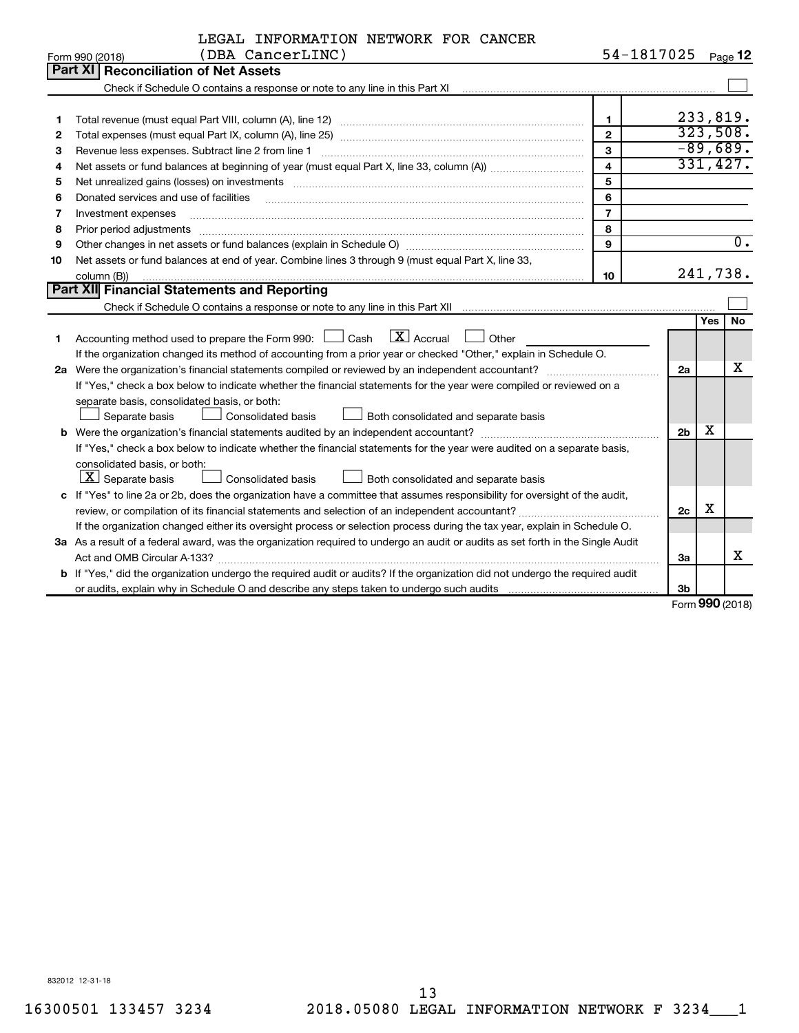LEGAL INFORMATION NETWORK FOR CANCER
Form 990 (2018) (DBA CancerLINC) 54-1817025 Page 12

## Part XI Reconciliation of Net Assets

Check if Schedule O contains a response or note to any line in this Part XI ☐

| | | | |
|---|---|---|---|
| 1 | Total revenue (must equal Part VIII, column (A), line 12) | 1 | 233,819. |
| 2 | Total expenses (must equal Part IX, column (A), line 25) | 2 | 323,508. |
| 3 | Revenue less expenses. Subtract line 2 from line 1 | 3 | -89,689. |
| 4 | Net assets or fund balances at beginning of year (must equal Part X, line 33, column (A)) | 4 | 331,427. |
| 5 | Net unrealized gains (losses) on investments | 5 | |
| 6 | Donated services and use of facilities | 6 | |
| 7 | Investment expenses | 7 | |
| 8 | Prior period adjustments | 8 | |
| 9 | Other changes in net assets or fund balances (explain in Schedule O) | 9 | 0. |
| 10 | Net assets or fund balances at end of year. Combine lines 3 through 9 (must equal Part X, line 33, column (B)) | 10 | 241,738. |

## Part XII Financial Statements and Reporting

Check if Schedule O contains a response or note to any line in this Part XII ☐

| | | | Yes | No |
|---|---|---|---|---|
| 1 | Accounting method used to prepare the Form 990: ☐ Cash ☒ Accrual ☐ Other<br>If the organization changed its method of accounting from a prior year or checked "Other," explain in Schedule O. | | | |
| 2a | Were the organization's financial statements compiled or reviewed by an independent accountant?<br>If "Yes," check a box below to indicate whether the financial statements for the year were compiled or reviewed on a separate basis, consolidated basis, or both:<br>☐ Separate basis ☐ Consolidated basis ☐ Both consolidated and separate basis | 2a | | X |
| b | Were the organization's financial statements audited by an independent accountant?<br>If "Yes," check a box below to indicate whether the financial statements for the year were audited on a separate basis, consolidated basis, or both:<br>☒ Separate basis ☐ Consolidated basis ☐ Both consolidated and separate basis | 2b | X | |
| c | If "Yes" to line 2a or 2b, does the organization have a committee that assumes responsibility for oversight of the audit, review, or compilation of its financial statements and selection of an independent accountant?<br>If the organization changed either its oversight process or selection process during the tax year, explain in Schedule O. | 2c | X | |
| 3a | As a result of a federal award, was the organization required to undergo an audit or audits as set forth in the Single Audit Act and OMB Circular A-133? | 3a | | X |
| b | If "Yes," did the organization undergo the required audit or audits? If the organization did not undergo the required audit or audits, explain why in Schedule O and describe any steps taken to undergo such audits | 3b | | |

Form **990** (2018)

832012 12-31-18

16300501 133457 3234 2018.05080 LEGAL INFORMATION NETWORK F 3234___1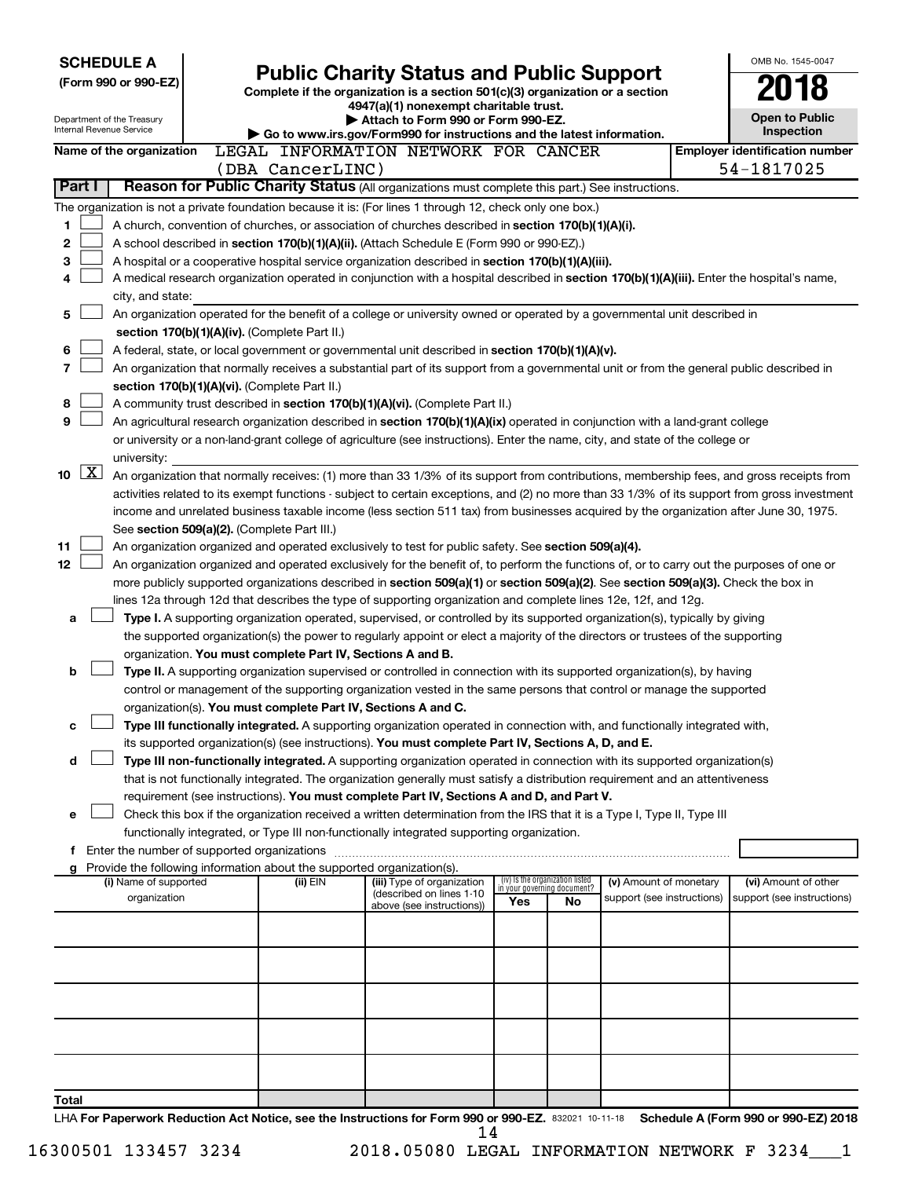**SCHEDULE A**
**(Form 990 or 990-EZ)**

Department of the Treasury
Internal Revenue Service

# Public Charity Status and Public Support

**Complete if the organization is a section 501(c)(3) organization or a section 4947(a)(1) nonexempt charitable trust.**
**▶ Attach to Form 990 or Form 990-EZ.**
**▶ Go to www.irs.gov/Form990 for instructions and the latest information.**

OMB No. 1545-0047

**2018**

**Open to Public Inspection**

**Name of the organization** LEGAL INFORMATION NETWORK FOR CANCER (DBA CancerLINC)

**Employer identification number** 54-1817025

**Part I** **Reason for Public Charity Status** (All organizations must complete this part.) See instructions.

The organization is not a private foundation because it is: (For lines 1 through 12, check only one box.)

1 ☐ A church, convention of churches, or association of churches described in **section 170(b)(1)(A)(i).**

2 ☐ A school described in **section 170(b)(1)(A)(ii).** (Attach Schedule E (Form 990 or 990-EZ).)

3 ☐ A hospital or a cooperative hospital service organization described in **section 170(b)(1)(A)(iii).**

4 ☐ A medical research organization operated in conjunction with a hospital described in **section 170(b)(1)(A)(iii).** Enter the hospital's name, city, and state:

5 ☐ An organization operated for the benefit of a college or university owned or operated by a governmental unit described in **section 170(b)(1)(A)(iv).** (Complete Part II.)

6 ☐ A federal, state, or local government or governmental unit described in **section 170(b)(1)(A)(v).**

7 ☐ An organization that normally receives a substantial part of its support from a governmental unit or from the general public described in **section 170(b)(1)(A)(vi).** (Complete Part II.)

8 ☐ A community trust described in **section 170(b)(1)(A)(vi).** (Complete Part II.)

9 ☐ An agricultural research organization described in **section 170(b)(1)(A)(ix)** operated in conjunction with a land-grant college or university or a non-land-grant college of agriculture (see instructions). Enter the name, city, and state of the college or university:

10 ☒ An organization that normally receives: (1) more than 33 1/3% of its support from contributions, membership fees, and gross receipts from activities related to its exempt functions - subject to certain exceptions, and (2) no more than 33 1/3% of its support from gross investment income and unrelated business taxable income (less section 511 tax) from businesses acquired by the organization after June 30, 1975. See **section 509(a)(2).** (Complete Part III.)

11 ☐ An organization organized and operated exclusively to test for public safety. See **section 509(a)(4).**

12 ☐ An organization organized and operated exclusively for the benefit of, to perform the functions of, or to carry out the purposes of one or more publicly supported organizations described in **section 509(a)(1)** or **section 509(a)(2)**. See **section 509(a)(3).** Check the box in lines 12a through 12d that describes the type of supporting organization and complete lines 12e, 12f, and 12g.

a ☐ **Type I.** A supporting organization operated, supervised, or controlled by its supported organization(s), typically by giving the supported organization(s) the power to regularly appoint or elect a majority of the directors or trustees of the supporting organization. **You must complete Part IV, Sections A and B.**

b ☐ **Type II.** A supporting organization supervised or controlled in connection with its supported organization(s), by having control or management of the supporting organization vested in the same persons that control or manage the supported organization(s). **You must complete Part IV, Sections A and C.**

c ☐ **Type III functionally integrated.** A supporting organization operated in connection with, and functionally integrated with, its supported organization(s) (see instructions). **You must complete Part IV, Sections A, D, and E.**

d ☐ **Type III non-functionally integrated.** A supporting organization operated in connection with its supported organization(s) that is not functionally integrated. The organization generally must satisfy a distribution requirement and an attentiveness requirement (see instructions). **You must complete Part IV, Sections A and D, and Part V.**

e ☐ Check this box if the organization received a written determination from the IRS that it is a Type I, Type II, Type III functionally integrated, or Type III non-functionally integrated supporting organization.

f Enter the number of supported organizations

g Provide the following information about the supported organization(s).

| (i) Name of supported organization | (ii) EIN | (iii) Type of organization (described on lines 1-10 above (see instructions)) | (iv) Is the organization listed in your governing document? Yes | No | (v) Amount of monetary support (see instructions) | (vi) Amount of other support (see instructions) |
|---|---|---|---|---|---|---|
| | | | | | | |
| | | | | | | |
| | | | | | | |
| | | | | | | |
| | | | | | | |
| **Total** | | | | | | |

LHA **For Paperwork Reduction Act Notice, see the Instructions for Form 990 or 990-EZ.** 832021 10-11-18 **Schedule A (Form 990 or 990-EZ) 2018**

16300501 133457 3234 2018.05080 LEGAL INFORMATION NETWORK F 3234___1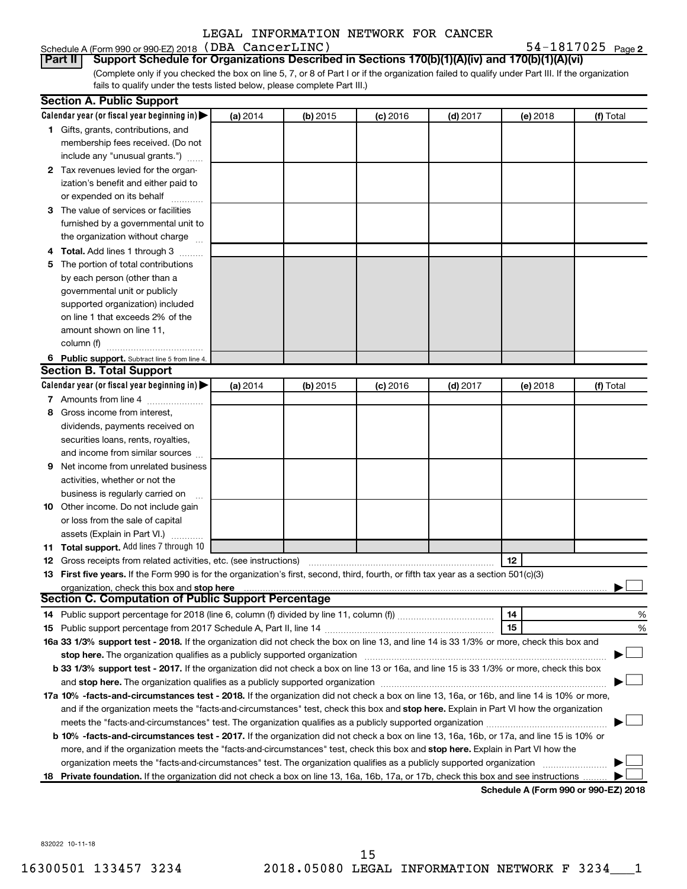LEGAL INFORMATION NETWORK FOR CANCER

Schedule A (Form 990 or 990-EZ) 2018 (DBA CancerLINC) 54-1817025 Page 2

**Part II** **Support Schedule for Organizations Described in Sections 170(b)(1)(A)(iv) and 170(b)(1)(A)(vi)**

(Complete only if you checked the box on line 5, 7, or 8 of Part I or if the organization failed to qualify under Part III. If the organization fails to qualify under the tests listed below, please complete Part III.)

**Section A. Public Support**

| Calendar year (or fiscal year beginning in) ▶ | (a) 2014 | (b) 2015 | (c) 2016 | (d) 2017 | (e) 2018 | (f) Total |
|---|---|---|---|---|---|---|
| **1** Gifts, grants, contributions, and membership fees received. (Do not include any "unusual grants.") | | | | | | |
| **2** Tax revenues levied for the organization's benefit and either paid to or expended on its behalf | | | | | | |
| **3** The value of services or facilities furnished by a governmental unit to the organization without charge | | | | | | |
| **4** **Total.** Add lines 1 through 3 | | | | | | |
| **5** The portion of total contributions by each person (other than a governmental unit or publicly supported organization) included on line 1 that exceeds 2% of the amount shown on line 11, column (f) | | | | | | |
| **6** **Public support.** Subtract line 5 from line 4. | | | | | | |

**Section B. Total Support**

| Calendar year (or fiscal year beginning in) ▶ | (a) 2014 | (b) 2015 | (c) 2016 | (d) 2017 | (e) 2018 | (f) Total |
|---|---|---|---|---|---|---|
| **7** Amounts from line 4 | | | | | | |
| **8** Gross income from interest, dividends, payments received on securities loans, rents, royalties, and income from similar sources | | | | | | |
| **9** Net income from unrelated business activities, whether or not the business is regularly carried on | | | | | | |
| **10** Other income. Do not include gain or loss from the sale of capital assets (Explain in Part VI.) | | | | | | |
| **11** **Total support.** Add lines 7 through 10 | | | | | | |

**12** Gross receipts from related activities, etc. (see instructions) **12**

**13** **First five years.** If the Form 990 is for the organization's first, second, third, fourth, or fifth tax year as a section 501(c)(3) organization, check this box and **stop here** ▶ ☐

**Section C. Computation of Public Support Percentage**

**14** Public support percentage for 2018 (line 6, column (f) divided by line 11, column (f)) **14** %

**15** Public support percentage from 2017 Schedule A, Part II, line 14 **15** %

**16a** **33 1/3% support test - 2018.** If the organization did not check the box on line 13, and line 14 is 33 1/3% or more, check this box and **stop here.** The organization qualifies as a publicly supported organization ▶ ☐

**b** **33 1/3% support test - 2017.** If the organization did not check a box on line 13 or 16a, and line 15 is 33 1/3% or more, check this box and **stop here.** The organization qualifies as a publicly supported organization ▶ ☐

**17a** **10% -facts-and-circumstances test - 2018.** If the organization did not check a box on line 13, 16a, or 16b, and line 14 is 10% or more, and if the organization meets the "facts-and-circumstances" test, check this box and **stop here.** Explain in Part VI how the organization meets the "facts-and-circumstances" test. The organization qualifies as a publicly supported organization ▶ ☐

**b** **10% -facts-and-circumstances test - 2017.** If the organization did not check a box on line 13, 16a, 16b, or 17a, and line 15 is 10% or more, and if the organization meets the "facts-and-circumstances" test, check this box and **stop here.** Explain in Part VI how the organization meets the "facts-and-circumstances" test. The organization qualifies as a publicly supported organization ▶ ☐

**18** **Private foundation.** If the organization did not check a box on line 13, 16a, 16b, 17a, or 17b, check this box and see instructions ▶ ☐

**Schedule A (Form 990 or 990-EZ) 2018**

832022 10-11-18

16300501 133457 3234 2018.05080 LEGAL INFORMATION NETWORK F 3234___1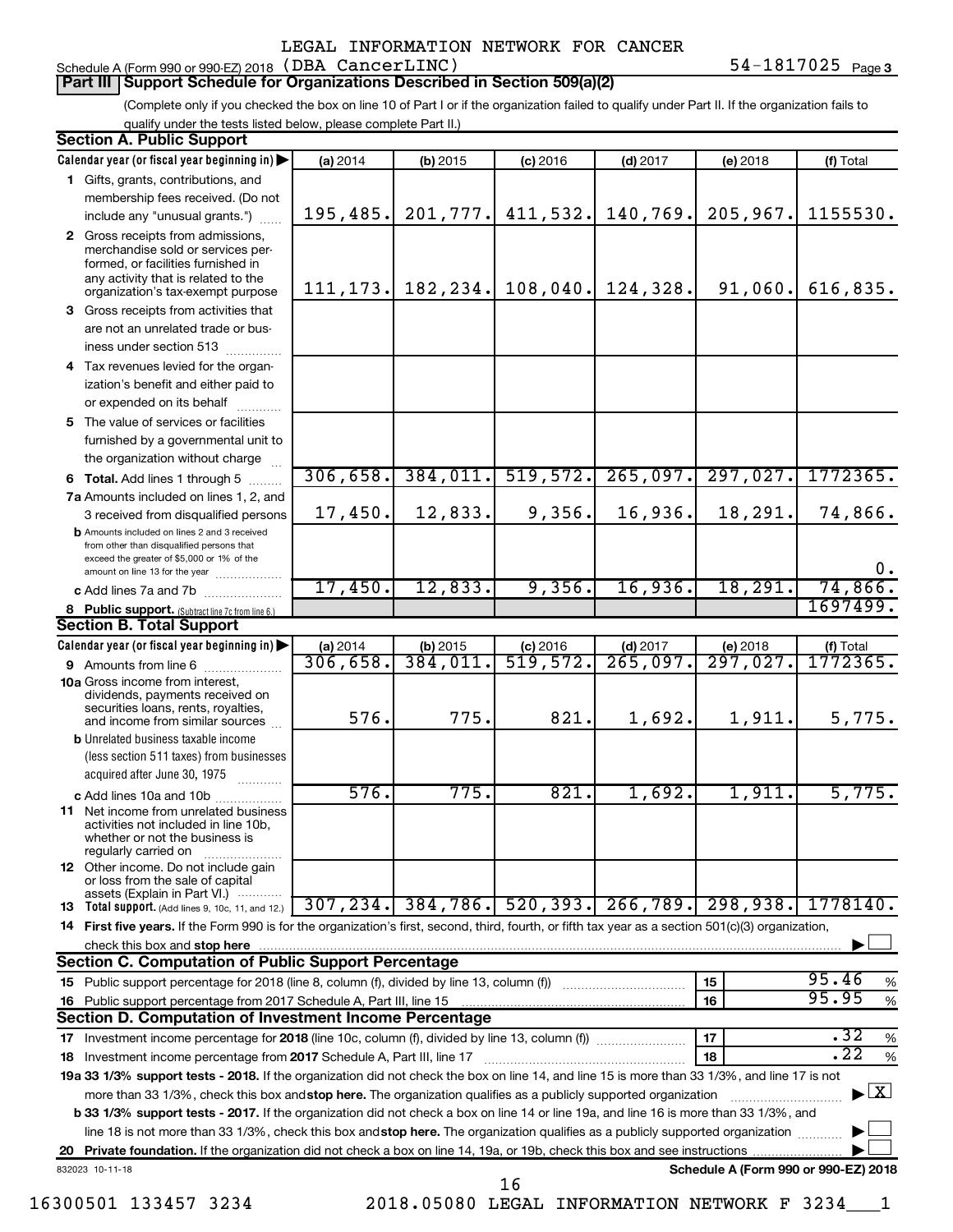LEGAL INFORMATION NETWORK FOR CANCER

Schedule A (Form 990 or 990-EZ) 2018 (DBA CancerLINC) 54-1817025 Page 3

## Part III Support Schedule for Organizations Described in Section 509(a)(2)

(Complete only if you checked the box on line 10 of Part I or if the organization failed to qualify under Part II. If the organization fails to qualify under the tests listed below, please complete Part II.)

### Section A. Public Support

| Calendar year (or fiscal year beginning in) | (a) 2014 | (b) 2015 | (c) 2016 | (d) 2017 | (e) 2018 | (f) Total |
|---|---|---|---|---|---|---|
| 1 Gifts, grants, contributions, and membership fees received. (Do not include any "unusual grants.") | 195,485. | 201,777. | 411,532. | 140,769. | 205,967. | 1155530. |
| 2 Gross receipts from admissions, merchandise sold or services performed, or facilities furnished in any activity that is related to the organization's tax-exempt purpose | 111,173. | 182,234. | 108,040. | 124,328. | 91,060. | 616,835. |
| 3 Gross receipts from activities that are not an unrelated trade or business under section 513 | | | | | | |
| 4 Tax revenues levied for the organization's benefit and either paid to or expended on its behalf | | | | | | |
| 5 The value of services or facilities furnished by a governmental unit to the organization without charge | | | | | | |
| 6 **Total.** Add lines 1 through 5 | 306,658. | 384,011. | 519,572. | 265,097. | 297,027. | 1772365. |
| 7a Amounts included on lines 1, 2, and 3 received from disqualified persons | 17,450. | 12,833. | 9,356. | 16,936. | 18,291. | 74,866. |
| b Amounts included on lines 2 and 3 received from other than disqualified persons that exceed the greater of $5,000 or 1% of the amount on line 13 for the year | | | | | | 0. |
| c Add lines 7a and 7b | 17,450. | 12,833. | 9,356. | 16,936. | 18,291. | 74,866. |
| 8 **Public support.** (Subtract line 7c from line 6.) | | | | | | 1697499. |

### Section B. Total Support

| Calendar year (or fiscal year beginning in) | (a) 2014 | (b) 2015 | (c) 2016 | (d) 2017 | (e) 2018 | (f) Total |
|---|---|---|---|---|---|---|
| 9 Amounts from line 6 | 306,658. | 384,011. | 519,572. | 265,097. | 297,027. | 1772365. |
| 10a Gross income from interest, dividends, payments received on securities loans, rents, royalties, and income from similar sources | 576. | 775. | 821. | 1,692. | 1,911. | 5,775. |
| b Unrelated business taxable income (less section 511 taxes) from businesses acquired after June 30, 1975 | | | | | | |
| c Add lines 10a and 10b | 576. | 775. | 821. | 1,692. | 1,911. | 5,775. |
| 11 Net income from unrelated business activities not included in line 10b, whether or not the business is regularly carried on | | | | | | |
| 12 Other income. Do not include gain or loss from the sale of capital assets (Explain in Part VI.) | | | | | | |
| 13 **Total support.** (Add lines 9, 10c, 11, and 12.) | 307,234. | 384,786. | 520,393. | 266,789. | 298,938. | 1778140. |

14 **First five years.** If the Form 990 is for the organization's first, second, third, fourth, or fifth tax year as a section 501(c)(3) organization, check this box and **stop here** ☐

### Section C. Computation of Public Support Percentage

| | | |
|---|---|---|
| 15 Public support percentage for 2018 (line 8, column (f), divided by line 13, column (f)) | 15 | 95.46 % |
| 16 Public support percentage from 2017 Schedule A, Part III, line 15 | 16 | 95.95 % |

### Section D. Computation of Investment Income Percentage

| | | |
|---|---|---|
| 17 Investment income percentage for **2018** (line 10c, column (f), divided by line 13, column (f)) | 17 | .32 % |
| 18 Investment income percentage from **2017** Schedule A, Part III, line 17 | 18 | .22 % |

**19a 33 1/3% support tests - 2018.** If the organization did not check the box on line 14, and line 15 is more than 33 1/3%, and line 17 is not more than 33 1/3%, check this box and **stop here.** The organization qualifies as a publicly supported organization ☒

**b 33 1/3% support tests - 2017.** If the organization did not check a box on line 14 or line 19a, and line 16 is more than 33 1/3%, and line 18 is not more than 33 1/3%, check this box and **stop here.** The organization qualifies as a publicly supported organization ☐

**20 Private foundation.** If the organization did not check a box on line 14, 19a, or 19b, check this box and see instructions ☐

832023 10-11-18 **Schedule A (Form 990 or 990-EZ) 2018**

16300501 133457 3234 2018.05080 LEGAL INFORMATION NETWORK F 3234___1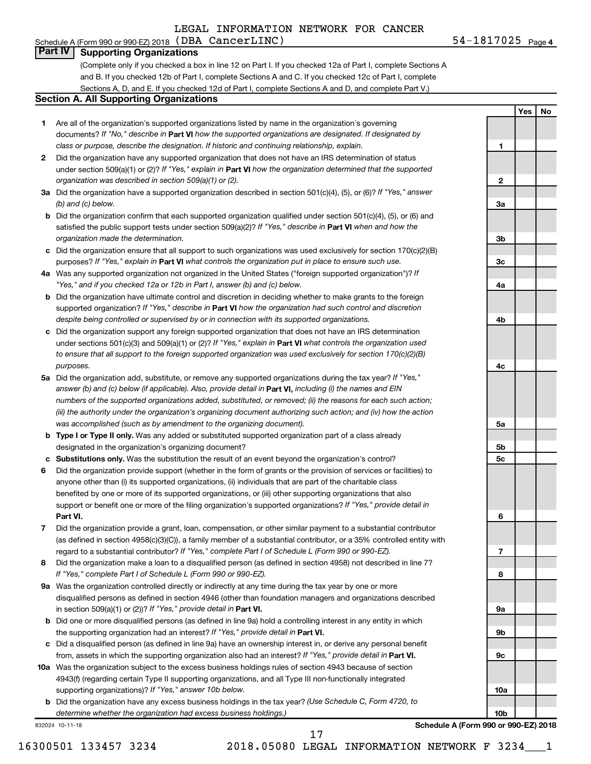LEGAL INFORMATION NETWORK FOR CANCER

Schedule A (Form 990 or 990-EZ) 2018 (DBA CancerLINC) 54-1817025 Page 4

## Part IV Supporting Organizations

(Complete only if you checked a box in line 12 on Part I. If you checked 12a of Part I, complete Sections A and B. If you checked 12b of Part I, complete Sections A and C. If you checked 12c of Part I, complete Sections A, D, and E. If you checked 12d of Part I, complete Sections A and D, and complete Part V.)

### Section A. All Supporting Organizations

| | | | Yes | No |
|---|---|---|---|---|
| **1** | Are all of the organization's supported organizations listed by name in the organization's governing documents? *If "No," describe in* **Part VI** *how the supported organizations are designated. If designated by class or purpose, describe the designation. If historic and continuing relationship, explain.* | **1** | | |
| **2** | Did the organization have any supported organization that does not have an IRS determination of status under section 509(a)(1) or (2)? *If "Yes," explain in* **Part VI** *how the organization determined that the supported organization was described in section 509(a)(1) or (2).* | **2** | | |
| **3a** | Did the organization have a supported organization described in section 501(c)(4), (5), or (6)? *If "Yes," answer (b) and (c) below.* | **3a** | | |
| **b** | Did the organization confirm that each supported organization qualified under section 501(c)(4), (5), or (6) and satisfied the public support tests under section 509(a)(2)? *If "Yes," describe in* **Part VI** *when and how the organization made the determination.* | **3b** | | |
| **c** | Did the organization ensure that all support to such organizations was used exclusively for section 170(c)(2)(B) purposes? *If "Yes," explain in* **Part VI** *what controls the organization put in place to ensure such use.* | **3c** | | |
| **4a** | Was any supported organization not organized in the United States ("foreign supported organization")? *If "Yes," and if you checked 12a or 12b in Part I, answer (b) and (c) below.* | **4a** | | |
| **b** | Did the organization have ultimate control and discretion in deciding whether to make grants to the foreign supported organization? *If "Yes," describe in* **Part VI** *how the organization had such control and discretion despite being controlled or supervised by or in connection with its supported organizations.* | **4b** | | |
| **c** | Did the organization support any foreign supported organization that does not have an IRS determination under sections 501(c)(3) and 509(a)(1) or (2)? *If "Yes," explain in* **Part VI** *what controls the organization used to ensure that all support to the foreign supported organization was used exclusively for section 170(c)(2)(B) purposes.* | **4c** | | |
| **5a** | Did the organization add, substitute, or remove any supported organizations during the tax year? *If "Yes," answer (b) and (c) below (if applicable). Also, provide detail in* **Part VI,** *including (i) the names and EIN numbers of the supported organizations added, substituted, or removed; (ii) the reasons for each such action; (iii) the authority under the organization's organizing document authorizing such action; and (iv) how the action was accomplished (such as by amendment to the organizing document).* | **5a** | | |
| **b** | **Type I or Type II only.** Was any added or substituted supported organization part of a class already designated in the organization's organizing document? | **5b** | | |
| **c** | **Substitutions only.** Was the substitution the result of an event beyond the organization's control? | **5c** | | |
| **6** | Did the organization provide support (whether in the form of grants or the provision of services or facilities) to anyone other than (i) its supported organizations, (ii) individuals that are part of the charitable class benefited by one or more of its supported organizations, or (iii) other supporting organizations that also support or benefit one or more of the filing organization's supported organizations? *If "Yes," provide detail in* **Part VI.** | **6** | | |
| **7** | Did the organization provide a grant, loan, compensation, or other similar payment to a substantial contributor (as defined in section 4958(c)(3)(C)), a family member of a substantial contributor, or a 35% controlled entity with regard to a substantial contributor? *If "Yes," complete Part I of Schedule L (Form 990 or 990-EZ).* | **7** | | |
| **8** | Did the organization make a loan to a disqualified person (as defined in section 4958) not described in line 7? *If "Yes," complete Part I of Schedule L (Form 990 or 990-EZ).* | **8** | | |
| **9a** | Was the organization controlled directly or indirectly at any time during the tax year by one or more disqualified persons as defined in section 4946 (other than foundation managers and organizations described in section 509(a)(1) or (2))? *If "Yes," provide detail in* **Part VI.** | **9a** | | |
| **b** | Did one or more disqualified persons (as defined in line 9a) hold a controlling interest in any entity in which the supporting organization had an interest? *If "Yes," provide detail in* **Part VI.** | **9b** | | |
| **c** | Did a disqualified person (as defined in line 9a) have an ownership interest in, or derive any personal benefit from, assets in which the supporting organization also had an interest? *If "Yes," provide detail in* **Part VI.** | **9c** | | |
| **10a** | Was the organization subject to the excess business holdings rules of section 4943 because of section 4943(f) (regarding certain Type II supporting organizations, and all Type III non-functionally integrated supporting organizations)? *If "Yes," answer 10b below.* | **10a** | | |
| **b** | Did the organization have any excess business holdings in the tax year? *(Use Schedule C, Form 4720, to determine whether the organization had excess business holdings.)* | **10b** | | |

832024 10-11-18 **Schedule A (Form 990 or 990-EZ) 2018**

16300501 133457 3234 2018.05080 LEGAL INFORMATION NETWORK F 3234___1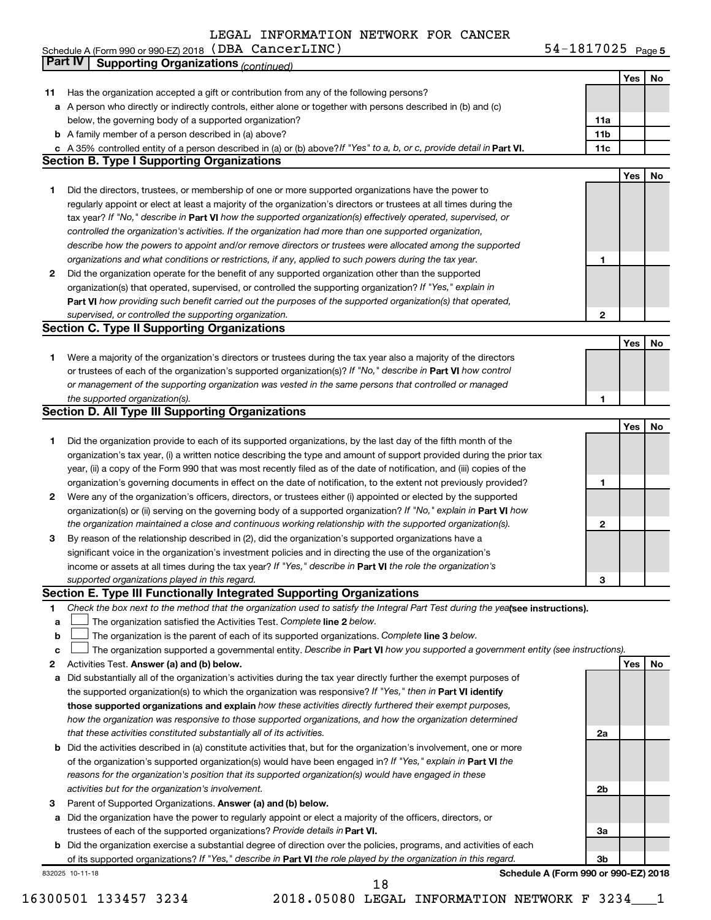LEGAL INFORMATION NETWORK FOR CANCER

Schedule A (Form 990 or 990-EZ) 2018 (DBA CancerLINC) 54-1817025 Page 5

## Part IV Supporting Organizations *(continued)*

| | | | Yes | No |
|---|---|---|---|---|
| **11** | Has the organization accepted a gift or contribution from any of the following persons? | | | |
| **a** | A person who directly or indirectly controls, either alone or together with persons described in (b) and (c) below, the governing body of a supported organization? | **11a** | | |
| **b** | A family member of a person described in (a) above? | **11b** | | |
| **c** | A 35% controlled entity of a person described in (a) or (b) above? *If "Yes" to a, b, or c, provide detail in* **Part VI.** | **11c** | | |

### Section B. Type I Supporting Organizations

| | | | Yes | No |
|---|---|---|---|---|
| **1** | Did the directors, trustees, or membership of one or more supported organizations have the power to regularly appoint or elect at least a majority of the organization's directors or trustees at all times during the tax year? *If "No," describe in* **Part VI** *how the supported organization(s) effectively operated, supervised, or controlled the organization's activities. If the organization had more than one supported organization, describe how the powers to appoint and/or remove directors or trustees were allocated among the supported organizations and what conditions or restrictions, if any, applied to such powers during the tax year.* | **1** | | |
| **2** | Did the organization operate for the benefit of any supported organization other than the supported organization(s) that operated, supervised, or controlled the supporting organization? *If "Yes," explain in* **Part VI** *how providing such benefit carried out the purposes of the supported organization(s) that operated, supervised, or controlled the supporting organization.* | **2** | | |

### Section C. Type II Supporting Organizations

| | | | Yes | No |
|---|---|---|---|---|
| **1** | Were a majority of the organization's directors or trustees during the tax year also a majority of the directors or trustees of each of the organization's supported organization(s)? *If "No," describe in* **Part VI** *how control or management of the supporting organization was vested in the same persons that controlled or managed the supported organization(s).* | **1** | | |

### Section D. All Type III Supporting Organizations

| | | | Yes | No |
|---|---|---|---|---|
| **1** | Did the organization provide to each of its supported organizations, by the last day of the fifth month of the organization's tax year, (i) a written notice describing the type and amount of support provided during the prior tax year, (ii) a copy of the Form 990 that was most recently filed as of the date of notification, and (iii) copies of the organization's governing documents in effect on the date of notification, to the extent not previously provided? | **1** | | |
| **2** | Were any of the organization's officers, directors, or trustees either (i) appointed or elected by the supported organization(s) or (ii) serving on the governing body of a supported organization? *If "No," explain in* **Part VI** *how the organization maintained a close and continuous working relationship with the supported organization(s).* | **2** | | |
| **3** | By reason of the relationship described in (2), did the organization's supported organizations have a significant voice in the organization's investment policies and in directing the use of the organization's income or assets at all times during the tax year? *If "Yes," describe in* **Part VI** *the role the organization's supported organizations played in this regard.* | **3** | | |

### Section E. Type III Functionally Integrated Supporting Organizations

**1** *Check the box next to the method that the organization used to satisfy the Integral Part Test during the year* **(see instructions).**

- **a** ☐ The organization satisfied the Activities Test. *Complete* **line 2** *below.*
- **b** ☐ The organization is the parent of each of its supported organizations. *Complete* **line 3** *below.*
- **c** ☐ The organization supported a governmental entity. *Describe in* **Part VI** *how you supported a government entity (see instructions).*

| | | | Yes | No |
|---|---|---|---|---|
| **2** | Activities Test. **Answer (a) and (b) below.** | | | |
| **a** | Did substantially all of the organization's activities during the tax year directly further the exempt purposes of the supported organization(s) to which the organization was responsive? *If "Yes," then in* **Part VI identify those supported organizations and explain** *how these activities directly furthered their exempt purposes, how the organization was responsive to those supported organizations, and how the organization determined that these activities constituted substantially all of its activities.* | **2a** | | |
| **b** | Did the activities described in (a) constitute activities that, but for the organization's involvement, one or more of the organization's supported organization(s) would have been engaged in? *If "Yes," explain in* **Part VI** *the reasons for the organization's position that its supported organization(s) would have engaged in these activities but for the organization's involvement.* | **2b** | | |
| **3** | Parent of Supported Organizations. **Answer (a) and (b) below.** | | | |
| **a** | Did the organization have the power to regularly appoint or elect a majority of the officers, directors, or trustees of each of the supported organizations? *Provide details in* **Part VI.** | **3a** | | |
| **b** | Did the organization exercise a substantial degree of direction over the policies, programs, and activities of each of its supported organizations? *If "Yes," describe in* **Part VI** *the role played by the organization in this regard.* | **3b** | | |

832025 10-11-18 **Schedule A (Form 990 or 990-EZ) 2018**

16300501 133457 3234 2018.05080 LEGAL INFORMATION NETWORK F 3234___1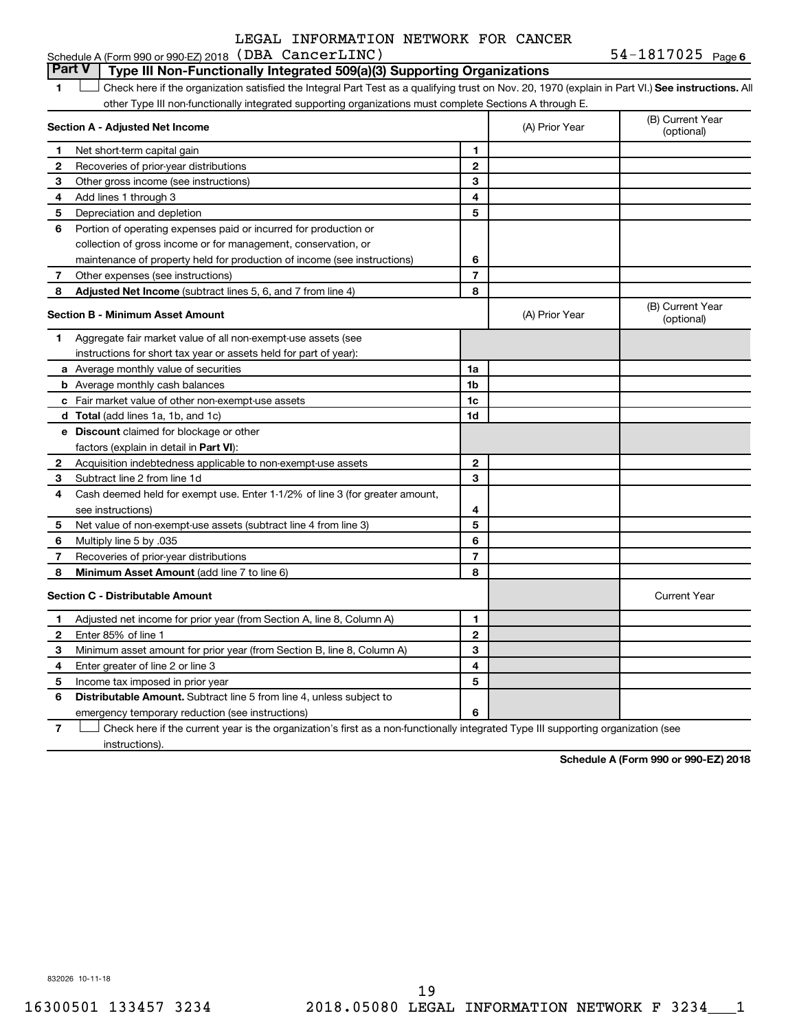LEGAL INFORMATION NETWORK FOR CANCER

Schedule A (Form 990 or 990-EZ) 2018 (DBA CancerLINC) 54-1817025 Page 6

## Part V Type III Non-Functionally Integrated 509(a)(3) Supporting Organizations

1 ☐ Check here if the organization satisfied the Integral Part Test as a qualifying trust on Nov. 20, 1970 (explain in Part VI.) **See instructions.** All other Type III non-functionally integrated supporting organizations must complete Sections A through E.

| **Section A - Adjusted Net Income** | | (A) Prior Year | (B) Current Year (optional) |
|---|---|---|---|
| 1 Net short-term capital gain | 1 | | |
| 2 Recoveries of prior-year distributions | 2 | | |
| 3 Other gross income (see instructions) | 3 | | |
| 4 Add lines 1 through 3 | 4 | | |
| 5 Depreciation and depletion | 5 | | |
| 6 Portion of operating expenses paid or incurred for production or collection of gross income or for management, conservation, or maintenance of property held for production of income (see instructions) | 6 | | |
| 7 Other expenses (see instructions) | 7 | | |
| 8 **Adjusted Net Income** (subtract lines 5, 6, and 7 from line 4) | 8 | | |

| **Section B - Minimum Asset Amount** | | (A) Prior Year | (B) Current Year (optional) |
|---|---|---|---|
| 1 Aggregate fair market value of all non-exempt-use assets (see instructions for short tax year or assets held for part of year): | | | |
| a Average monthly value of securities | 1a | | |
| b Average monthly cash balances | 1b | | |
| c Fair market value of other non-exempt-use assets | 1c | | |
| d **Total** (add lines 1a, 1b, and 1c) | 1d | | |
| e **Discount** claimed for blockage or other factors (explain in detail in **Part VI**): | | | |
| 2 Acquisition indebtedness applicable to non-exempt-use assets | 2 | | |
| 3 Subtract line 2 from line 1d | 3 | | |
| 4 Cash deemed held for exempt use. Enter 1-1/2% of line 3 (for greater amount, see instructions) | 4 | | |
| 5 Net value of non-exempt-use assets (subtract line 4 from line 3) | 5 | | |
| 6 Multiply line 5 by .035 | 6 | | |
| 7 Recoveries of prior-year distributions | 7 | | |
| 8 **Minimum Asset Amount** (add line 7 to line 6) | 8 | | |

| **Section C - Distributable Amount** | | | Current Year |
|---|---|---|---|
| 1 Adjusted net income for prior year (from Section A, line 8, Column A) | 1 | | |
| 2 Enter 85% of line 1 | 2 | | |
| 3 Minimum asset amount for prior year (from Section B, line 8, Column A) | 3 | | |
| 4 Enter greater of line 2 or line 3 | 4 | | |
| 5 Income tax imposed in prior year | 5 | | |
| 6 **Distributable Amount.** Subtract line 5 from line 4, unless subject to emergency temporary reduction (see instructions) | 6 | | |

7 ☐ Check here if the current year is the organization's first as a non-functionally integrated Type III supporting organization (see instructions).

**Schedule A (Form 990 or 990-EZ) 2018**

832026 10-11-18

16300501 133457 3234 2018.05080 LEGAL INFORMATION NETWORK F 3234___1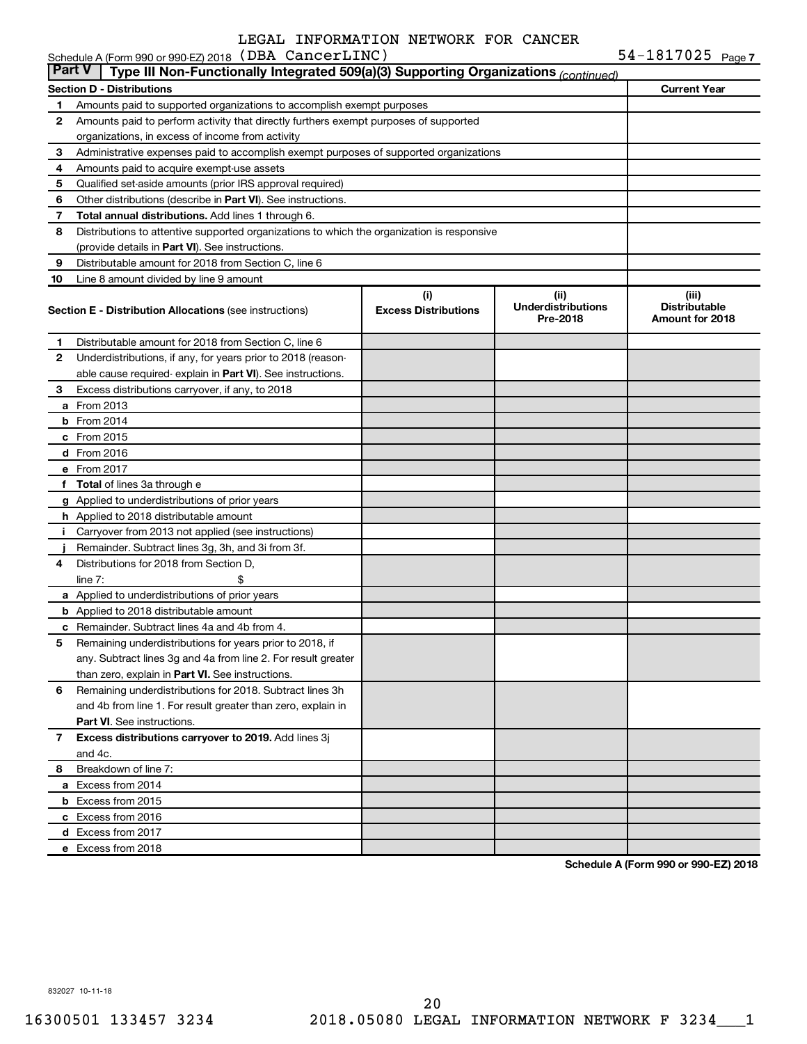LEGAL INFORMATION NETWORK FOR CANCER

Schedule A (Form 990 or 990-EZ) 2018 (DBA CancerLINC) 54-1817025 Page 7

**Part V | Type III Non-Functionally Integrated 509(a)(3) Supporting Organizations** *(continued)*

| **Section D - Distributions** | | **Current Year** |
|---|---|---|
| 1 | Amounts paid to supported organizations to accomplish exempt purposes | |
| 2 | Amounts paid to perform activity that directly furthers exempt purposes of supported organizations, in excess of income from activity | |
| 3 | Administrative expenses paid to accomplish exempt purposes of supported organizations | |
| 4 | Amounts paid to acquire exempt-use assets | |
| 5 | Qualified set-aside amounts (prior IRS approval required) | |
| 6 | Other distributions (describe in **Part VI**). See instructions. | |
| 7 | **Total annual distributions.** Add lines 1 through 6. | |
| 8 | Distributions to attentive supported organizations to which the organization is responsive (provide details in **Part VI**). See instructions. | |
| 9 | Distributable amount for 2018 from Section C, line 6 | |
| 10 | Line 8 amount divided by line 9 amount | |

| | **Section E - Distribution Allocations** (see instructions) | **(i) Excess Distributions** | **(ii) Underdistributions Pre-2018** | **(iii) Distributable Amount for 2018** |
|---|---|---|---|---|
| 1 | Distributable amount for 2018 from Section C, line 6 | | | |
| 2 | Underdistributions, if any, for years prior to 2018 (reasonable cause required- explain in **Part VI**). See instructions. | | | |
| 3 | Excess distributions carryover, if any, to 2018 | | | |
| a | From 2013 | | | |
| b | From 2014 | | | |
| c | From 2015 | | | |
| d | From 2016 | | | |
| e | From 2017 | | | |
| f | **Total** of lines 3a through e | | | |
| g | Applied to underdistributions of prior years | | | |
| h | Applied to 2018 distributable amount | | | |
| i | Carryover from 2013 not applied (see instructions) | | | |
| j | Remainder. Subtract lines 3g, 3h, and 3i from 3f. | | | |
| 4 | Distributions for 2018 from Section D, line 7: $ | | | |
| a | Applied to underdistributions of prior years | | | |
| b | Applied to 2018 distributable amount | | | |
| c | Remainder. Subtract lines 4a and 4b from 4. | | | |
| 5 | Remaining underdistributions for years prior to 2018, if any. Subtract lines 3g and 4a from line 2. For result greater than zero, explain in **Part VI.** See instructions. | | | |
| 6 | Remaining underdistributions for 2018. Subtract lines 3h and 4b from line 1. For result greater than zero, explain in **Part VI**. See instructions. | | | |
| 7 | **Excess distributions carryover to 2019.** Add lines 3j and 4c. | | | |
| 8 | Breakdown of line 7: | | | |
| a | Excess from 2014 | | | |
| b | Excess from 2015 | | | |
| c | Excess from 2016 | | | |
| d | Excess from 2017 | | | |
| e | Excess from 2018 | | | |

**Schedule A (Form 990 or 990-EZ) 2018**

832027 10-11-18

16300501 133457 3234 2018.05080 LEGAL INFORMATION NETWORK F 3234___1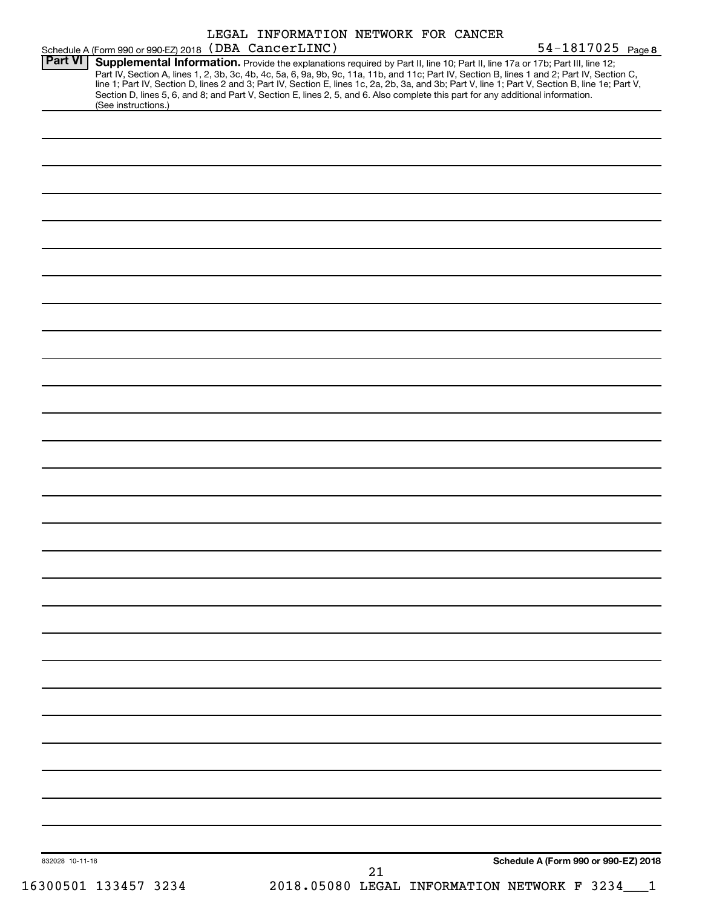LEGAL INFORMATION NETWORK FOR CANCER

Schedule A (Form 990 or 990-EZ) 2018 (DBA CancerLINC) 54-1817025 Page 8

**Part VI** **Supplemental Information.** Provide the explanations required by Part II, line 10; Part II, line 17a or 17b; Part III, line 12; Part IV, Section A, lines 1, 2, 3b, 3c, 4b, 4c, 5a, 6, 9a, 9b, 9c, 11a, 11b, and 11c; Part IV, Section B, lines 1 and 2; Part IV, Section C, line 1; Part IV, Section D, lines 2 and 3; Part IV, Section E, lines 1c, 2a, 2b, 3a, and 3b; Part V, line 1; Part V, Section B, line 1e; Part V, Section D, lines 5, 6, and 8; and Part V, Section E, lines 2, 5, and 6. Also complete this part for any additional information. (See instructions.)

832028 10-11-18

**Schedule A (Form 990 or 990-EZ) 2018**

16300501 133457 3234 2018.05080 LEGAL INFORMATION NETWORK F 3234___1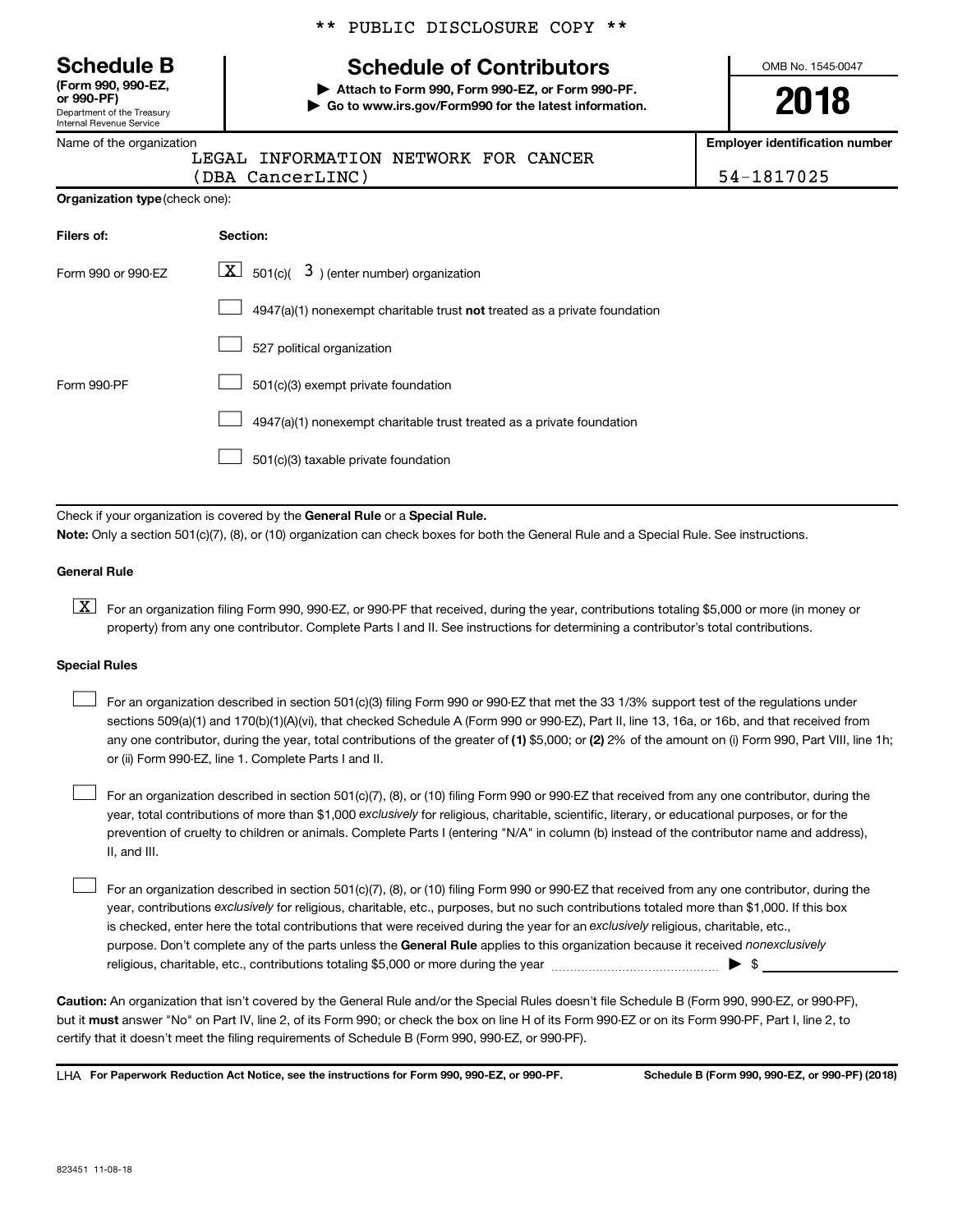\*\* PUBLIC DISCLOSURE COPY \*\*

# Schedule B
**(Form 990, 990-EZ, or 990-PF)**
Department of the Treasury
Internal Revenue Service

## Schedule of Contributors

▶ **Attach to Form 990, Form 990-EZ, or Form 990-PF.**
▶ **Go to www.irs.gov/Form990 for the latest information.**

OMB No. 1545-0047

**2018**

| Name of the organization | Employer identification number |
|---|---|
| LEGAL INFORMATION NETWORK FOR CANCER (DBA CancerLINC) | 54-1817025 |

**Organization type** (check one):

| Filers of: | Section: |
|---|---|
| Form 990 or 990-EZ | [X] 501(c)( 3 ) (enter number) organization |
| | [ ] 4947(a)(1) nonexempt charitable trust **not** treated as a private foundation |
| | [ ] 527 political organization |
| Form 990-PF | [ ] 501(c)(3) exempt private foundation |
| | [ ] 4947(a)(1) nonexempt charitable trust treated as a private foundation |
| | [ ] 501(c)(3) taxable private foundation |

Check if your organization is covered by the **General Rule** or a **Special Rule.**

**Note:** Only a section 501(c)(7), (8), or (10) organization can check boxes for both the General Rule and a Special Rule. See instructions.

### General Rule

[X] For an organization filing Form 990, 990-EZ, or 990-PF that received, during the year, contributions totaling $5,000 or more (in money or property) from any one contributor. Complete Parts I and II. See instructions for determining a contributor's total contributions.

### Special Rules

[ ] For an organization described in section 501(c)(3) filing Form 990 or 990-EZ that met the 33 1/3% support test of the regulations under sections 509(a)(1) and 170(b)(1)(A)(vi), that checked Schedule A (Form 990 or 990-EZ), Part II, line 13, 16a, or 16b, and that received from any one contributor, during the year, total contributions of the greater of **(1)** $5,000; or **(2)** 2% of the amount on (i) Form 990, Part VIII, line 1h; or (ii) Form 990-EZ, line 1. Complete Parts I and II.

[ ] For an organization described in section 501(c)(7), (8), or (10) filing Form 990 or 990-EZ that received from any one contributor, during the year, total contributions of more than $1,000 *exclusively* for religious, charitable, scientific, literary, or educational purposes, or for the prevention of cruelty to children or animals. Complete Parts I (entering "N/A" in column (b) instead of the contributor name and address), II, and III.

[ ] For an organization described in section 501(c)(7), (8), or (10) filing Form 990 or 990-EZ that received from any one contributor, during the year, contributions *exclusively* for religious, charitable, etc., purposes, but no such contributions totaled more than $1,000. If this box is checked, enter here the total contributions that were received during the year for an *exclusively* religious, charitable, etc., purpose. Don't complete any of the parts unless the **General Rule** applies to this organization because it received *nonexclusively* religious, charitable, etc., contributions totaling $5,000 or more during the year ▶ $ ____________

**Caution:** An organization that isn't covered by the General Rule and/or the Special Rules doesn't file Schedule B (Form 990, 990-EZ, or 990-PF), but it **must** answer "No" on Part IV, line 2, of its Form 990; or check the box on line H of its Form 990-EZ or on its Form 990-PF, Part I, line 2, to certify that it doesn't meet the filing requirements of Schedule B (Form 990, 990-EZ, or 990-PF).

LHA **For Paperwork Reduction Act Notice, see the instructions for Form 990, 990-EZ, or 990-PF.** **Schedule B (Form 990, 990-EZ, or 990-PF) (2018)**

823451 11-08-18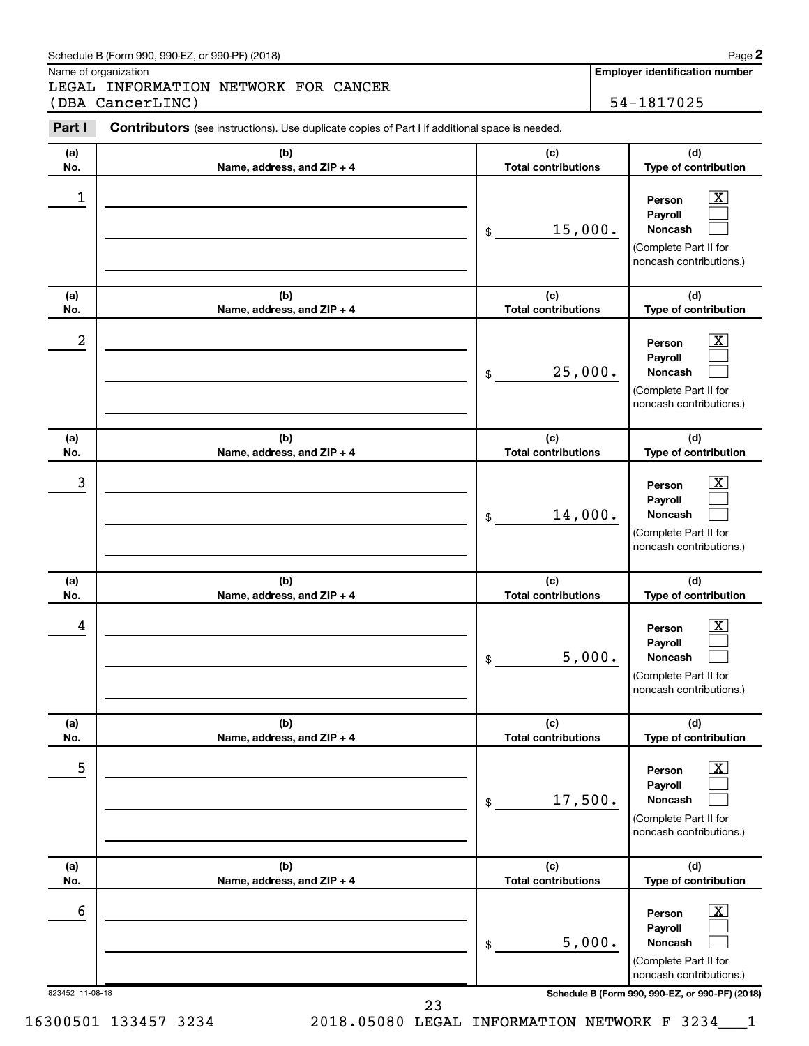Schedule B (Form 990, 990-EZ, or 990-PF) (2018)

Name of organization

LEGAL INFORMATION NETWORK FOR CANCER (DBA CancerLINC)

**Employer identification number**

54-1817025

**Part I** **Contributors** (see instructions). Use duplicate copies of Part I if additional space is needed.

| (a) No. | (b) Name, address, and ZIP + 4 | (c) Total contributions | (d) Type of contribution |
|---|---|---|---|
| 1 | | $ 15,000. | Person [X] Payroll [ ] Noncash [ ] (Complete Part II for noncash contributions.) |
| 2 | | $ 25,000. | Person [X] Payroll [ ] Noncash [ ] (Complete Part II for noncash contributions.) |
| 3 | | $ 14,000. | Person [X] Payroll [ ] Noncash [ ] (Complete Part II for noncash contributions.) |
| 4 | | $ 5,000. | Person [X] Payroll [ ] Noncash [ ] (Complete Part II for noncash contributions.) |
| 5 | | $ 17,500. | Person [X] Payroll [ ] Noncash [ ] (Complete Part II for noncash contributions.) |
| 6 | | $ 5,000. | Person [X] Payroll [ ] Noncash [ ] (Complete Part II for noncash contributions.) |

823452 11-08-18

**Schedule B (Form 990, 990-EZ, or 990-PF) (2018)**

16300501 133457 3234 2018.05080 LEGAL INFORMATION NETWORK F 3234___1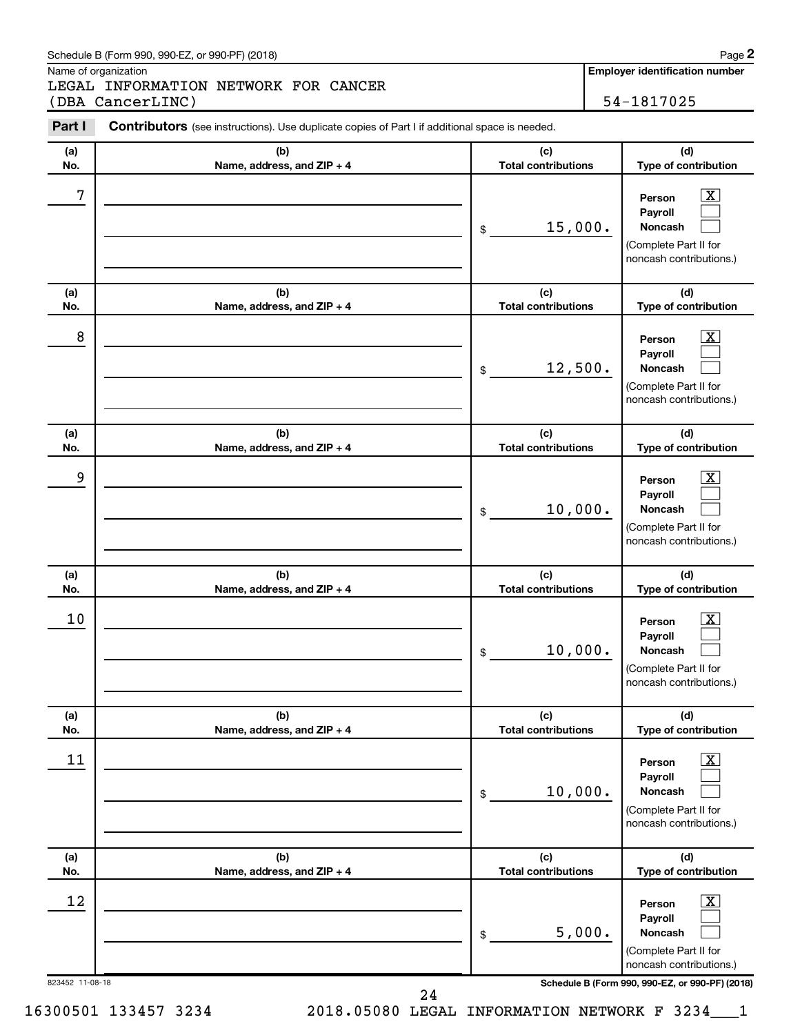Schedule B (Form 990, 990-EZ, or 990-PF) (2018)

Name of organization

LEGAL INFORMATION NETWORK FOR CANCER
(DBA CancerLINC)

**Employer identification number**

54-1817025

**Part I** **Contributors** (see instructions). Use duplicate copies of Part I if additional space is needed.

| (a) No. | (b) Name, address, and ZIP + 4 | (c) Total contributions | (d) Type of contribution |
|---|---|---|---|
| 7 | | $ 15,000. | Person [X] Payroll [ ] Noncash [ ] (Complete Part II for noncash contributions.) |
| 8 | | $ 12,500. | Person [X] Payroll [ ] Noncash [ ] (Complete Part II for noncash contributions.) |
| 9 | | $ 10,000. | Person [X] Payroll [ ] Noncash [ ] (Complete Part II for noncash contributions.) |
| 10 | | $ 10,000. | Person [X] Payroll [ ] Noncash [ ] (Complete Part II for noncash contributions.) |
| 11 | | $ 10,000. | Person [X] Payroll [ ] Noncash [ ] (Complete Part II for noncash contributions.) |
| 12 | | $ 5,000. | Person [X] Payroll [ ] Noncash [ ] (Complete Part II for noncash contributions.) |

823452 11-08-18

**Schedule B (Form 990, 990-EZ, or 990-PF) (2018)**

16300501 133457 3234 2018.05080 LEGAL INFORMATION NETWORK F 3234___1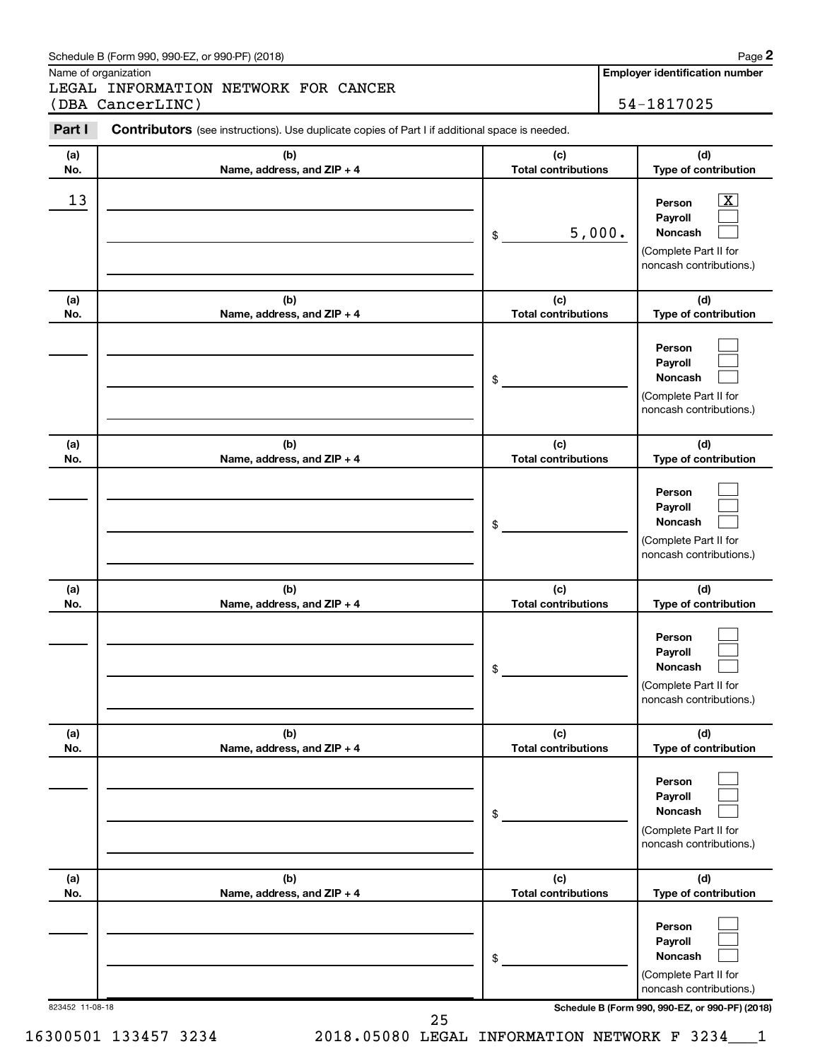Schedule B (Form 990, 990-EZ, or 990-PF) (2018)

Name of organization

LEGAL INFORMATION NETWORK FOR CANCER (DBA CancerLINC)

**Employer identification number**

54-1817025

**Part I** **Contributors** (see instructions). Use duplicate copies of Part I if additional space is needed.

| (a) No. | (b) Name, address, and ZIP + 4 | (c) Total contributions | (d) Type of contribution |
|---|---|---|---|
| 13 | | $ 5,000. | Person [X] Payroll [ ] Noncash [ ] (Complete Part II for noncash contributions.) |
| | | $ | Person [ ] Payroll [ ] Noncash [ ] (Complete Part II for noncash contributions.) |
| | | $ | Person [ ] Payroll [ ] Noncash [ ] (Complete Part II for noncash contributions.) |
| | | $ | Person [ ] Payroll [ ] Noncash [ ] (Complete Part II for noncash contributions.) |
| | | $ | Person [ ] Payroll [ ] Noncash [ ] (Complete Part II for noncash contributions.) |
| | | $ | Person [ ] Payroll [ ] Noncash [ ] (Complete Part II for noncash contributions.) |

823452 11-08-18

**Schedule B (Form 990, 990-EZ, or 990-PF) (2018)**

16300501 133457 3234 2018.05080 LEGAL INFORMATION NETWORK F 3234___1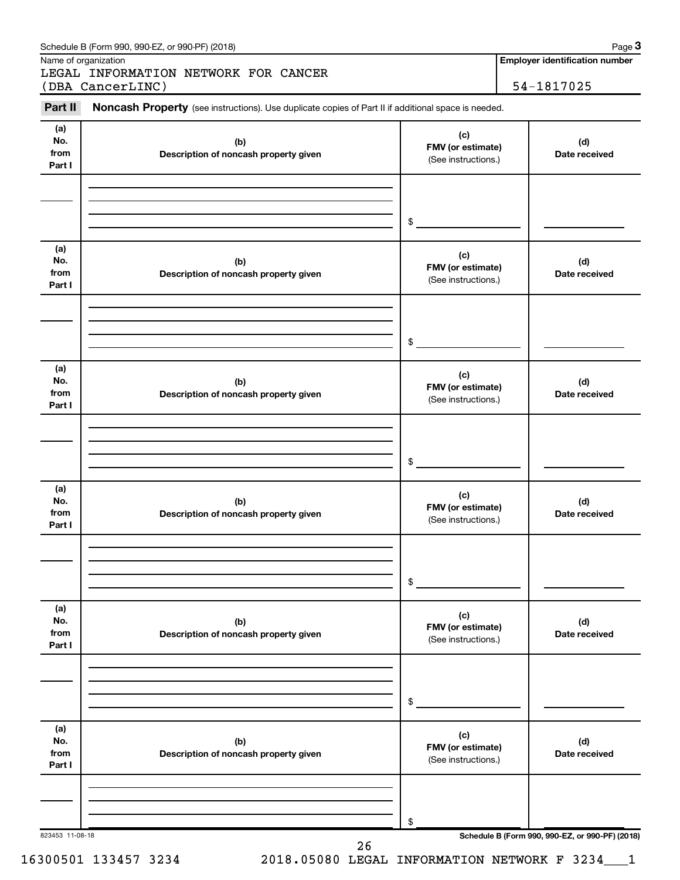Schedule B (Form 990, 990-EZ, or 990-PF) (2018)

Name of organization

LEGAL INFORMATION NETWORK FOR CANCER
(DBA CancerLINC)

**Employer identification number**

54-1817025

**Part II** **Noncash Property** (see instructions). Use duplicate copies of Part II if additional space is needed.

| (a) No. from Part I | (b) Description of noncash property given | (c) FMV (or estimate) (See instructions.) | (d) Date received |
|---|---|---|---|
| | | $ | |

| (a) No. from Part I | (b) Description of noncash property given | (c) FMV (or estimate) (See instructions.) | (d) Date received |
|---|---|---|---|
| | | $ | |

| (a) No. from Part I | (b) Description of noncash property given | (c) FMV (or estimate) (See instructions.) | (d) Date received |
|---|---|---|---|
| | | $ | |

| (a) No. from Part I | (b) Description of noncash property given | (c) FMV (or estimate) (See instructions.) | (d) Date received |
|---|---|---|---|
| | | $ | |

| (a) No. from Part I | (b) Description of noncash property given | (c) FMV (or estimate) (See instructions.) | (d) Date received |
|---|---|---|---|
| | | $ | |

| (a) No. from Part I | (b) Description of noncash property given | (c) FMV (or estimate) (See instructions.) | (d) Date received |
|---|---|---|---|
| | | $ | |

823453 11-08-18

**Schedule B (Form 990, 990-EZ, or 990-PF) (2018)**

16300501 133457 3234 2018.05080 LEGAL INFORMATION NETWORK F 3234___1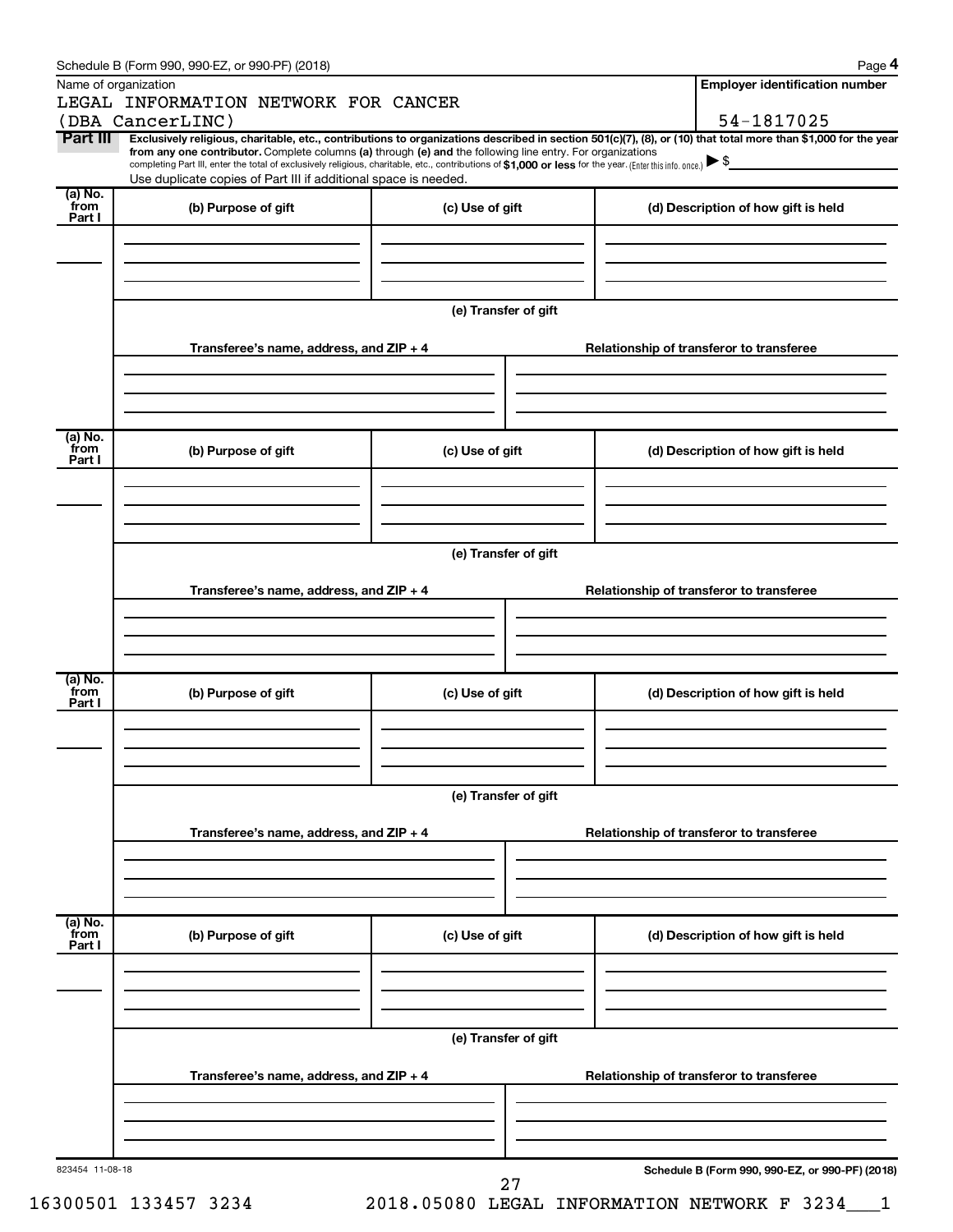Schedule B (Form 990, 990-EZ, or 990-PF) (2018)

Name of organization

LEGAL INFORMATION NETWORK FOR CANCER
(DBA CancerLINC)

**Employer identification number**

54-1817025

**Part III** **Exclusively religious, charitable, etc., contributions to organizations described in section 501(c)(7), (8), or (10) that total more than $1,000 for the year from any one contributor.** Complete columns **(a)** through **(e)** and the following line entry. For organizations completing Part III, enter the total of exclusively religious, charitable, etc., contributions of **$1,000 or less** for the year. (Enter this info. once.) ▶ $

Use duplicate copies of Part III if additional space is needed.

| (a) No. from Part I | (b) Purpose of gift | (c) Use of gift | (d) Description of how gift is held |
|---|---|---|---|
| | | | |

**(e) Transfer of gift**

| Transferee's name, address, and ZIP + 4 | Relationship of transferor to transferee |
|---|---|
| | |

| (a) No. from Part I | (b) Purpose of gift | (c) Use of gift | (d) Description of how gift is held |
|---|---|---|---|
| | | | |

**(e) Transfer of gift**

| Transferee's name, address, and ZIP + 4 | Relationship of transferor to transferee |
|---|---|
| | |

| (a) No. from Part I | (b) Purpose of gift | (c) Use of gift | (d) Description of how gift is held |
|---|---|---|---|
| | | | |

**(e) Transfer of gift**

| Transferee's name, address, and ZIP + 4 | Relationship of transferor to transferee |
|---|---|
| | |

| (a) No. from Part I | (b) Purpose of gift | (c) Use of gift | (d) Description of how gift is held |
|---|---|---|---|
| | | | |

**(e) Transfer of gift**

| Transferee's name, address, and ZIP + 4 | Relationship of transferor to transferee |
|---|---|
| | |

823454 11-08-18

**Schedule B (Form 990, 990-EZ, or 990-PF) (2018)**

16300501 133457 3234 2018.05080 LEGAL INFORMATION NETWORK F 3234___1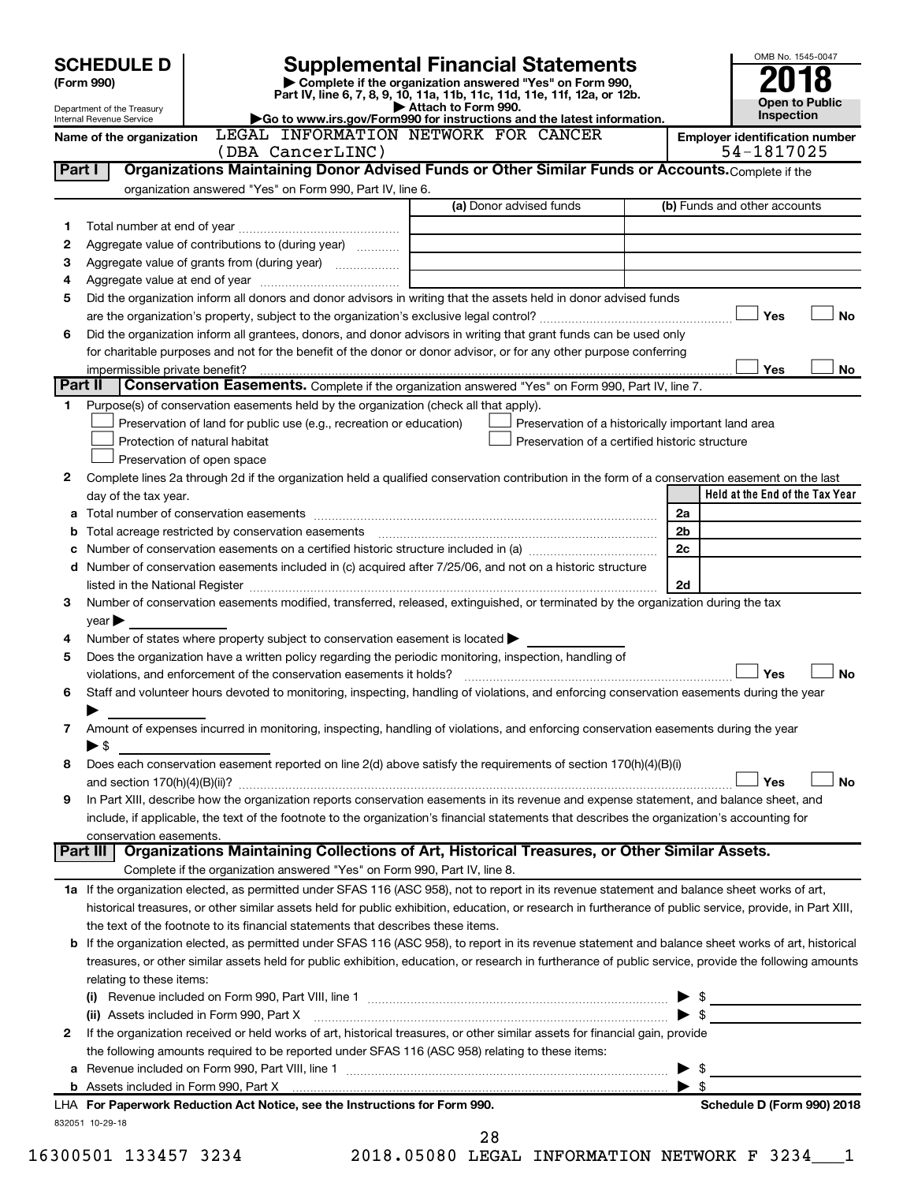# SCHEDULE D (Form 990)

Department of the Treasury
Internal Revenue Service

## Supplemental Financial Statements

▶ Complete if the organization answered "Yes" on Form 990, Part IV, line 6, 7, 8, 9, 10, 11a, 11b, 11c, 11d, 11e, 11f, 12a, or 12b.
▶ Attach to Form 990.
▶Go to www.irs.gov/Form990 for instructions and the latest information.

OMB No. 1545-0047

**2018**

**Open to Public Inspection**

Name of the organization: LEGAL INFORMATION NETWORK FOR CANCER (DBA CancerLINC)

Employer identification number: 54-1817025

### Part I — Organizations Maintaining Donor Advised Funds or Other Similar Funds or Accounts. Complete if the organization answered "Yes" on Form 990, Part IV, line 6.

| | | (a) Donor advised funds | (b) Funds and other accounts |
|---|---|---|---|
| 1 | Total number at end of year | | |
| 2 | Aggregate value of contributions to (during year) | | |
| 3 | Aggregate value of grants from (during year) | | |
| 4 | Aggregate value at end of year | | |

5 Did the organization inform all donors and donor advisors in writing that the assets held in donor advised funds are the organization's property, subject to the organization's exclusive legal control? ☐ Yes ☐ No

6 Did the organization inform all grantees, donors, and donor advisors in writing that grant funds can be used only for charitable purposes and not for the benefit of the donor or donor advisor, or for any other purpose conferring impermissible private benefit? ☐ Yes ☐ No

### Part II — Conservation Easements. Complete if the organization answered "Yes" on Form 990, Part IV, line 7.

1 Purpose(s) of conservation easements held by the organization (check all that apply).
- ☐ Preservation of land for public use (e.g., recreation or education)
- ☐ Protection of natural habitat
- ☐ Preservation of open space
- ☐ Preservation of a historically important land area
- ☐ Preservation of a certified historic structure

2 Complete lines 2a through 2d if the organization held a qualified conservation contribution in the form of a conservation easement on the last day of the tax year.

| | | | Held at the End of the Tax Year |
|---|---|---|---|
| a | Total number of conservation easements | 2a | |
| b | Total acreage restricted by conservation easements | 2b | |
| c | Number of conservation easements on a certified historic structure included in (a) | 2c | |
| d | Number of conservation easements included in (c) acquired after 7/25/06, and not on a historic structure listed in the National Register | 2d | |

3 Number of conservation easements modified, transferred, released, extinguished, or terminated by the organization during the tax year ▶

4 Number of states where property subject to conservation easement is located ▶

5 Does the organization have a written policy regarding the periodic monitoring, inspection, handling of violations, and enforcement of the conservation easements it holds? ☐ Yes ☐ No

6 Staff and volunteer hours devoted to monitoring, inspecting, handling of violations, and enforcing conservation easements during the year ▶

7 Amount of expenses incurred in monitoring, inspecting, handling of violations, and enforcing conservation easements during the year ▶ $

8 Does each conservation easement reported on line 2(d) above satisfy the requirements of section 170(h)(4)(B)(i) and section 170(h)(4)(B)(ii)? ☐ Yes ☐ No

9 In Part XIII, describe how the organization reports conservation easements in its revenue and expense statement, and balance sheet, and include, if applicable, the text of the footnote to the organization's financial statements that describes the organization's accounting for conservation easements.

### Part III — Organizations Maintaining Collections of Art, Historical Treasures, or Other Similar Assets. Complete if the organization answered "Yes" on Form 990, Part IV, line 8.

1a If the organization elected, as permitted under SFAS 116 (ASC 958), not to report in its revenue statement and balance sheet works of art, historical treasures, or other similar assets held for public exhibition, education, or research in furtherance of public service, provide, in Part XIII, the text of the footnote to its financial statements that describes these items.

b If the organization elected, as permitted under SFAS 116 (ASC 958), to report in its revenue statement and balance sheet works of art, historical treasures, or other similar assets held for public exhibition, education, or research in furtherance of public service, provide the following amounts relating to these items:

(i) Revenue included on Form 990, Part VIII, line 1 ▶ $

(ii) Assets included in Form 990, Part X ▶ $

2 If the organization received or held works of art, historical treasures, or other similar assets for financial gain, provide the following amounts required to be reported under SFAS 116 (ASC 958) relating to these items:

a Revenue included on Form 990, Part VIII, line 1 ▶ $

b Assets included in Form 990, Part X ▶ $

LHA **For Paperwork Reduction Act Notice, see the Instructions for Form 990.** **Schedule D (Form 990) 2018**

832051 10-29-18

16300501 133457 3234 2018.05080 LEGAL INFORMATION NETWORK F 3234___1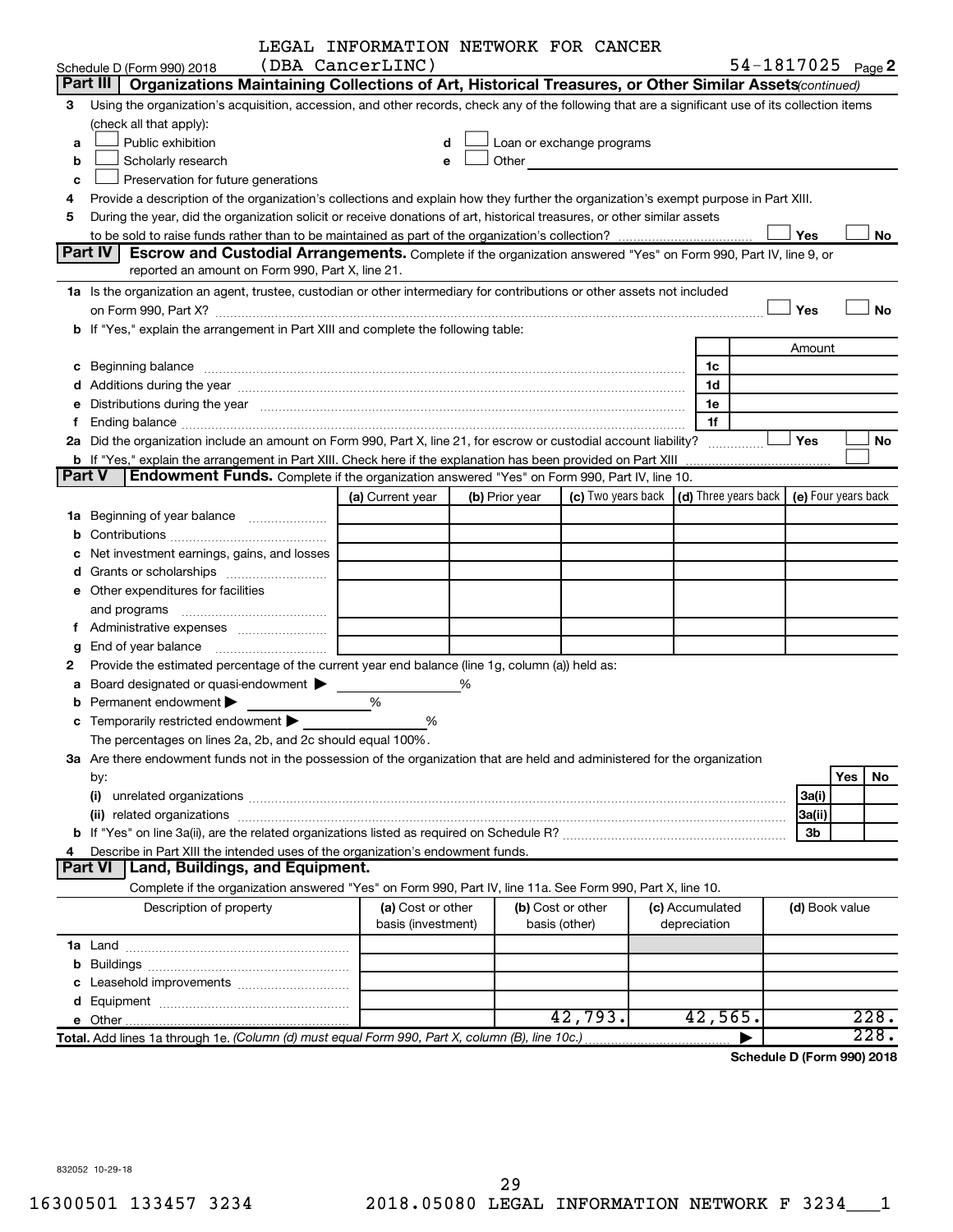LEGAL INFORMATION NETWORK FOR CANCER (DBA CancerLINC) 54-1817025

Schedule D (Form 990) 2018 Page 2

## Part III Organizations Maintaining Collections of Art, Historical Treasures, or Other Similar Assets *(continued)*

3 Using the organization's acquisition, accession, and other records, check any of the following that are a significant use of its collection items (check all that apply):

a ☐ Public exhibition  
b ☐ Scholarly research  
c ☐ Preservation for future generations  
d ☐ Loan or exchange programs  
e ☐ Other

4 Provide a description of the organization's collections and explain how they further the organization's exempt purpose in Part XIII.

5 During the year, did the organization solicit or receive donations of art, historical treasures, or other similar assets to be sold to raise funds rather than to be maintained as part of the organization's collection? ☐ Yes ☐ No

## Part IV Escrow and Custodial Arrangements.

Complete if the organization answered "Yes" on Form 990, Part IV, line 9, or reported an amount on Form 990, Part X, line 21.

1a Is the organization an agent, trustee, custodian or other intermediary for contributions or other assets not included on Form 990, Part X? ☐ Yes ☐ No

b If "Yes," explain the arrangement in Part XIII and complete the following table:

| | | Amount |
|---|---|---|
| c Beginning balance | 1c | |
| d Additions during the year | 1d | |
| e Distributions during the year | 1e | |
| f Ending balance | 1f | |

2a Did the organization include an amount on Form 990, Part X, line 21, for escrow or custodial account liability? ☐ Yes ☐ No

b If "Yes," explain the arrangement in Part XIII. Check here if the explanation has been provided on Part XIII ☐

## Part V Endowment Funds.

Complete if the organization answered "Yes" on Form 990, Part IV, line 10.

| | (a) Current year | (b) Prior year | (c) Two years back | (d) Three years back | (e) Four years back |
|---|---|---|---|---|---|
| 1a Beginning of year balance | | | | | |
| b Contributions | | | | | |
| c Net investment earnings, gains, and losses | | | | | |
| d Grants or scholarships | | | | | |
| e Other expenditures for facilities and programs | | | | | |
| f Administrative expenses | | | | | |
| g End of year balance | | | | | |

2 Provide the estimated percentage of the current year end balance (line 1g, column (a)) held as:

a Board designated or quasi-endowment ▶ %  
b Permanent endowment ▶ %  
c Temporarily restricted endowment ▶ %  
The percentages on lines 2a, 2b, and 2c should equal 100%.

3a Are there endowment funds not in the possession of the organization that are held and administered for the organization by:

| | | Yes | No |
|---|---|---|---|
| (i) unrelated organizations | 3a(i) | | |
| (ii) related organizations | 3a(ii) | | |
| b If "Yes" on line 3a(ii), are the related organizations listed as required on Schedule R? | 3b | | |

4 Describe in Part XIII the intended uses of the organization's endowment funds.

## Part VI Land, Buildings, and Equipment.

Complete if the organization answered "Yes" on Form 990, Part IV, line 11a. See Form 990, Part X, line 10.

| Description of property | (a) Cost or other basis (investment) | (b) Cost or other basis (other) | (c) Accumulated depreciation | (d) Book value |
|---|---|---|---|---|
| 1a Land | | | | |
| b Buildings | | | | |
| c Leasehold improvements | | | | |
| d Equipment | | | | |
| e Other | | 42,793. | 42,565. | 228. |
| **Total.** Add lines 1a through 1e. *(Column (d) must equal Form 990, Part X, column (B), line 10c.)* | | | ▶ | 228. |

**Schedule D (Form 990) 2018**

832052 10-29-18

16300501 133457 3234 2018.05080 LEGAL INFORMATION NETWORK F 3234___1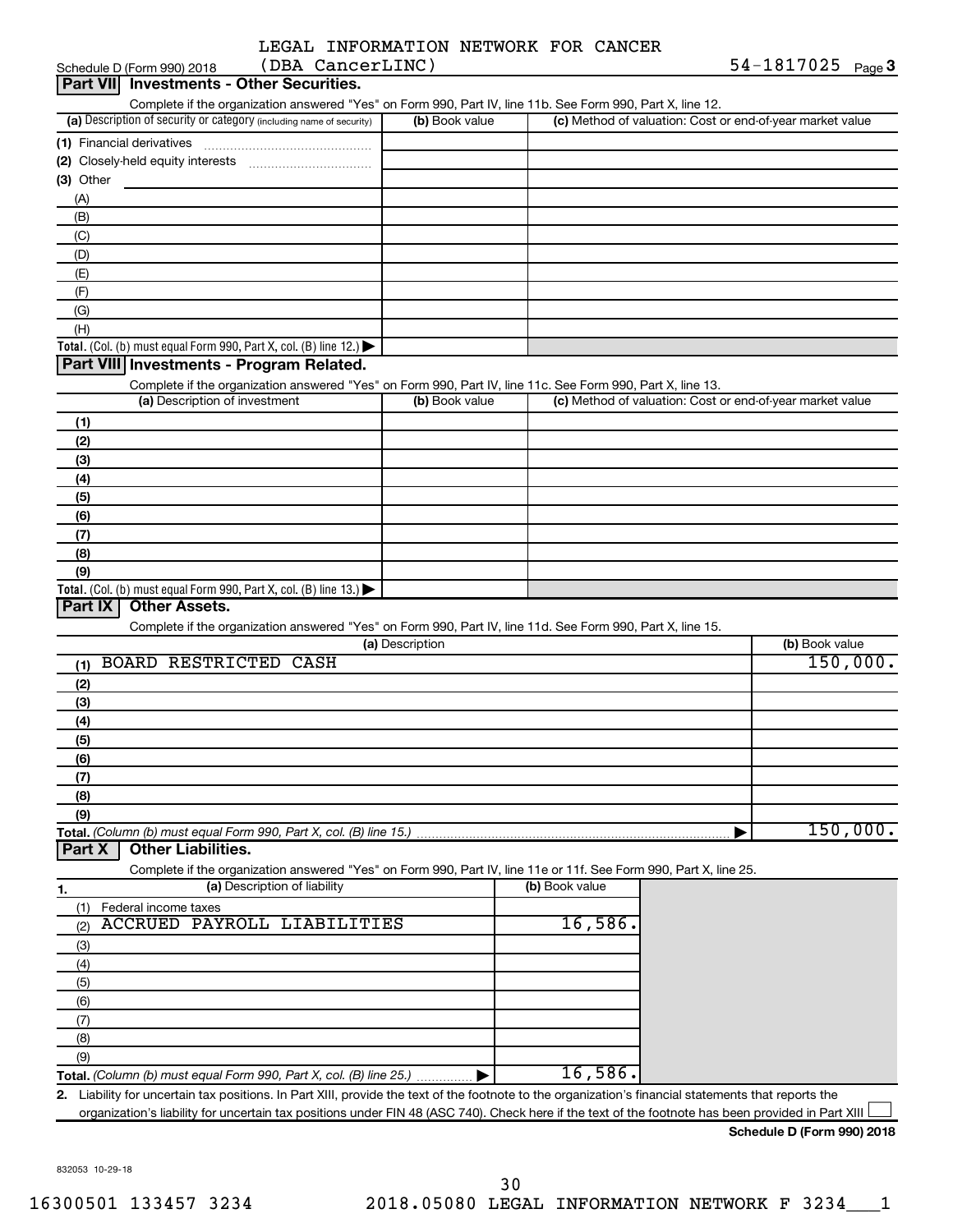Schedule D (Form 990) 2018 LEGAL INFORMATION NETWORK FOR CANCER (DBA CancerLINC) 54-1817025 Page 3

## Part VII Investments - Other Securities.

Complete if the organization answered "Yes" on Form 990, Part IV, line 11b. See Form 990, Part X, line 12.

| (a) Description of security or category (including name of security) | (b) Book value | (c) Method of valuation: Cost or end-of-year market value |
|---|---|---|
| (1) Financial derivatives | | |
| (2) Closely-held equity interests | | |
| (3) Other | | |
| (A) | | |
| (B) | | |
| (C) | | |
| (D) | | |
| (E) | | |
| (F) | | |
| (G) | | |
| (H) | | |
| **Total.** (Col. (b) must equal Form 990, Part X, col. (B) line 12.) | | |

## Part VIII Investments - Program Related.

Complete if the organization answered "Yes" on Form 990, Part IV, line 11c. See Form 990, Part X, line 13.

| (a) Description of investment | (b) Book value | (c) Method of valuation: Cost or end-of-year market value |
|---|---|---|
| (1) | | |
| (2) | | |
| (3) | | |
| (4) | | |
| (5) | | |
| (6) | | |
| (7) | | |
| (8) | | |
| (9) | | |
| **Total.** (Col. (b) must equal Form 990, Part X, col. (B) line 13.) | | |

## Part IX Other Assets.

Complete if the organization answered "Yes" on Form 990, Part IV, line 11d. See Form 990, Part X, line 15.

| (a) Description | (b) Book value |
|---|---|
| (1) BOARD RESTRICTED CASH | 150,000. |
| (2) | |
| (3) | |
| (4) | |
| (5) | |
| (6) | |
| (7) | |
| (8) | |
| (9) | |
| **Total.** *(Column (b) must equal Form 990, Part X, col. (B) line 15.)* | 150,000. |

## Part X Other Liabilities.

Complete if the organization answered "Yes" on Form 990, Part IV, line 11e or 11f. See Form 990, Part X, line 25.

| 1. (a) Description of liability | (b) Book value |
|---|---|
| (1) Federal income taxes | |
| (2) ACCRUED PAYROLL LIABILITIES | 16,586. |
| (3) | |
| (4) | |
| (5) | |
| (6) | |
| (7) | |
| (8) | |
| (9) | |
| **Total.** *(Column (b) must equal Form 990, Part X, col. (B) line 25.)* | 16,586. |

2. Liability for uncertain tax positions. In Part XIII, provide the text of the footnote to the organization's financial statements that reports the organization's liability for uncertain tax positions under FIN 48 (ASC 740). Check here if the text of the footnote has been provided in Part XIII ☐

**Schedule D (Form 990) 2018**

832053 10-29-18

16300501 133457 3234 2018.05080 LEGAL INFORMATION NETWORK F 3234___1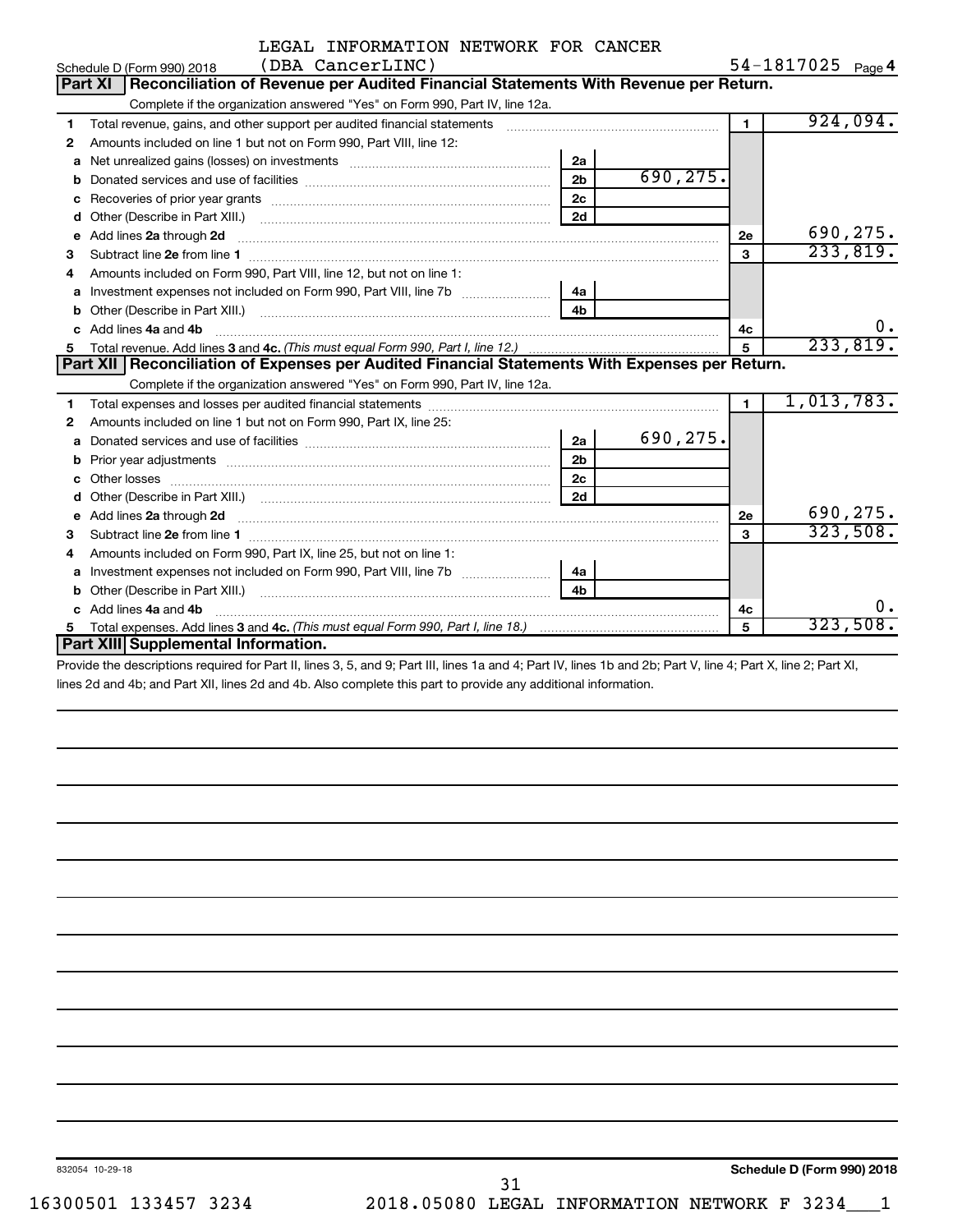LEGAL INFORMATION NETWORK FOR CANCER

Schedule D (Form 990) 2018 (DBA CancerLINC) 54-1817025 Page 4

## Part XI Reconciliation of Revenue per Audited Financial Statements With Revenue per Return.

Complete if the organization answered "Yes" on Form 990, Part IV, line 12a.

| | | | | | |
|---|---|---|---|---|---|
| 1 | Total revenue, gains, and other support per audited financial statements | | | 1 | 924,094. |
| 2 | Amounts included on line 1 but not on Form 990, Part VIII, line 12: | | | | |
| a | Net unrealized gains (losses) on investments | 2a | | | |
| b | Donated services and use of facilities | 2b | 690,275. | | |
| c | Recoveries of prior year grants | 2c | | | |
| d | Other (Describe in Part XIII.) | 2d | | | |
| e | Add lines 2a through 2d | | | 2e | 690,275. |
| 3 | Subtract line 2e from line 1 | | | 3 | 233,819. |
| 4 | Amounts included on Form 990, Part VIII, line 12, but not on line 1: | | | | |
| a | Investment expenses not included on Form 990, Part VIII, line 7b | 4a | | | |
| b | Other (Describe in Part XIII.) | 4b | | | |
| c | Add lines 4a and 4b | | | 4c | 0. |
| 5 | Total revenue. Add lines 3 and 4c. *(This must equal Form 990, Part I, line 12.)* | | | 5 | 233,819. |

## Part XII Reconciliation of Expenses per Audited Financial Statements With Expenses per Return.

Complete if the organization answered "Yes" on Form 990, Part IV, line 12a.

| | | | | | |
|---|---|---|---|---|---|
| 1 | Total expenses and losses per audited financial statements | | | 1 | 1,013,783. |
| 2 | Amounts included on line 1 but not on Form 990, Part IX, line 25: | | | | |
| a | Donated services and use of facilities | 2a | 690,275. | | |
| b | Prior year adjustments | 2b | | | |
| c | Other losses | 2c | | | |
| d | Other (Describe in Part XIII.) | 2d | | | |
| e | Add lines 2a through 2d | | | 2e | 690,275. |
| 3 | Subtract line 2e from line 1 | | | 3 | 323,508. |
| 4 | Amounts included on Form 990, Part IX, line 25, but not on line 1: | | | | |
| a | Investment expenses not included on Form 990, Part VIII, line 7b | 4a | | | |
| b | Other (Describe in Part XIII.) | 4b | | | |
| c | Add lines 4a and 4b | | | 4c | 0. |
| 5 | Total expenses. Add lines 3 and 4c. *(This must equal Form 990, Part I, line 18.)* | | | 5 | 323,508. |

## Part XIII Supplemental Information.

Provide the descriptions required for Part II, lines 3, 5, and 9; Part III, lines 1a and 4; Part IV, lines 1b and 2b; Part V, line 4; Part X, line 2; Part XI, lines 2d and 4b; and Part XII, lines 2d and 4b. Also complete this part to provide any additional information.

832054 10-29-18

**Schedule D (Form 990) 2018**

16300501 133457 3234 2018.05080 LEGAL INFORMATION NETWORK F 3234___1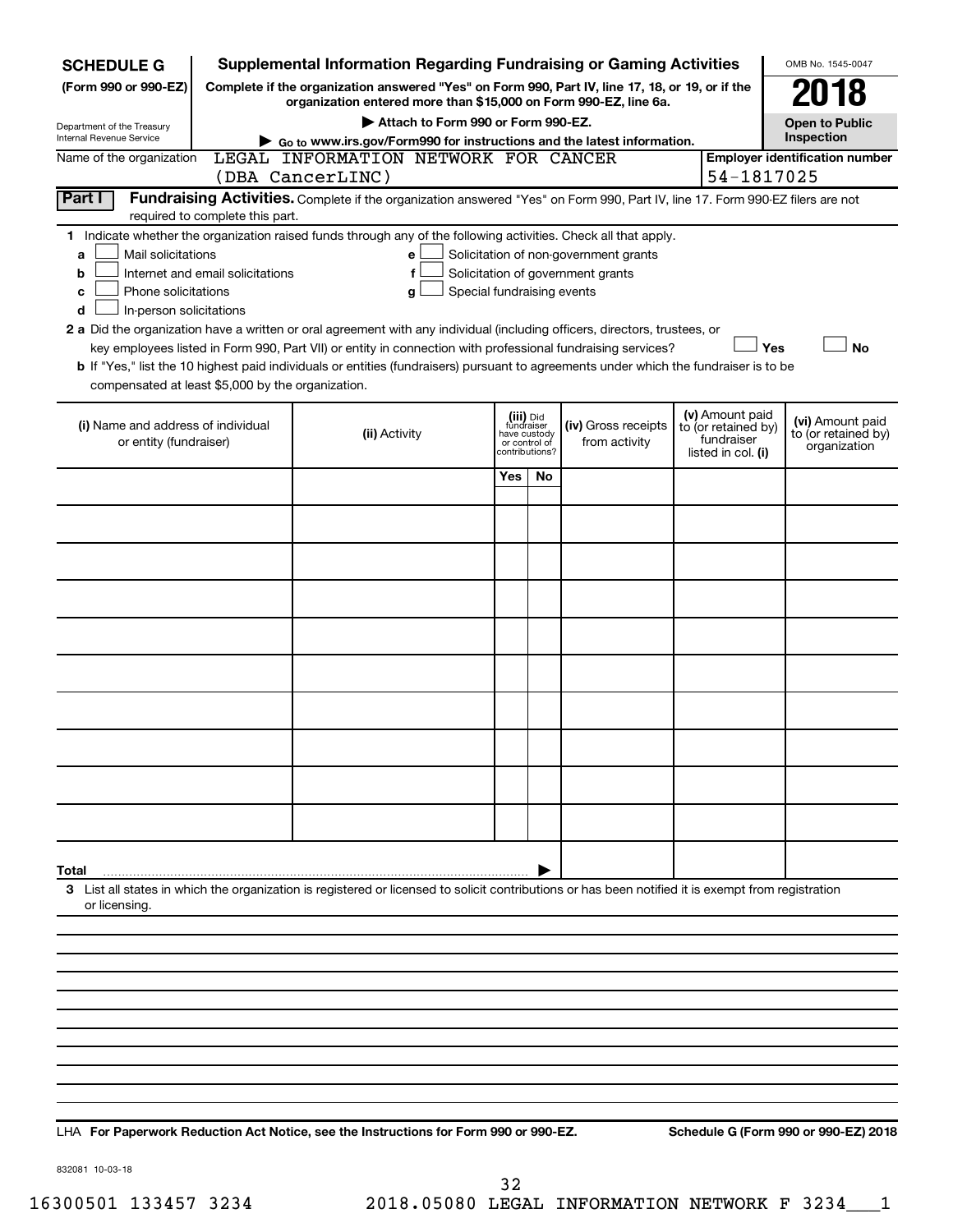**SCHEDULE G (Form 990 or 990-EZ)**

Department of the Treasury
Internal Revenue Service

# Supplemental Information Regarding Fundraising or Gaming Activities

**Complete if the organization answered "Yes" on Form 990, Part IV, line 17, 18, or 19, or if the organization entered more than $15,000 on Form 990-EZ, line 6a.**

**▶ Attach to Form 990 or Form 990-EZ.**

**▶ Go to www.irs.gov/Form990 for instructions and the latest information.**

OMB No. 1545-0047

**2018**

**Open to Public Inspection**

Name of the organization: LEGAL INFORMATION NETWORK FOR CANCER (DBA CancerLINC)

**Employer identification number:** 54-1817025

**Part I** **Fundraising Activities.** Complete if the organization answered "Yes" on Form 990, Part IV, line 17. Form 990-EZ filers are not required to complete this part.

**1** Indicate whether the organization raised funds through any of the following activities. Check all that apply.

- **a** ☐ Mail solicitations
- **b** ☐ Internet and email solicitations
- **c** ☐ Phone solicitations
- **d** ☐ In-person solicitations
- **e** ☐ Solicitation of non-government grants
- **f** ☐ Solicitation of government grants
- **g** ☐ Special fundraising events

**2 a** Did the organization have a written or oral agreement with any individual (including officers, directors, trustees, or key employees listed in Form 990, Part VII) or entity in connection with professional fundraising services? ☐ **Yes** ☐ **No**

**b** If "Yes," list the 10 highest paid individuals or entities (fundraisers) pursuant to agreements under which the fundraiser is to be compensated at least $5,000 by the organization.

| (i) Name and address of individual or entity (fundraiser) | (ii) Activity | (iii) Did fundraiser have custody or control of contributions? | | (iv) Gross receipts from activity | (v) Amount paid to (or retained by) fundraiser listed in col. (i) | (vi) Amount paid to (or retained by) organization |
|---|---|---|---|---|---|---|
| | | Yes | No | | | |
| | | | | | | |
| | | | | | | |
| | | | | | | |
| | | | | | | |
| | | | | | | |
| | | | | | | |
| | | | | | | |
| | | | | | | |
| | | | | | | |
| | | | | | | |
| **Total** ▶ | | | | | | |

**3** List all states in which the organization is registered or licensed to solicit contributions or has been notified it is exempt from registration or licensing.

LHA **For Paperwork Reduction Act Notice, see the Instructions for Form 990 or 990-EZ.** **Schedule G (Form 990 or 990-EZ) 2018**

832081 10-03-18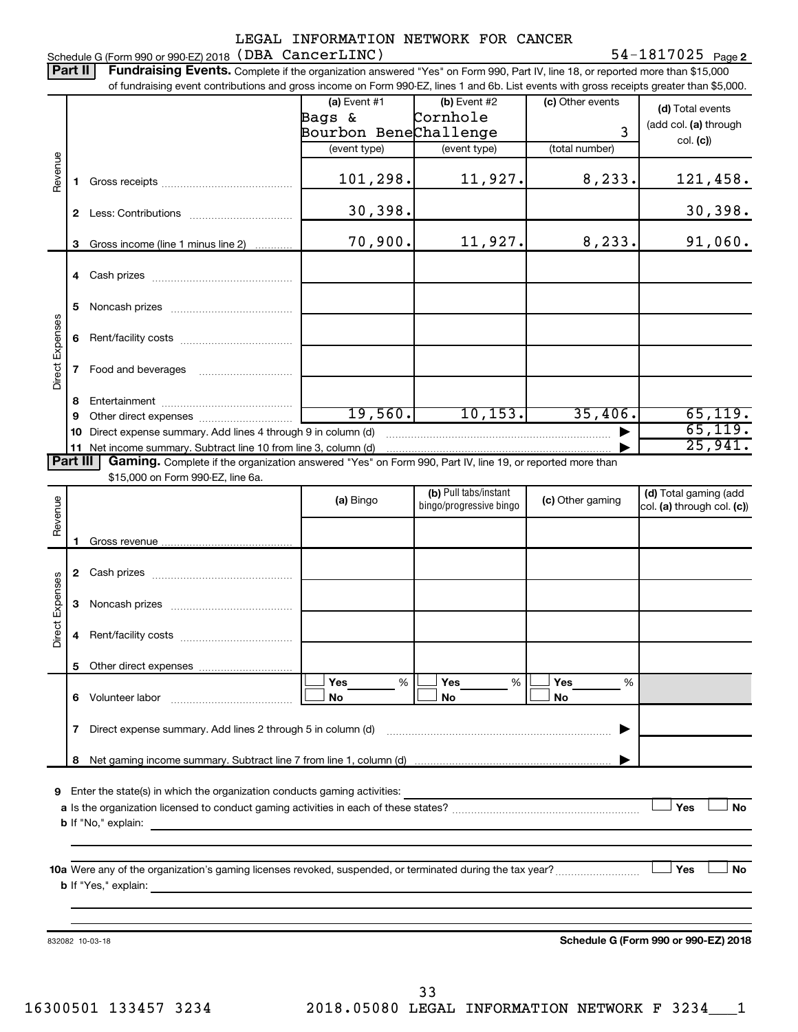LEGAL INFORMATION NETWORK FOR CANCER

Schedule G (Form 990 or 990-EZ) 2018 (DBA CancerLINC) 54-1817025 Page **2**

**Part II** **Fundraising Events.** Complete if the organization answered "Yes" on Form 990, Part IV, line 18, or reported more than $15,000 of fundraising event contributions and gross income on Form 990-EZ, lines 1 and 6b. List events with gross receipts greater than $5,000.

| | | (a) Event #1<br>Bags & Bourbon Bene<br>(event type) | (b) Event #2<br>Cornhole Challenge<br>(event type) | (c) Other events<br>3<br>(total number) | (d) Total events (add col. (a) through col. (c)) |
|---|---|---|---|---|---|
| Revenue | 1 Gross receipts | 101,298. | 11,927. | 8,233. | 121,458. |
| | 2 Less: Contributions | 30,398. | | | 30,398. |
| | 3 Gross income (line 1 minus line 2) | 70,900. | 11,927. | 8,233. | 91,060. |
| Direct Expenses | 4 Cash prizes | | | | |
| | 5 Noncash prizes | | | | |
| | 6 Rent/facility costs | | | | |
| | 7 Food and beverages | | | | |
| | 8 Entertainment | | | | |
| | 9 Other direct expenses | 19,560. | 10,153. | 35,406. | 65,119. |
| | 10 Direct expense summary. Add lines 4 through 9 in column (d) | | | ▶ | 65,119. |
| | 11 Net income summary. Subtract line 10 from line 3, column (d) | | | ▶ | 25,941. |

**Part III** **Gaming.** Complete if the organization answered "Yes" on Form 990, Part IV, line 19, or reported more than $15,000 on Form 990-EZ, line 6a.

| | | (a) Bingo | (b) Pull tabs/instant bingo/progressive bingo | (c) Other gaming | (d) Total gaming (add col. (a) through col. (c)) |
|---|---|---|---|---|---|
| Revenue | 1 Gross revenue | | | | |
| Direct Expenses | 2 Cash prizes | | | | |
| | 3 Noncash prizes | | | | |
| | 4 Rent/facility costs | | | | |
| | 5 Other direct expenses | | | | |
| | 6 Volunteer labor | ☐ Yes ____ %<br>☐ No | ☐ Yes ____ %<br>☐ No | ☐ Yes ____ %<br>☐ No | |
| | 7 Direct expense summary. Add lines 2 through 5 in column (d) | | | ▶ | |
| | 8 Net gaming income summary. Subtract line 7 from line 1, column (d) | | | ▶ | |

**9** Enter the state(s) in which the organization conducts gaming activities: ____________

**a** Is the organization licensed to conduct gaming activities in each of these states? ☐ Yes ☐ No

**b** If "No," explain: ____________

**10a** Were any of the organization's gaming licenses revoked, suspended, or terminated during the tax year? ☐ Yes ☐ No

**b** If "Yes," explain: ____________

832082 10-03-18

**Schedule G (Form 990 or 990-EZ) 2018**

16300501 133457 3234 2018.05080 LEGAL INFORMATION NETWORK F 3234___1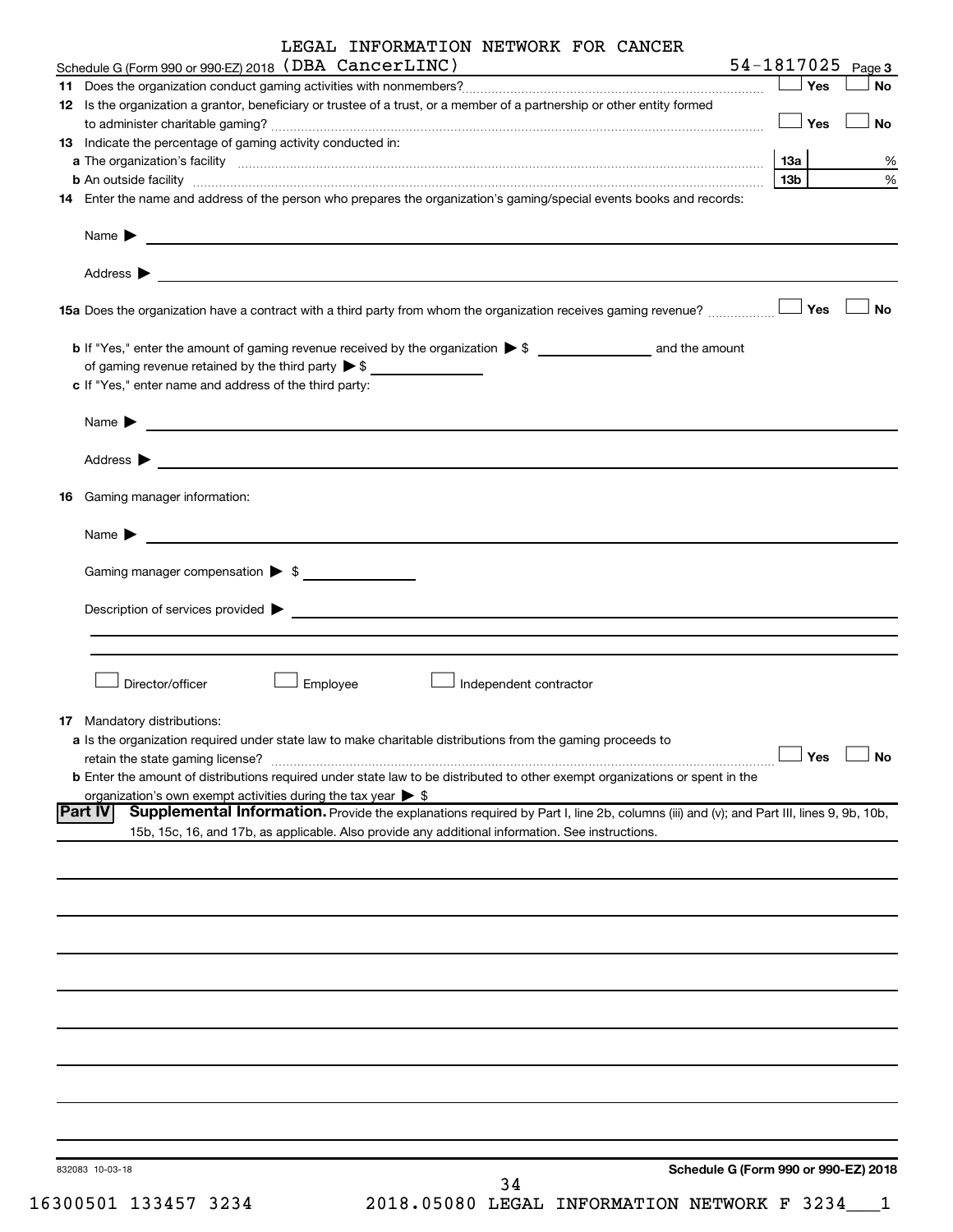LEGAL INFORMATION NETWORK FOR CANCER

Schedule G (Form 990 or 990-EZ) 2018 (DBA CancerLINC) 54-1817025 Page 3

**11** Does the organization conduct gaming activities with nonmembers? ☐ Yes ☐ No

**12** Is the organization a grantor, beneficiary or trustee of a trust, or a member of a partnership or other entity formed to administer charitable gaming? ☐ Yes ☐ No

**13** Indicate the percentage of gaming activity conducted in:

**a** The organization's facility **13a** %

**b** An outside facility **13b** %

**14** Enter the name and address of the person who prepares the organization's gaming/special events books and records:

Name ▶

Address ▶

**15a** Does the organization have a contract with a third party from whom the organization receives gaming revenue? ☐ Yes ☐ No

**b** If "Yes," enter the amount of gaming revenue received by the organization ▶ $ ______ and the amount of gaming revenue retained by the third party ▶ $ ______

**c** If "Yes," enter name and address of the third party:

Name ▶

Address ▶

**16** Gaming manager information:

Name ▶

Gaming manager compensation ▶ $

Description of services provided ▶

☐ Director/officer ☐ Employee ☐ Independent contractor

**17** Mandatory distributions:

**a** Is the organization required under state law to make charitable distributions from the gaming proceeds to retain the state gaming license? ☐ Yes ☐ No

**b** Enter the amount of distributions required under state law to be distributed to other exempt organizations or spent in the organization's own exempt activities during the tax year ▶ $

**Part IV Supplemental Information.** Provide the explanations required by Part I, line 2b, columns (iii) and (v); and Part III, lines 9, 9b, 10b, 15b, 15c, 16, and 17b, as applicable. Also provide any additional information. See instructions.

832083 10-03-18

**Schedule G (Form 990 or 990-EZ) 2018**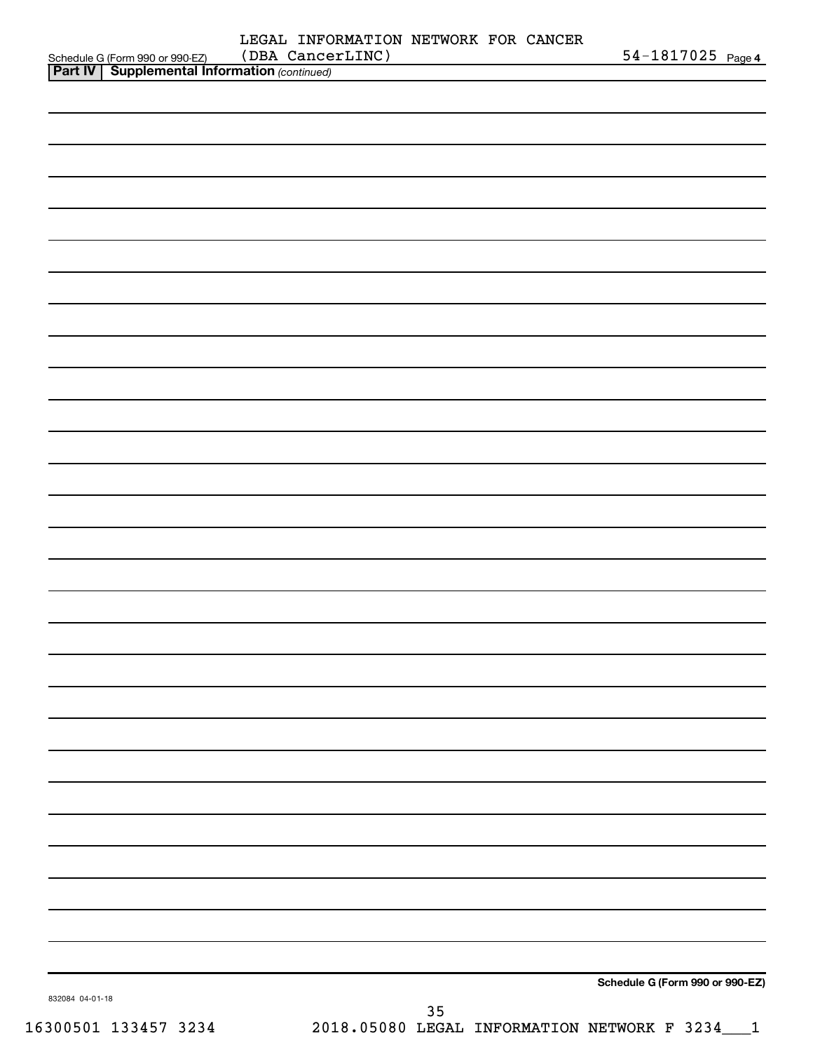Schedule G (Form 990 or 990-EZ) LEGAL INFORMATION NETWORK FOR CANCER (DBA CancerLINC) 54-1817025 Page 4

**Part IV | Supplemental Information** *(continued)*

**Schedule G (Form 990 or 990-EZ)**

832084 04-01-18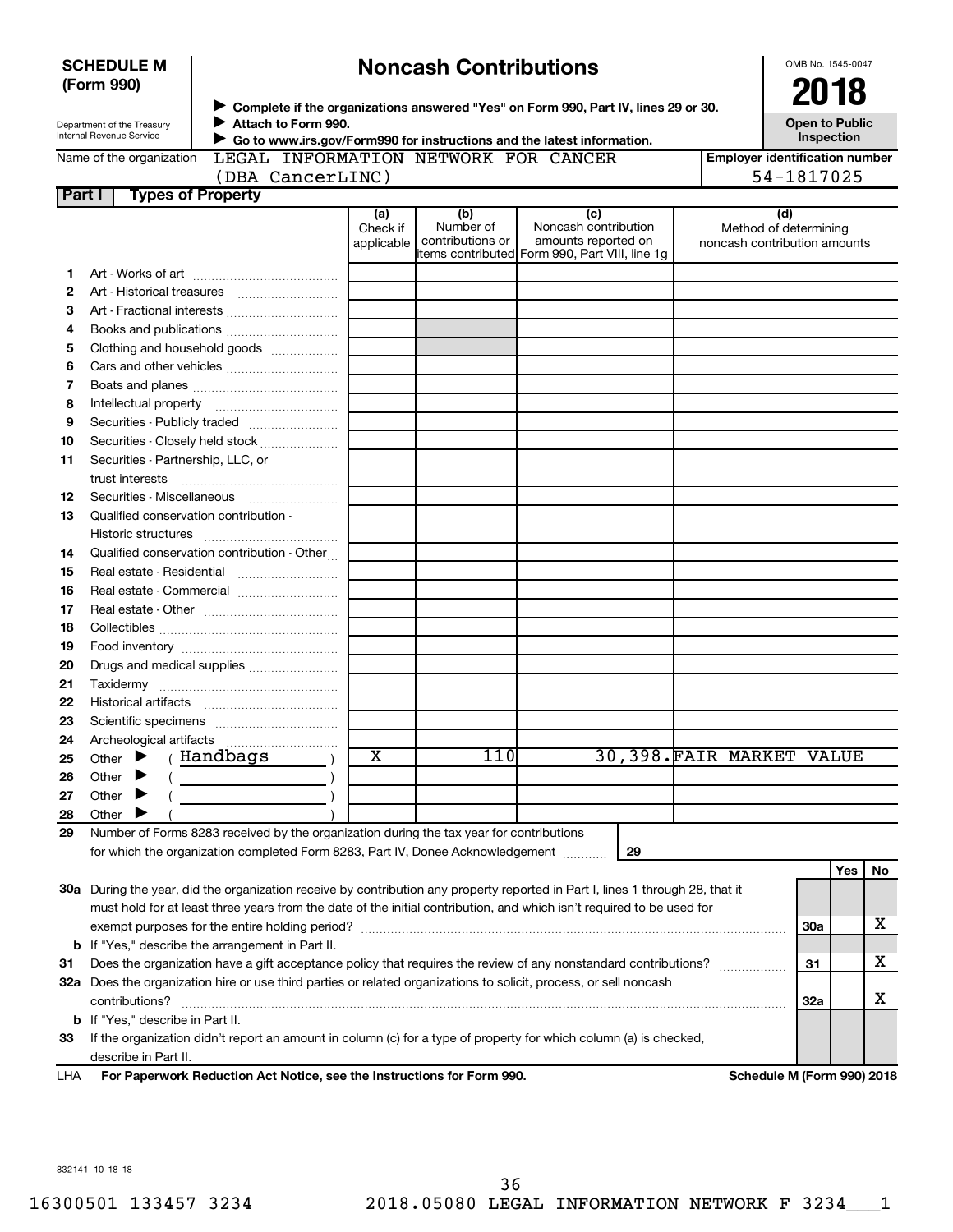**SCHEDULE M (Form 990)**

Department of the Treasury
Internal Revenue Service

# Noncash Contributions

▶ Complete if the organizations answered "Yes" on Form 990, Part IV, lines 29 or 30.
▶ Attach to Form 990.
▶ Go to www.irs.gov/Form990 for instructions and the latest information.

OMB No. 1545-0047

**2018**

**Open to Public Inspection**

Name of the organization: LEGAL INFORMATION NETWORK FOR CANCER (DBA CancerLINC)

Employer identification number: 54-1817025

**Part I — Types of Property**

| | | (a) Check if applicable | (b) Number of contributions or items contributed | (c) Noncash contribution amounts reported on Form 990, Part VIII, line 1g | (d) Method of determining noncash contribution amounts |
|---|---|---|---|---|---|
| 1 | Art - Works of art | | | | |
| 2 | Art - Historical treasures | | | | |
| 3 | Art - Fractional interests | | | | |
| 4 | Books and publications | | | | |
| 5 | Clothing and household goods | | | | |
| 6 | Cars and other vehicles | | | | |
| 7 | Boats and planes | | | | |
| 8 | Intellectual property | | | | |
| 9 | Securities - Publicly traded | | | | |
| 10 | Securities - Closely held stock | | | | |
| 11 | Securities - Partnership, LLC, or trust interests | | | | |
| 12 | Securities - Miscellaneous | | | | |
| 13 | Qualified conservation contribution - Historic structures | | | | |
| 14 | Qualified conservation contribution - Other | | | | |
| 15 | Real estate - Residential | | | | |
| 16 | Real estate - Commercial | | | | |
| 17 | Real estate - Other | | | | |
| 18 | Collectibles | | | | |
| 19 | Food inventory | | | | |
| 20 | Drugs and medical supplies | | | | |
| 21 | Taxidermy | | | | |
| 22 | Historical artifacts | | | | |
| 23 | Scientific specimens | | | | |
| 24 | Archeological artifacts | | | | |
| 25 | Other ▶ ( Handbags ) | X | 110 | 30,398. | FAIR MARKET VALUE |
| 26 | Other ▶ ( ) | | | | |
| 27 | Other ▶ ( ) | | | | |
| 28 | Other ▶ ( ) | | | | |

**29** Number of Forms 8283 received by the organization during the tax year for contributions for which the organization completed Form 8283, Part IV, Donee Acknowledgement ..... **29**

| | | | Yes | No |
|---|---|---|---|---|
| 30a | During the year, did the organization receive by contribution any property reported in Part I, lines 1 through 28, that it must hold for at least three years from the date of the initial contribution, and which isn't required to be used for exempt purposes for the entire holding period? | 30a | | X |
| b | If "Yes," describe the arrangement in Part II. | | | |
| 31 | Does the organization have a gift acceptance policy that requires the review of any nonstandard contributions? | 31 | | X |
| 32a | Does the organization hire or use third parties or related organizations to solicit, process, or sell noncash contributions? | 32a | | X |
| b | If "Yes," describe in Part II. | | | |
| 33 | If the organization didn't report an amount in column (c) for a type of property for which column (a) is checked, describe in Part II. | | | |

LHA **For Paperwork Reduction Act Notice, see the Instructions for Form 990.** **Schedule M (Form 990) 2018**

832141 10-18-18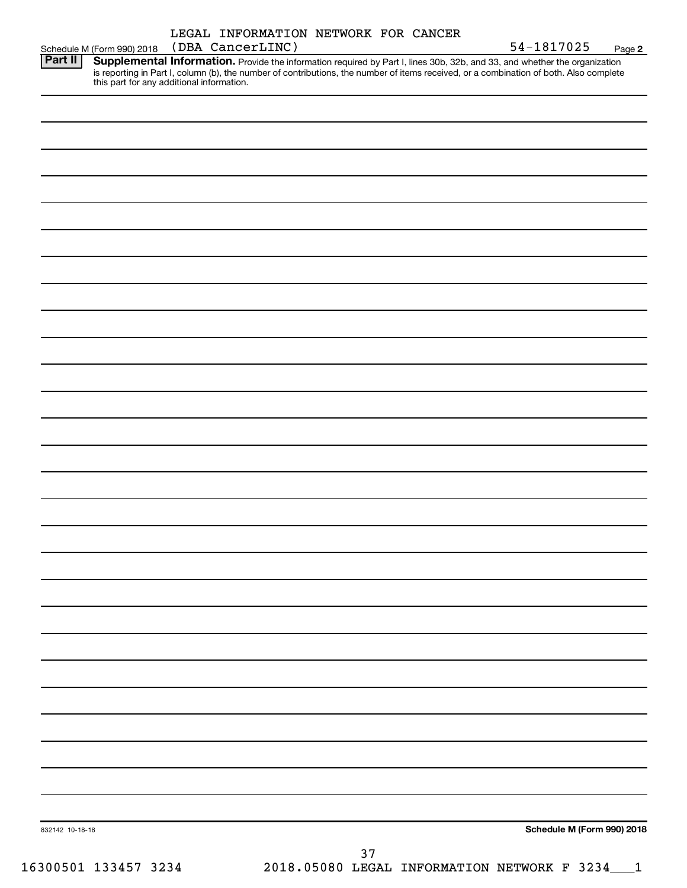Schedule M (Form 990) 2018 LEGAL INFORMATION NETWORK FOR CANCER (DBA CancerLINC) 54-1817025 Page **2**

**Part II** **Supplemental Information.** Provide the information required by Part I, lines 30b, 32b, and 33, and whether the organization is reporting in Part I, column (b), the number of contributions, the number of items received, or a combination of both. Also complete this part for any additional information.

832142 10-18-18 **Schedule M (Form 990) 2018**

16300501 133457 3234 2018.05080 LEGAL INFORMATION NETWORK F 3234___1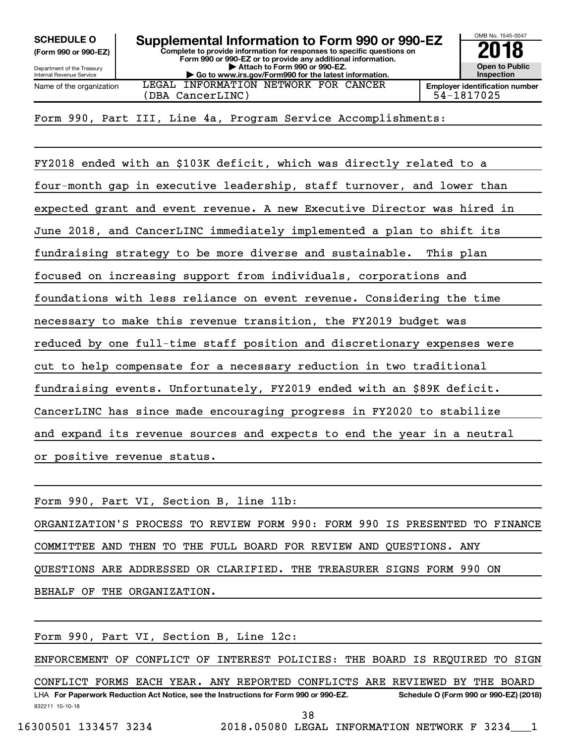**SCHEDULE O**
**(Form 990 or 990-EZ)**

Department of the Treasury
Internal Revenue Service

# Supplemental Information to Form 990 or 990-EZ

**Complete to provide information for responses to specific questions on Form 990 or 990-EZ or to provide any additional information.**
**▶ Attach to Form 990 or 990-EZ.**
**▶ Go to www.irs.gov/Form990 for the latest information.**

OMB No. 1545-0047
**2018**
**Open to Public Inspection**

| Name of the organization | Employer identification number |
|---|---|
| LEGAL INFORMATION NETWORK FOR CANCER (DBA CancerLINC) | 54-1817025 |

Form 990, Part III, Line 4a, Program Service Accomplishments:

FY2018 ended with an $103K deficit, which was directly related to a four-month gap in executive leadership, staff turnover, and lower than expected grant and event revenue. A new Executive Director was hired in June 2018, and CancerLINC immediately implemented a plan to shift its fundraising strategy to be more diverse and sustainable. This plan focused on increasing support from individuals, corporations and foundations with less reliance on event revenue. Considering the time necessary to make this revenue transition, the FY2019 budget was reduced by one full-time staff position and discretionary expenses were cut to help compensate for a necessary reduction in two traditional fundraising events. Unfortunately, FY2019 ended with an $89K deficit. CancerLINC has since made encouraging progress in FY2020 to stabilize and expand its revenue sources and expects to end the year in a neutral or positive revenue status.

Form 990, Part VI, Section B, line 11b:

ORGANIZATION'S PROCESS TO REVIEW FORM 990: FORM 990 IS PRESENTED TO FINANCE COMMITTEE AND THEN TO THE FULL BOARD FOR REVIEW AND QUESTIONS. ANY QUESTIONS ARE ADDRESSED OR CLARIFIED. THE TREASURER SIGNS FORM 990 ON BEHALF OF THE ORGANIZATION.

Form 990, Part VI, Section B, Line 12c:

ENFORCEMENT OF CONFLICT OF INTEREST POLICIES: THE BOARD IS REQUIRED TO SIGN CONFLICT FORMS EACH YEAR. ANY REPORTED CONFLICTS ARE REVIEWED BY THE BOARD

LHA **For Paperwork Reduction Act Notice, see the Instructions for Form 990 or 990-EZ.** **Schedule O (Form 990 or 990-EZ) (2018)**

832211 10-10-18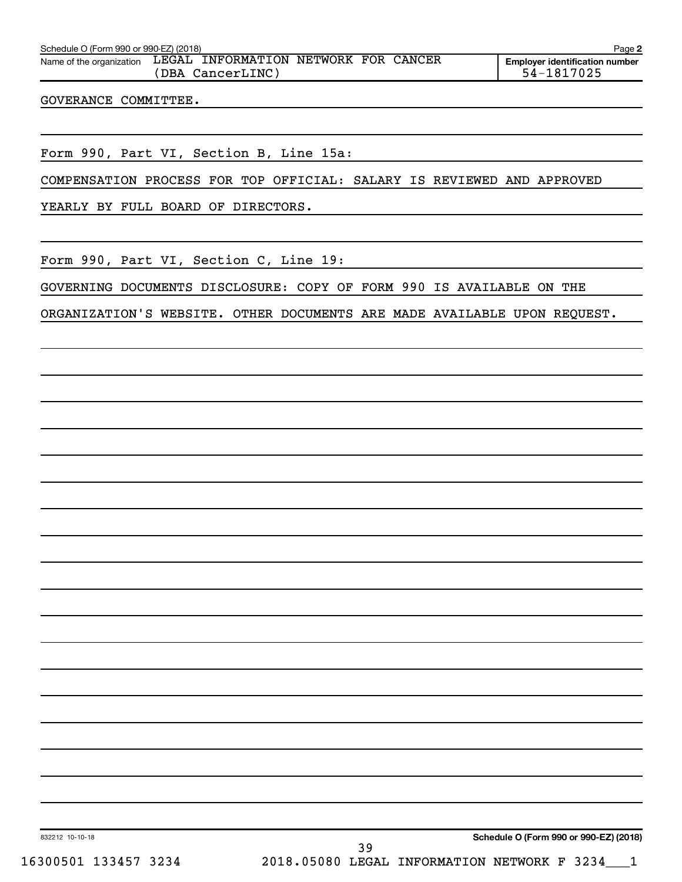Schedule O (Form 990 or 990-EZ) (2018) Page **2**

Name of the organization LEGAL INFORMATION NETWORK FOR CANCER (DBA CancerLINC)

**Employer identification number** 54-1817025

GOVERANCE COMMITTEE.

Form 990, Part VI, Section B, Line 15a:

COMPENSATION PROCESS FOR TOP OFFICIAL: SALARY IS REVIEWED AND APPROVED YEARLY BY FULL BOARD OF DIRECTORS.

Form 990, Part VI, Section C, Line 19:

GOVERNING DOCUMENTS DISCLOSURE: COPY OF FORM 990 IS AVAILABLE ON THE ORGANIZATION'S WEBSITE. OTHER DOCUMENTS ARE MADE AVAILABLE UPON REQUEST.

832212 10-10-18

**Schedule O (Form 990 or 990-EZ) (2018)**